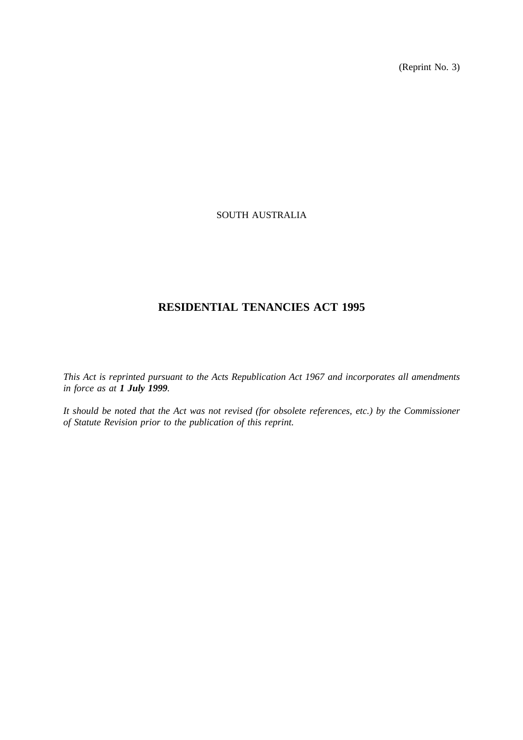(Reprint No. 3)

SOUTH AUSTRALIA

# RESIDENTIAL TENANCIES ACT 1995

*This Act is reprinted pursuant to the Acts Republication Act 1967 and incorporates all amendments in force as at **1 July 1999**.*

*It should be noted that the Act was not revised (for obsolete references, etc.) by the Commissioner of Statute Revision prior to the publication of this reprint.*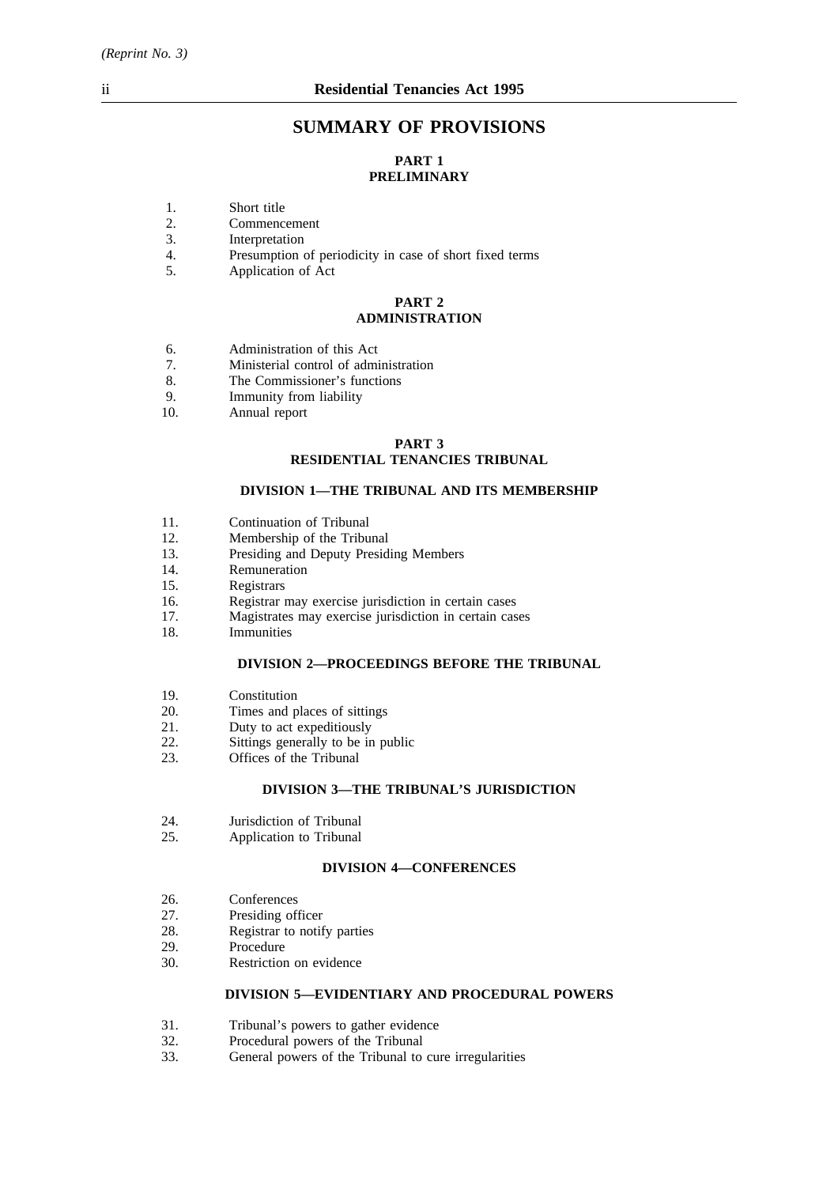# SUMMARY OF PROVISIONS

## PART 1
## PRELIMINARY

1. Short title
2. Commencement
3. Interpretation
4. Presumption of periodicity in case of short fixed terms
5. Application of Act

## PART 2
## ADMINISTRATION

6. Administration of this Act
7. Ministerial control of administration
8. The Commissioner's functions
9. Immunity from liability
10. Annual report

## PART 3
## RESIDENTIAL TENANCIES TRIBUNAL

### DIVISION 1—THE TRIBUNAL AND ITS MEMBERSHIP

11. Continuation of Tribunal
12. Membership of the Tribunal
13. Presiding and Deputy Presiding Members
14. Remuneration
15. Registrars
16. Registrar may exercise jurisdiction in certain cases
17. Magistrates may exercise jurisdiction in certain cases
18. Immunities

### DIVISION 2—PROCEEDINGS BEFORE THE TRIBUNAL

19. Constitution
20. Times and places of sittings
21. Duty to act expeditiously
22. Sittings generally to be in public
23. Offices of the Tribunal

### DIVISION 3—THE TRIBUNAL'S JURISDICTION

24. Jurisdiction of Tribunal
25. Application to Tribunal

### DIVISION 4—CONFERENCES

26. Conferences
27. Presiding officer
28. Registrar to notify parties
29. Procedure
30. Restriction on evidence

### DIVISION 5—EVIDENTIARY AND PROCEDURAL POWERS

31. Tribunal's powers to gather evidence
32. Procedural powers of the Tribunal
33. General powers of the Tribunal to cure irregularities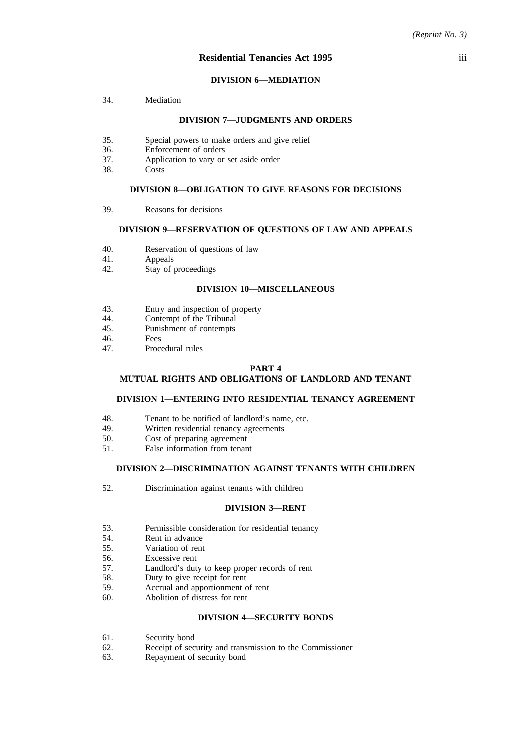#### DIVISION 6—MEDIATION

34. Mediation

#### DIVISION 7—JUDGMENTS AND ORDERS

35. Special powers to make orders and give relief
36. Enforcement of orders
37. Application to vary or set aside order
38. Costs

#### DIVISION 8—OBLIGATION TO GIVE REASONS FOR DECISIONS

39. Reasons for decisions

#### DIVISION 9—RESERVATION OF QUESTIONS OF LAW AND APPEALS

40. Reservation of questions of law
41. Appeals
42. Stay of proceedings

#### DIVISION 10—MISCELLANEOUS

43. Entry and inspection of property
44. Contempt of the Tribunal
45. Punishment of contempts
46. Fees
47. Procedural rules

### PART 4
### MUTUAL RIGHTS AND OBLIGATIONS OF LANDLORD AND TENANT

#### DIVISION 1—ENTERING INTO RESIDENTIAL TENANCY AGREEMENT

48. Tenant to be notified of landlord's name, etc.
49. Written residential tenancy agreements
50. Cost of preparing agreement
51. False information from tenant

#### DIVISION 2—DISCRIMINATION AGAINST TENANTS WITH CHILDREN

52. Discrimination against tenants with children

#### DIVISION 3—RENT

53. Permissible consideration for residential tenancy
54. Rent in advance
55. Variation of rent
56. Excessive rent
57. Landlord's duty to keep proper records of rent
58. Duty to give receipt for rent
59. Accrual and apportionment of rent
60. Abolition of distress for rent

#### DIVISION 4—SECURITY BONDS

61. Security bond
62. Receipt of security and transmission to the Commissioner
63. Repayment of security bond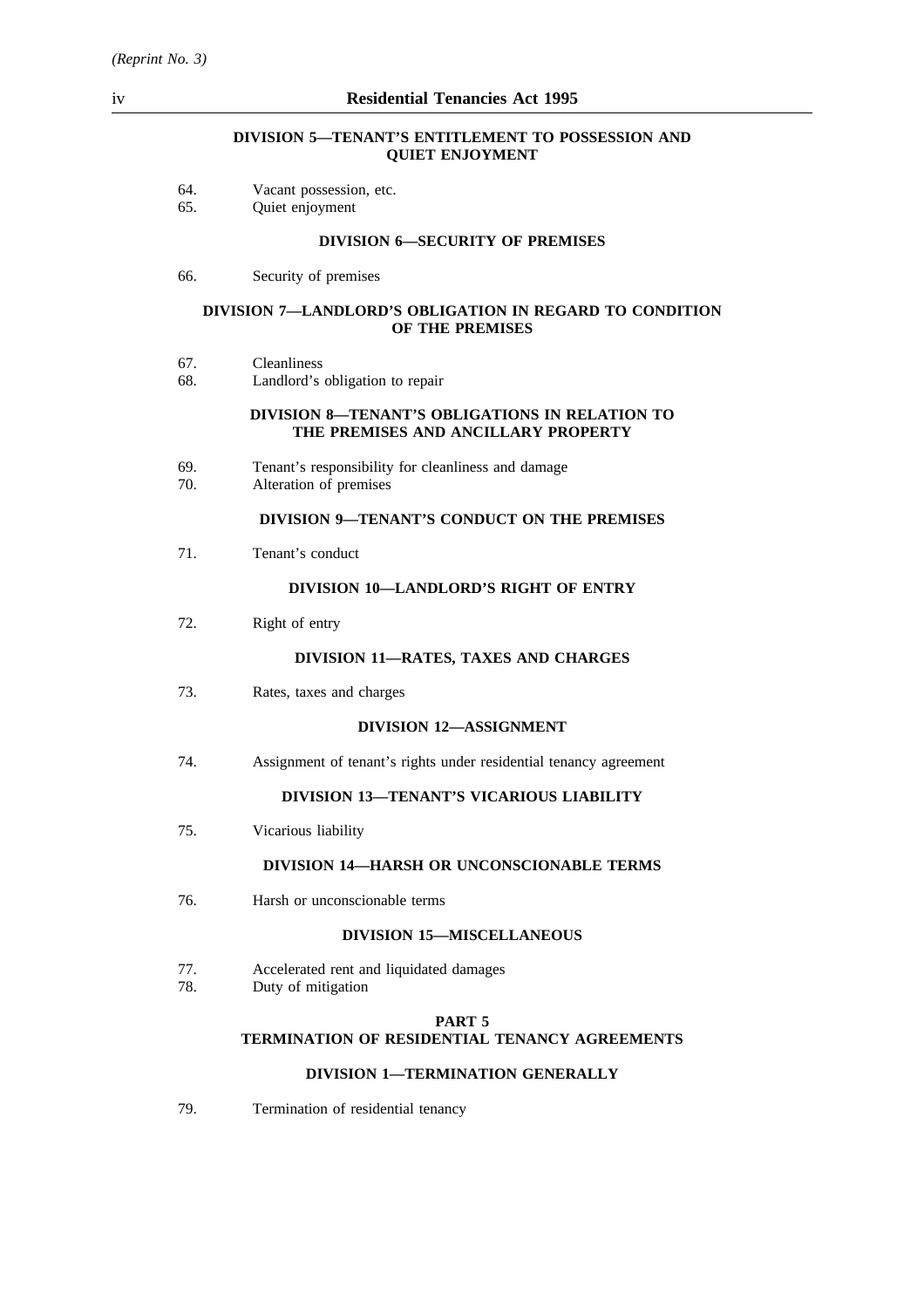### DIVISION 5—TENANT'S ENTITLEMENT TO POSSESSION AND QUIET ENJOYMENT

64. Vacant possession, etc.
65. Quiet enjoyment

### DIVISION 6—SECURITY OF PREMISES

66. Security of premises

### DIVISION 7—LANDLORD'S OBLIGATION IN REGARD TO CONDITION OF THE PREMISES

67. Cleanliness
68. Landlord's obligation to repair

### DIVISION 8—TENANT'S OBLIGATIONS IN RELATION TO THE PREMISES AND ANCILLARY PROPERTY

69. Tenant's responsibility for cleanliness and damage
70. Alteration of premises

### DIVISION 9—TENANT'S CONDUCT ON THE PREMISES

71. Tenant's conduct

### DIVISION 10—LANDLORD'S RIGHT OF ENTRY

72. Right of entry

### DIVISION 11—RATES, TAXES AND CHARGES

73. Rates, taxes and charges

### DIVISION 12—ASSIGNMENT

74. Assignment of tenant's rights under residential tenancy agreement

### DIVISION 13—TENANT'S VICARIOUS LIABILITY

75. Vicarious liability

### DIVISION 14—HARSH OR UNCONSCIONABLE TERMS

76. Harsh or unconscionable terms

### DIVISION 15—MISCELLANEOUS

77. Accelerated rent and liquidated damages
78. Duty of mitigation

## PART 5
## TERMINATION OF RESIDENTIAL TENANCY AGREEMENTS

### DIVISION 1—TERMINATION GENERALLY

79. Termination of residential tenancy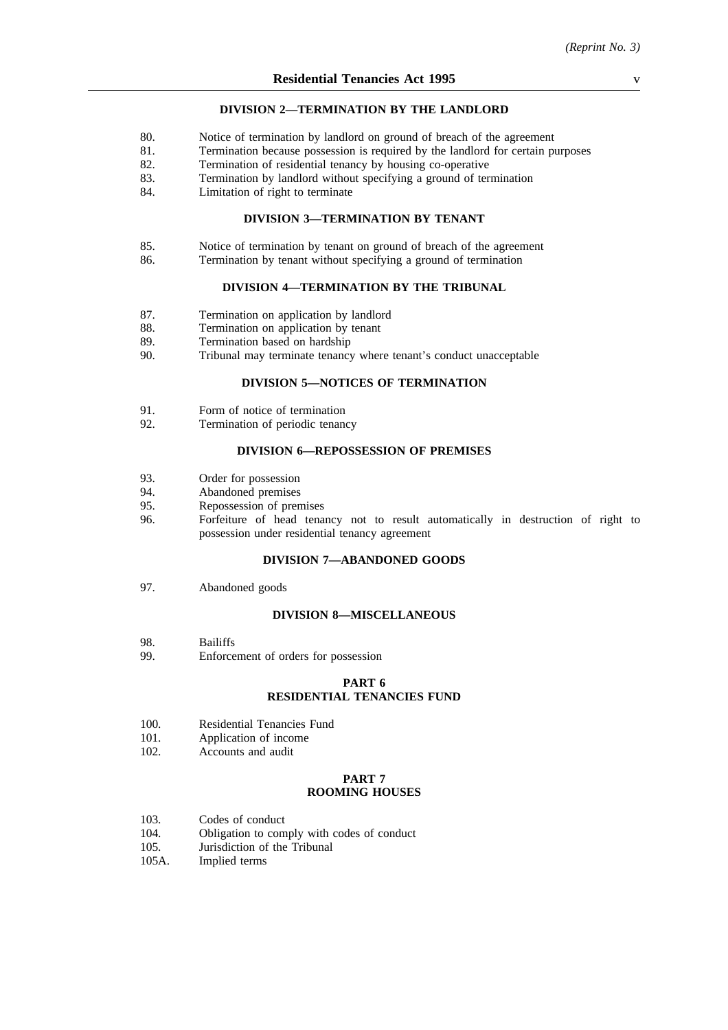### DIVISION 2—TERMINATION BY THE LANDLORD

80. Notice of termination by landlord on ground of breach of the agreement
81. Termination because possession is required by the landlord for certain purposes
82. Termination of residential tenancy by housing co-operative
83. Termination by landlord without specifying a ground of termination
84. Limitation of right to terminate

### DIVISION 3—TERMINATION BY TENANT

85. Notice of termination by tenant on ground of breach of the agreement
86. Termination by tenant without specifying a ground of termination

### DIVISION 4—TERMINATION BY THE TRIBUNAL

87. Termination on application by landlord
88. Termination on application by tenant
89. Termination based on hardship
90. Tribunal may terminate tenancy where tenant's conduct unacceptable

### DIVISION 5—NOTICES OF TERMINATION

91. Form of notice of termination
92. Termination of periodic tenancy

### DIVISION 6—REPOSSESSION OF PREMISES

93. Order for possession
94. Abandoned premises
95. Repossession of premises
96. Forfeiture of head tenancy not to result automatically in destruction of right to possession under residential tenancy agreement

### DIVISION 7—ABANDONED GOODS

97. Abandoned goods

### DIVISION 8—MISCELLANEOUS

98. Bailiffs
99. Enforcement of orders for possession

## PART 6
## RESIDENTIAL TENANCIES FUND

100. Residential Tenancies Fund
101. Application of income
102. Accounts and audit

## PART 7
## ROOMING HOUSES

103. Codes of conduct
104. Obligation to comply with codes of conduct
105. Jurisdiction of the Tribunal
105A. Implied terms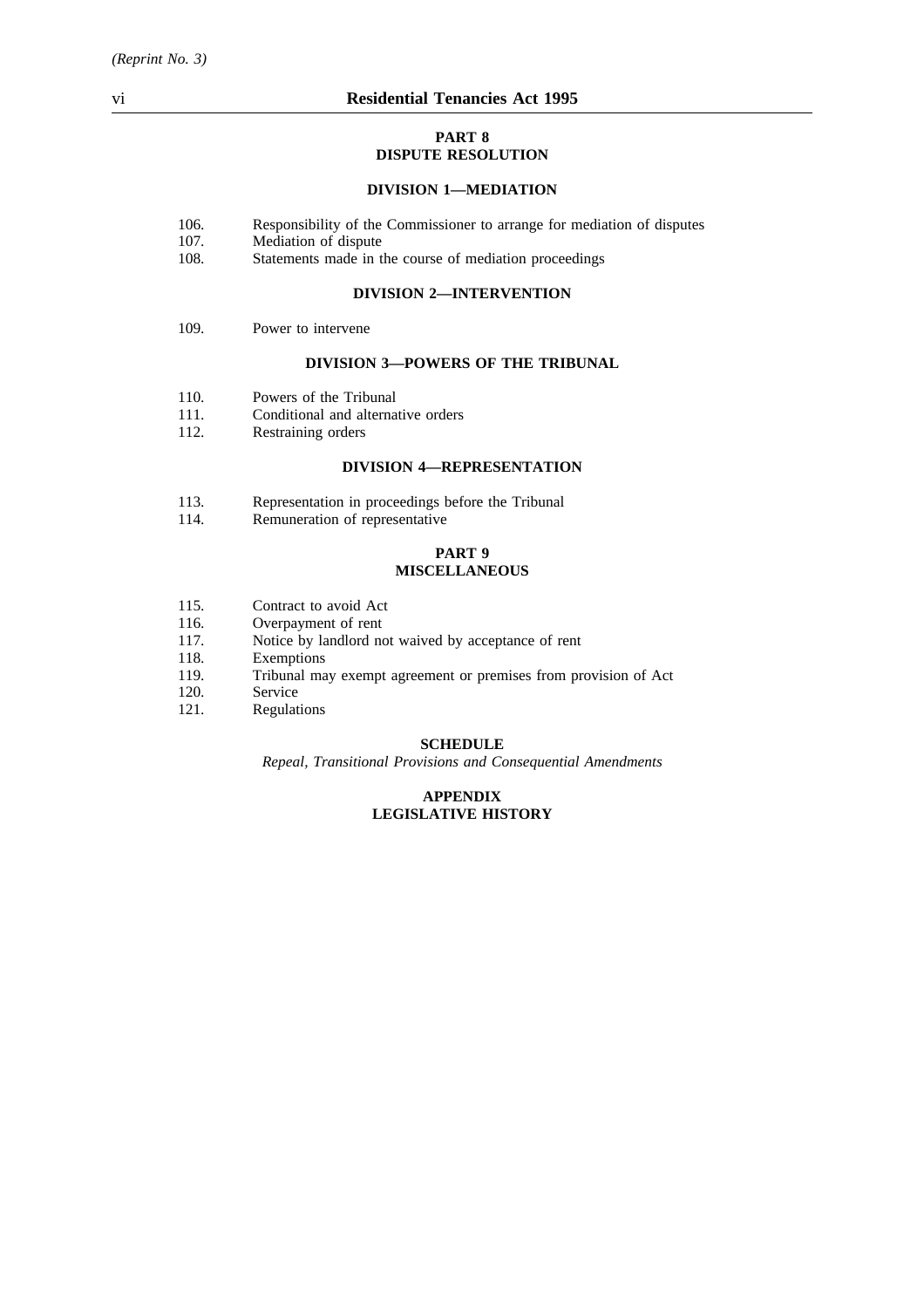## PART 8
## DISPUTE RESOLUTION

### DIVISION 1—MEDIATION

106. Responsibility of the Commissioner to arrange for mediation of disputes
107. Mediation of dispute
108. Statements made in the course of mediation proceedings

### DIVISION 2—INTERVENTION

109. Power to intervene

### DIVISION 3—POWERS OF THE TRIBUNAL

110. Powers of the Tribunal
111. Conditional and alternative orders
112. Restraining orders

### DIVISION 4—REPRESENTATION

113. Representation in proceedings before the Tribunal
114. Remuneration of representative

## PART 9
## MISCELLANEOUS

115. Contract to avoid Act
116. Overpayment of rent
117. Notice by landlord not waived by acceptance of rent
118. Exemptions
119. Tribunal may exempt agreement or premises from provision of Act
120. Service
121. Regulations

## SCHEDULE

*Repeal, Transitional Provisions and Consequential Amendments*

## APPENDIX
## LEGISLATIVE HISTORY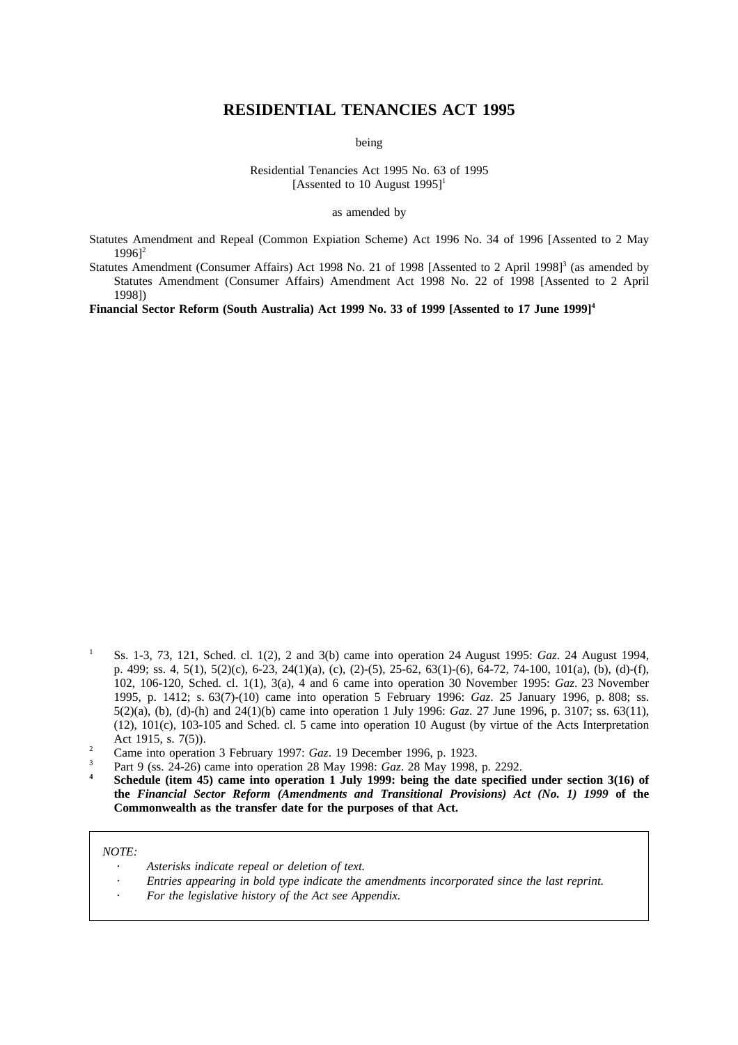# RESIDENTIAL TENANCIES ACT 1995

being

Residential Tenancies Act 1995 No. 63 of 1995
[Assented to 10 August 1995][1]

as amended by

Statutes Amendment and Repeal (Common Expiation Scheme) Act 1996 No. 34 of 1996 [Assented to 2 May 1996][2]

Statutes Amendment (Consumer Affairs) Act 1998 No. 21 of 1998 [Assented to 2 April 1998][3] (as amended by Statutes Amendment (Consumer Affairs) Amendment Act 1998 No. 22 of 1998 [Assented to 2 April 1998])

**Financial Sector Reform (South Australia) Act 1999 No. 33 of 1999 [Assented to 17 June 1999][4]**

---

[1] Ss. 1-3, 73, 121, Sched. cl. 1(2), 2 and 3(b) came into operation 24 August 1995: *Gaz*. 24 August 1994, p. 499; ss. 4, 5(1), 5(2)(c), 6-23, 24(1)(a), (c), (2)-(5), 25-62, 63(1)-(6), 64-72, 74-100, 101(a), (b), (d)-(f), 102, 106-120, Sched. cl. 1(1), 3(a), 4 and 6 came into operation 30 November 1995: *Gaz*. 23 November 1995, p. 1412; s. 63(7)-(10) came into operation 5 February 1996: *Gaz*. 25 January 1996, p. 808; ss. 5(2)(a), (b), (d)-(h) and 24(1)(b) came into operation 1 July 1996: *Gaz*. 27 June 1996, p. 3107; ss. 63(11), (12), 101(c), 103-105 and Sched. cl. 5 came into operation 10 August (by virtue of the Acts Interpretation Act 1915, s. 7(5)).

[2] Came into operation 3 February 1997: *Gaz*. 19 December 1996, p. 1923.

[3] Part 9 (ss. 24-26) came into operation 28 May 1998: *Gaz*. 28 May 1998, p. 2292.

**[4] Schedule (item 45) came into operation 1 July 1999: being the date specified under section 3(16) of the *Financial Sector Reform (Amendments and Transitional Provisions) Act (No. 1) 1999* of the Commonwealth as the transfer date for the purposes of that Act.**

*NOTE:*

- *Asterisks indicate repeal or deletion of text.*
- *Entries appearing in bold type indicate the amendments incorporated since the last reprint.*
- *For the legislative history of the Act see Appendix.*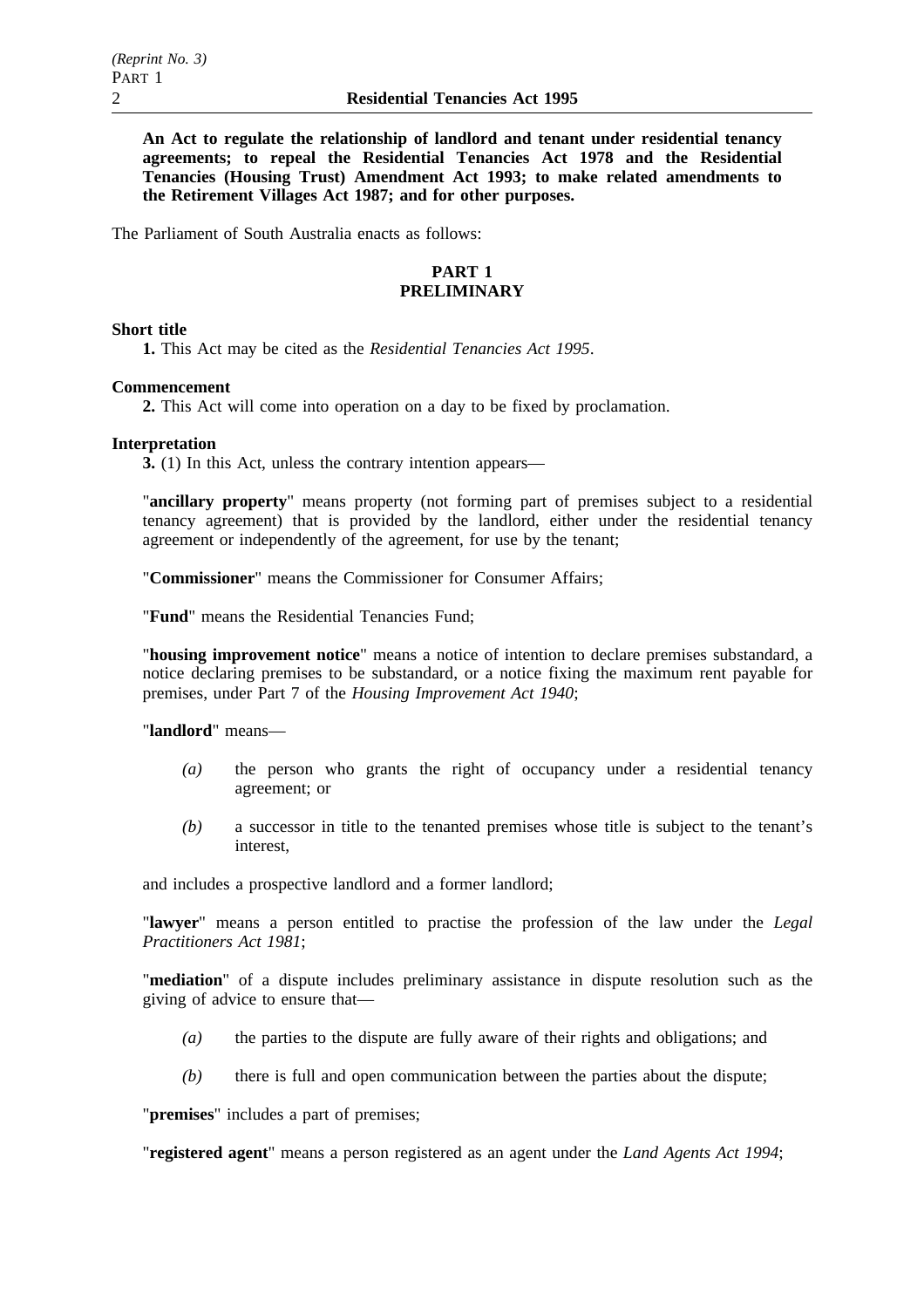**An Act to regulate the relationship of landlord and tenant under residential tenancy agreements; to repeal the Residential Tenancies Act 1978 and the Residential Tenancies (Housing Trust) Amendment Act 1993; to make related amendments to the Retirement Villages Act 1987; and for other purposes.**

The Parliament of South Australia enacts as follows:

## PART 1
## PRELIMINARY

**Short title**

**1.** This Act may be cited as the *Residential Tenancies Act 1995*.

**Commencement**

**2.** This Act will come into operation on a day to be fixed by proclamation.

**Interpretation**

**3.** (1) In this Act, unless the contrary intention appears—

"**ancillary property**" means property (not forming part of premises subject to a residential tenancy agreement) that is provided by the landlord, either under the residential tenancy agreement or independently of the agreement, for use by the tenant;

"**Commissioner**" means the Commissioner for Consumer Affairs;

"**Fund**" means the Residential Tenancies Fund;

"**housing improvement notice**" means a notice of intention to declare premises substandard, a notice declaring premises to be substandard, or a notice fixing the maximum rent payable for premises, under Part 7 of the *Housing Improvement Act 1940*;

"**landlord**" means—

*(a)* the person who grants the right of occupancy under a residential tenancy agreement; or

*(b)* a successor in title to the tenanted premises whose title is subject to the tenant's interest,

and includes a prospective landlord and a former landlord;

"**lawyer**" means a person entitled to practise the profession of the law under the *Legal Practitioners Act 1981*;

"**mediation**" of a dispute includes preliminary assistance in dispute resolution such as the giving of advice to ensure that—

*(a)* the parties to the dispute are fully aware of their rights and obligations; and

*(b)* there is full and open communication between the parties about the dispute;

"**premises**" includes a part of premises;

"**registered agent**" means a person registered as an agent under the *Land Agents Act 1994*;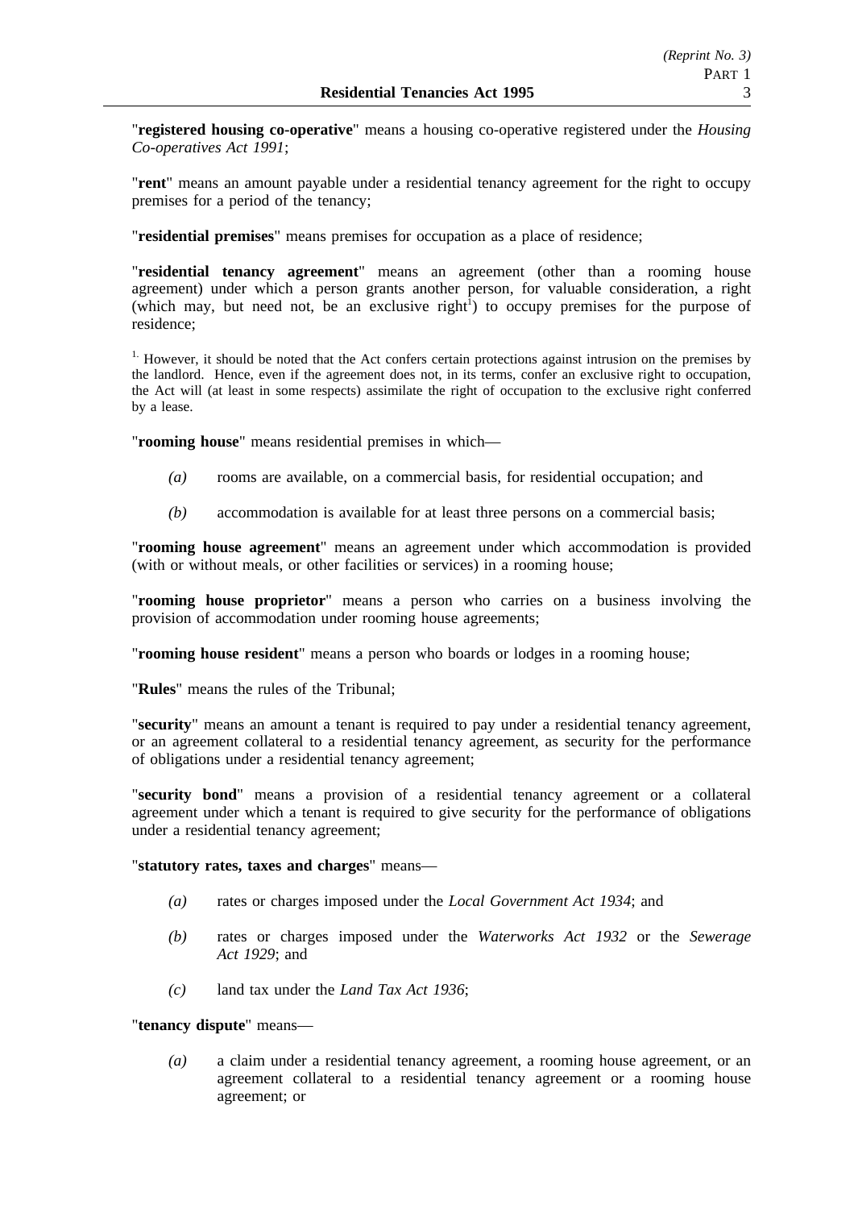"**registered housing co-operative**" means a housing co-operative registered under the *Housing Co-operatives Act 1991*;

"**rent**" means an amount payable under a residential tenancy agreement for the right to occupy premises for a period of the tenancy;

"**residential premises**" means premises for occupation as a place of residence;

"**residential tenancy agreement**" means an agreement (other than a rooming house agreement) under which a person grants another person, for valuable consideration, a right (which may, but need not, be an exclusive right[1]) to occupy premises for the purpose of residence;

[1.] However, it should be noted that the Act confers certain protections against intrusion on the premises by the landlord. Hence, even if the agreement does not, in its terms, confer an exclusive right to occupation, the Act will (at least in some respects) assimilate the right of occupation to the exclusive right conferred by a lease.

"**rooming house**" means residential premises in which—

- *(a)* rooms are available, on a commercial basis, for residential occupation; and
- *(b)* accommodation is available for at least three persons on a commercial basis;

"**rooming house agreement**" means an agreement under which accommodation is provided (with or without meals, or other facilities or services) in a rooming house;

"**rooming house proprietor**" means a person who carries on a business involving the provision of accommodation under rooming house agreements;

"**rooming house resident**" means a person who boards or lodges in a rooming house;

"**Rules**" means the rules of the Tribunal;

"**security**" means an amount a tenant is required to pay under a residential tenancy agreement, or an agreement collateral to a residential tenancy agreement, as security for the performance of obligations under a residential tenancy agreement;

"**security bond**" means a provision of a residential tenancy agreement or a collateral agreement under which a tenant is required to give security for the performance of obligations under a residential tenancy agreement;

"**statutory rates, taxes and charges**" means—

- *(a)* rates or charges imposed under the *Local Government Act 1934*; and
- *(b)* rates or charges imposed under the *Waterworks Act 1932* or the *Sewerage Act 1929*; and
- *(c)* land tax under the *Land Tax Act 1936*;

"**tenancy dispute**" means—

- *(a)* a claim under a residential tenancy agreement, a rooming house agreement, or an agreement collateral to a residential tenancy agreement or a rooming house agreement; or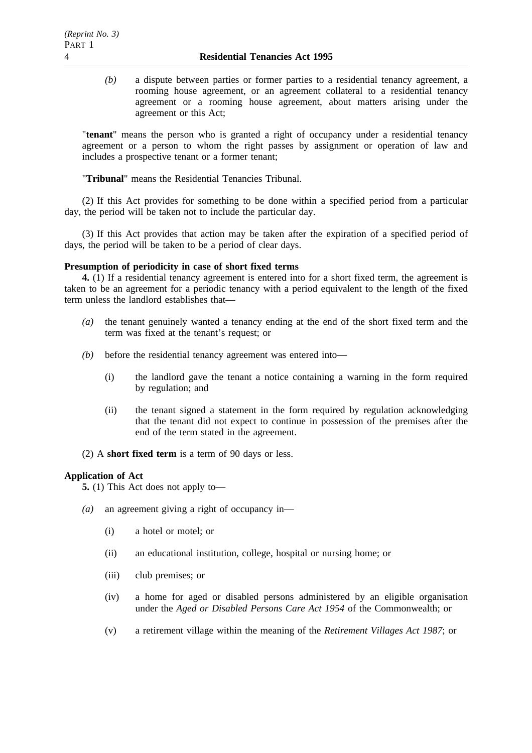*(b)* a dispute between parties or former parties to a residential tenancy agreement, a rooming house agreement, or an agreement collateral to a residential tenancy agreement or a rooming house agreement, about matters arising under the agreement or this Act;

"**tenant**" means the person who is granted a right of occupancy under a residential tenancy agreement or a person to whom the right passes by assignment or operation of law and includes a prospective tenant or a former tenant;

"**Tribunal**" means the Residential Tenancies Tribunal.

(2) If this Act provides for something to be done within a specified period from a particular day, the period will be taken not to include the particular day.

(3) If this Act provides that action may be taken after the expiration of a specified period of days, the period will be taken to be a period of clear days.

**Presumption of periodicity in case of short fixed terms**

**4.** (1) If a residential tenancy agreement is entered into for a short fixed term, the agreement is taken to be an agreement for a periodic tenancy with a period equivalent to the length of the fixed term unless the landlord establishes that—

*(a)* the tenant genuinely wanted a tenancy ending at the end of the short fixed term and the term was fixed at the tenant's request; or

*(b)* before the residential tenancy agreement was entered into—

(i) the landlord gave the tenant a notice containing a warning in the form required by regulation; and

(ii) the tenant signed a statement in the form required by regulation acknowledging that the tenant did not expect to continue in possession of the premises after the end of the term stated in the agreement.

(2) A **short fixed term** is a term of 90 days or less.

**Application of Act**

**5.** (1) This Act does not apply to—

*(a)* an agreement giving a right of occupancy in—

(i) a hotel or motel; or

(ii) an educational institution, college, hospital or nursing home; or

(iii) club premises; or

(iv) a home for aged or disabled persons administered by an eligible organisation under the *Aged or Disabled Persons Care Act 1954* of the Commonwealth; or

(v) a retirement village within the meaning of the *Retirement Villages Act 1987*; or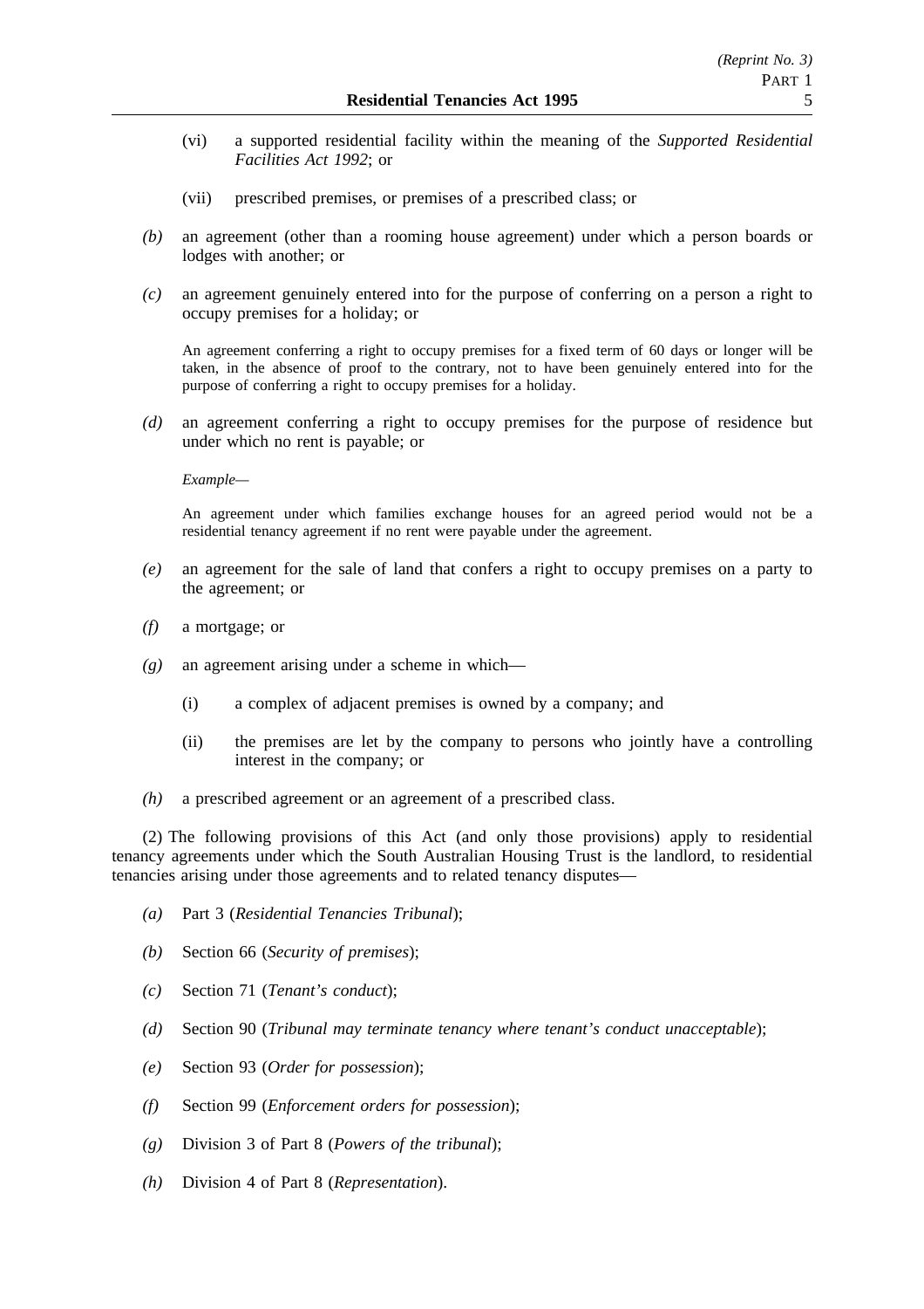(vi) a supported residential facility within the meaning of the *Supported Residential Facilities Act 1992*; or

(vii) prescribed premises, or premises of a prescribed class; or

*(b)* an agreement (other than a rooming house agreement) under which a person boards or lodges with another; or

*(c)* an agreement genuinely entered into for the purpose of conferring on a person a right to occupy premises for a holiday; or

An agreement conferring a right to occupy premises for a fixed term of 60 days or longer will be taken, in the absence of proof to the contrary, not to have been genuinely entered into for the purpose of conferring a right to occupy premises for a holiday.

*(d)* an agreement conferring a right to occupy premises for the purpose of residence but under which no rent is payable; or

*Example—*

An agreement under which families exchange houses for an agreed period would not be a residential tenancy agreement if no rent were payable under the agreement.

*(e)* an agreement for the sale of land that confers a right to occupy premises on a party to the agreement; or

*(f)* a mortgage; or

*(g)* an agreement arising under a scheme in which—

(i) a complex of adjacent premises is owned by a company; and

(ii) the premises are let by the company to persons who jointly have a controlling interest in the company; or

*(h)* a prescribed agreement or an agreement of a prescribed class.

(2) The following provisions of this Act (and only those provisions) apply to residential tenancy agreements under which the South Australian Housing Trust is the landlord, to residential tenancies arising under those agreements and to related tenancy disputes—

*(a)* Part 3 (*Residential Tenancies Tribunal*);

*(b)* Section 66 (*Security of premises*);

*(c)* Section 71 (*Tenant's conduct*);

*(d)* Section 90 (*Tribunal may terminate tenancy where tenant's conduct unacceptable*);

*(e)* Section 93 (*Order for possession*);

*(f)* Section 99 (*Enforcement orders for possession*);

*(g)* Division 3 of Part 8 (*Powers of the tribunal*);

*(h)* Division 4 of Part 8 (*Representation*).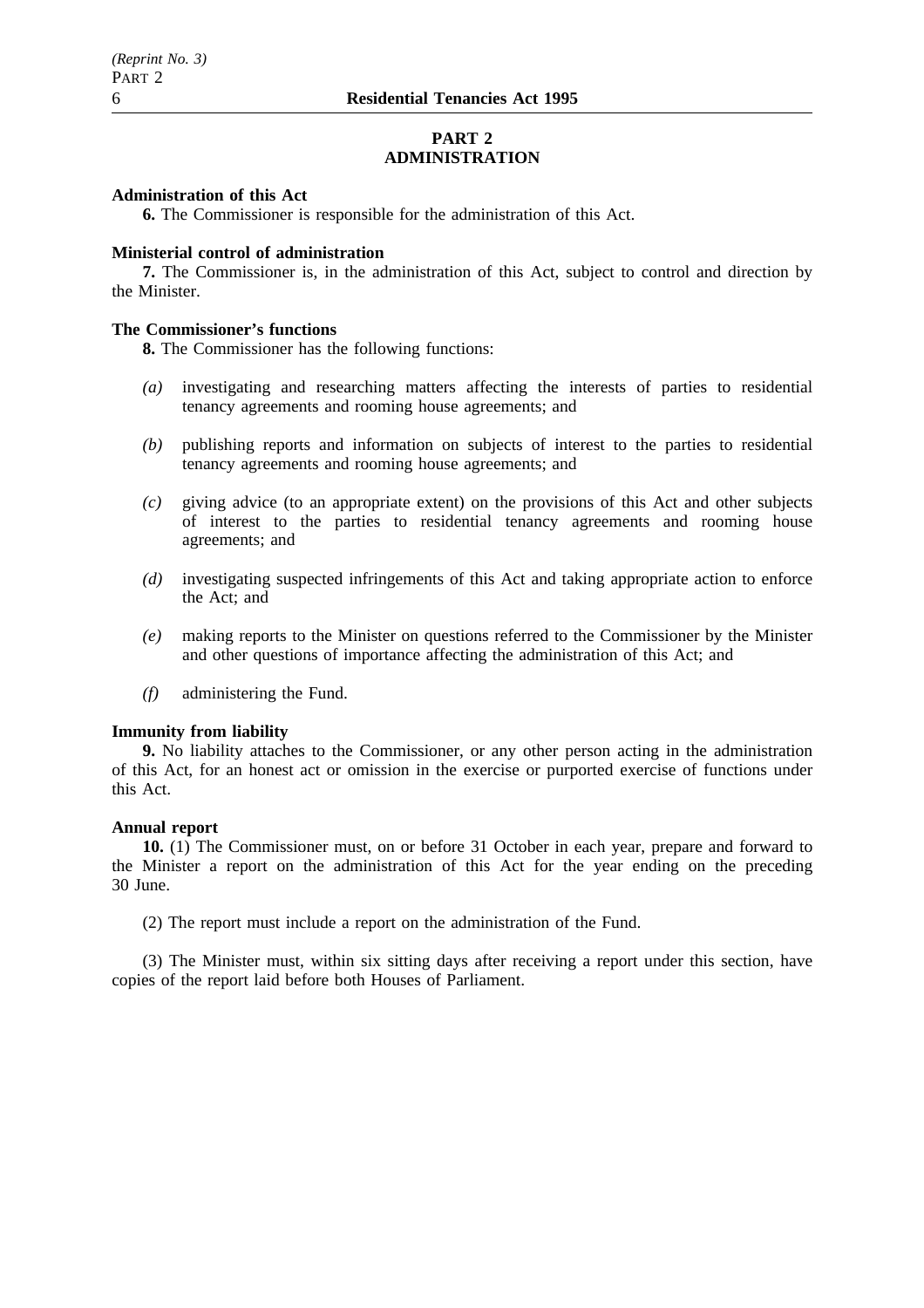## PART 2
## ADMINISTRATION

**Administration of this Act**

**6.** The Commissioner is responsible for the administration of this Act.

**Ministerial control of administration**

**7.** The Commissioner is, in the administration of this Act, subject to control and direction by the Minister.

**The Commissioner's functions**

**8.** The Commissioner has the following functions:

*(a)* investigating and researching matters affecting the interests of parties to residential tenancy agreements and rooming house agreements; and

*(b)* publishing reports and information on subjects of interest to the parties to residential tenancy agreements and rooming house agreements; and

*(c)* giving advice (to an appropriate extent) on the provisions of this Act and other subjects of interest to the parties to residential tenancy agreements and rooming house agreements; and

*(d)* investigating suspected infringements of this Act and taking appropriate action to enforce the Act; and

*(e)* making reports to the Minister on questions referred to the Commissioner by the Minister and other questions of importance affecting the administration of this Act; and

*(f)* administering the Fund.

**Immunity from liability**

**9.** No liability attaches to the Commissioner, or any other person acting in the administration of this Act, for an honest act or omission in the exercise or purported exercise of functions under this Act.

**Annual report**

**10.** (1) The Commissioner must, on or before 31 October in each year, prepare and forward to the Minister a report on the administration of this Act for the year ending on the preceding 30 June.

(2) The report must include a report on the administration of the Fund.

(3) The Minister must, within six sitting days after receiving a report under this section, have copies of the report laid before both Houses of Parliament.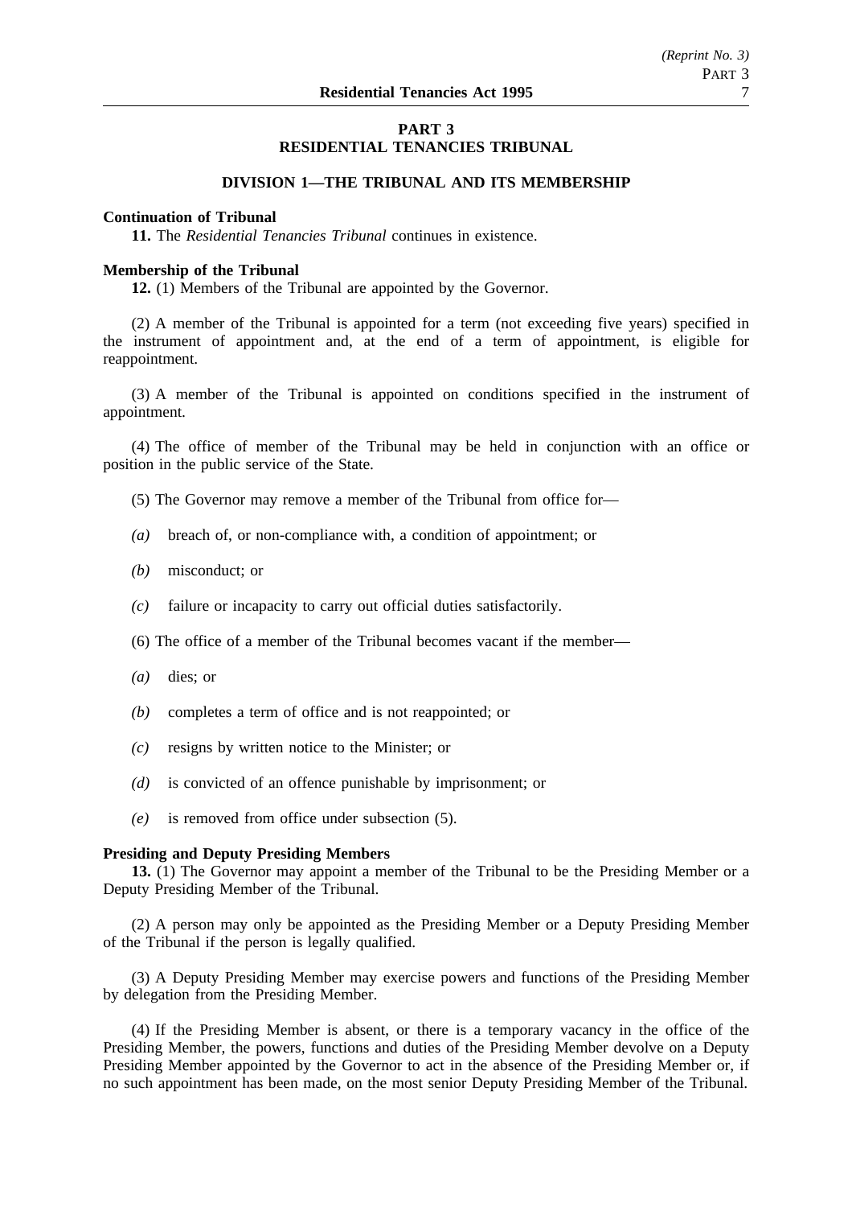# PART 3
# RESIDENTIAL TENANCIES TRIBUNAL

## DIVISION 1—THE TRIBUNAL AND ITS MEMBERSHIP

**Continuation of Tribunal**

**11.** The *Residential Tenancies Tribunal* continues in existence.

**Membership of the Tribunal**

**12.** (1) Members of the Tribunal are appointed by the Governor.

(2) A member of the Tribunal is appointed for a term (not exceeding five years) specified in the instrument of appointment and, at the end of a term of appointment, is eligible for reappointment.

(3) A member of the Tribunal is appointed on conditions specified in the instrument of appointment.

(4) The office of member of the Tribunal may be held in conjunction with an office or position in the public service of the State.

(5) The Governor may remove a member of the Tribunal from office for—

*(a)* breach of, or non-compliance with, a condition of appointment; or

*(b)* misconduct; or

*(c)* failure or incapacity to carry out official duties satisfactorily.

(6) The office of a member of the Tribunal becomes vacant if the member—

*(a)* dies; or

*(b)* completes a term of office and is not reappointed; or

*(c)* resigns by written notice to the Minister; or

*(d)* is convicted of an offence punishable by imprisonment; or

*(e)* is removed from office under subsection (5).

**Presiding and Deputy Presiding Members**

**13.** (1) The Governor may appoint a member of the Tribunal to be the Presiding Member or a Deputy Presiding Member of the Tribunal.

(2) A person may only be appointed as the Presiding Member or a Deputy Presiding Member of the Tribunal if the person is legally qualified.

(3) A Deputy Presiding Member may exercise powers and functions of the Presiding Member by delegation from the Presiding Member.

(4) If the Presiding Member is absent, or there is a temporary vacancy in the office of the Presiding Member, the powers, functions and duties of the Presiding Member devolve on a Deputy Presiding Member appointed by the Governor to act in the absence of the Presiding Member or, if no such appointment has been made, on the most senior Deputy Presiding Member of the Tribunal.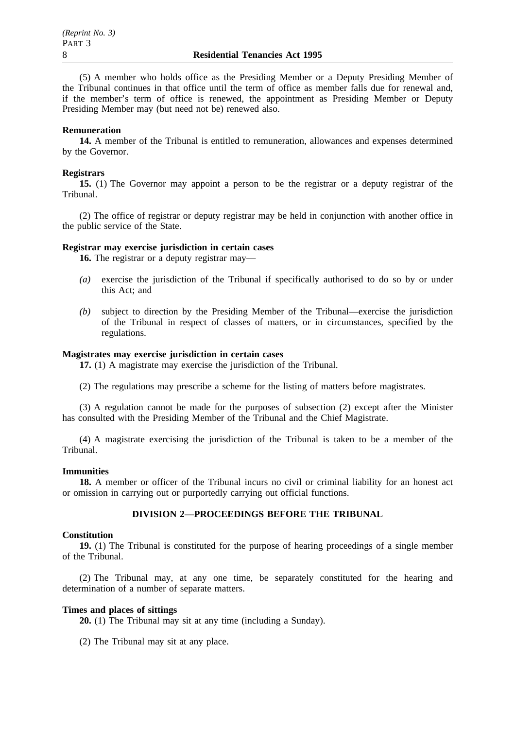(5) A member who holds office as the Presiding Member or a Deputy Presiding Member of the Tribunal continues in that office until the term of office as member falls due for renewal and, if the member's term of office is renewed, the appointment as Presiding Member or Deputy Presiding Member may (but need not be) renewed also.

**Remuneration**

**14.** A member of the Tribunal is entitled to remuneration, allowances and expenses determined by the Governor.

**Registrars**

**15.** (1) The Governor may appoint a person to be the registrar or a deputy registrar of the Tribunal.

(2) The office of registrar or deputy registrar may be held in conjunction with another office in the public service of the State.

**Registrar may exercise jurisdiction in certain cases**

**16.** The registrar or a deputy registrar may—

- *(a)* exercise the jurisdiction of the Tribunal if specifically authorised to do so by or under this Act; and
- *(b)* subject to direction by the Presiding Member of the Tribunal—exercise the jurisdiction of the Tribunal in respect of classes of matters, or in circumstances, specified by the regulations.

**Magistrates may exercise jurisdiction in certain cases**

**17.** (1) A magistrate may exercise the jurisdiction of the Tribunal.

(2) The regulations may prescribe a scheme for the listing of matters before magistrates.

(3) A regulation cannot be made for the purposes of subsection (2) except after the Minister has consulted with the Presiding Member of the Tribunal and the Chief Magistrate.

(4) A magistrate exercising the jurisdiction of the Tribunal is taken to be a member of the Tribunal.

**Immunities**

**18.** A member or officer of the Tribunal incurs no civil or criminal liability for an honest act or omission in carrying out or purportedly carrying out official functions.

## DIVISION 2—PROCEEDINGS BEFORE THE TRIBUNAL

**Constitution**

**19.** (1) The Tribunal is constituted for the purpose of hearing proceedings of a single member of the Tribunal.

(2) The Tribunal may, at any one time, be separately constituted for the hearing and determination of a number of separate matters.

**Times and places of sittings**

**20.** (1) The Tribunal may sit at any time (including a Sunday).

(2) The Tribunal may sit at any place.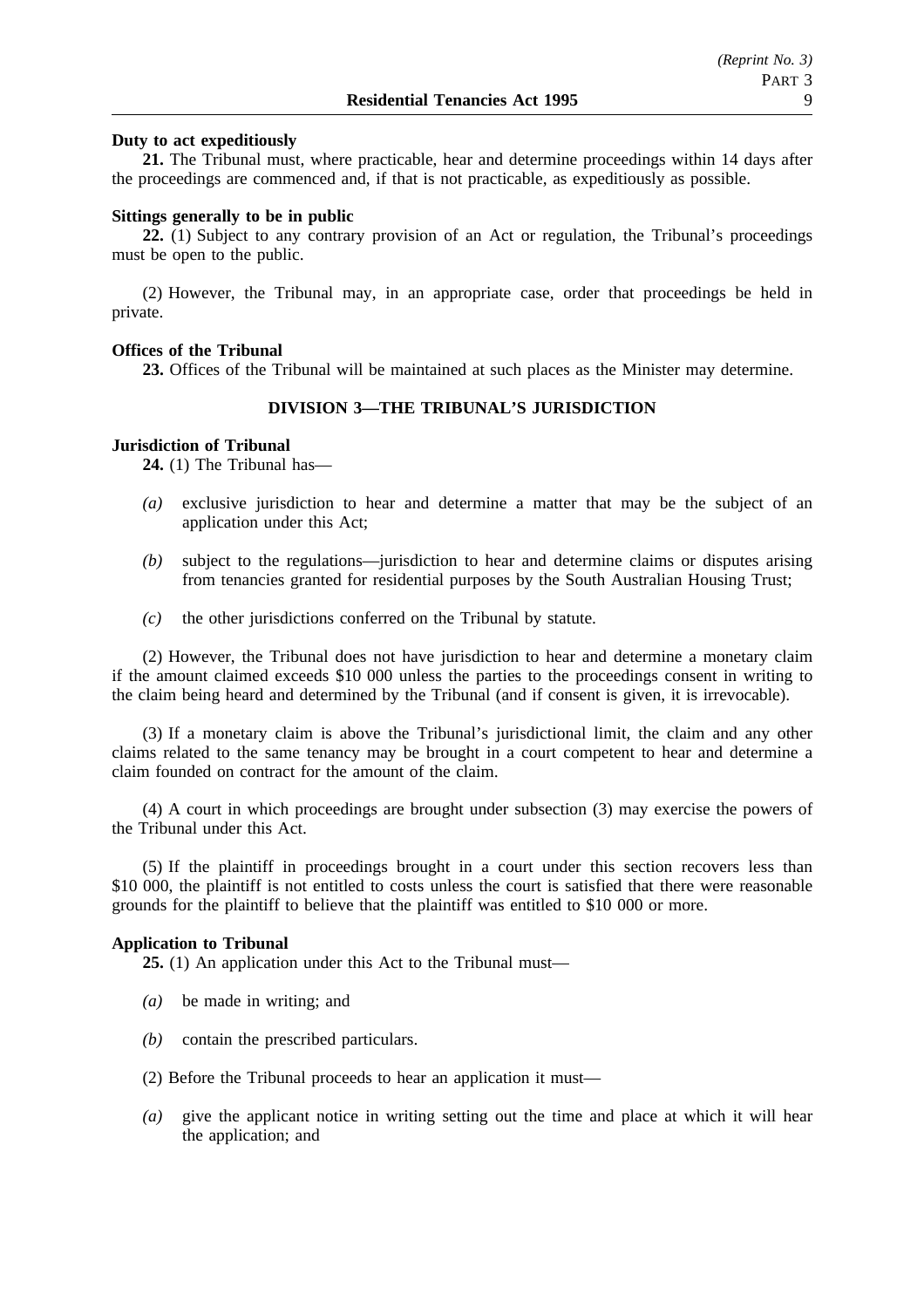**Duty to act expeditiously**

**21.** The Tribunal must, where practicable, hear and determine proceedings within 14 days after the proceedings are commenced and, if that is not practicable, as expeditiously as possible.

**Sittings generally to be in public**

**22.** (1) Subject to any contrary provision of an Act or regulation, the Tribunal's proceedings must be open to the public.

(2) However, the Tribunal may, in an appropriate case, order that proceedings be held in private.

**Offices of the Tribunal**

**23.** Offices of the Tribunal will be maintained at such places as the Minister may determine.

## DIVISION 3—THE TRIBUNAL'S JURISDICTION

**Jurisdiction of Tribunal**

**24.** (1) The Tribunal has—

*(a)* exclusive jurisdiction to hear and determine a matter that may be the subject of an application under this Act;

*(b)* subject to the regulations—jurisdiction to hear and determine claims or disputes arising from tenancies granted for residential purposes by the South Australian Housing Trust;

*(c)* the other jurisdictions conferred on the Tribunal by statute.

(2) However, the Tribunal does not have jurisdiction to hear and determine a monetary claim if the amount claimed exceeds $10 000 unless the parties to the proceedings consent in writing to the claim being heard and determined by the Tribunal (and if consent is given, it is irrevocable).

(3) If a monetary claim is above the Tribunal's jurisdictional limit, the claim and any other claims related to the same tenancy may be brought in a court competent to hear and determine a claim founded on contract for the amount of the claim.

(4) A court in which proceedings are brought under subsection (3) may exercise the powers of the Tribunal under this Act.

(5) If the plaintiff in proceedings brought in a court under this section recovers less than $10 000, the plaintiff is not entitled to costs unless the court is satisfied that there were reasonable grounds for the plaintiff to believe that the plaintiff was entitled to $10 000 or more.

**Application to Tribunal**

**25.** (1) An application under this Act to the Tribunal must—

*(a)* be made in writing; and

*(b)* contain the prescribed particulars.

(2) Before the Tribunal proceeds to hear an application it must—

*(a)* give the applicant notice in writing setting out the time and place at which it will hear the application; and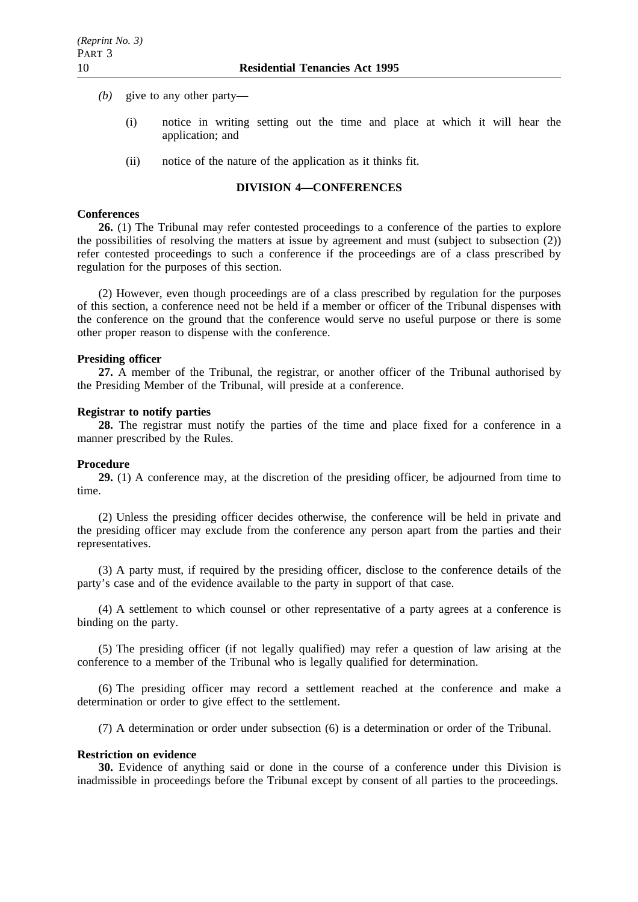*(b)* give to any other party—

(i) notice in writing setting out the time and place at which it will hear the application; and

(ii) notice of the nature of the application as it thinks fit.

## DIVISION 4—CONFERENCES

**Conferences**

**26.** (1) The Tribunal may refer contested proceedings to a conference of the parties to explore the possibilities of resolving the matters at issue by agreement and must (subject to subsection (2)) refer contested proceedings to such a conference if the proceedings are of a class prescribed by regulation for the purposes of this section.

(2) However, even though proceedings are of a class prescribed by regulation for the purposes of this section, a conference need not be held if a member or officer of the Tribunal dispenses with the conference on the ground that the conference would serve no useful purpose or there is some other proper reason to dispense with the conference.

**Presiding officer**

**27.** A member of the Tribunal, the registrar, or another officer of the Tribunal authorised by the Presiding Member of the Tribunal, will preside at a conference.

**Registrar to notify parties**

**28.** The registrar must notify the parties of the time and place fixed for a conference in a manner prescribed by the Rules.

**Procedure**

**29.** (1) A conference may, at the discretion of the presiding officer, be adjourned from time to time.

(2) Unless the presiding officer decides otherwise, the conference will be held in private and the presiding officer may exclude from the conference any person apart from the parties and their representatives.

(3) A party must, if required by the presiding officer, disclose to the conference details of the party's case and of the evidence available to the party in support of that case.

(4) A settlement to which counsel or other representative of a party agrees at a conference is binding on the party.

(5) The presiding officer (if not legally qualified) may refer a question of law arising at the conference to a member of the Tribunal who is legally qualified for determination.

(6) The presiding officer may record a settlement reached at the conference and make a determination or order to give effect to the settlement.

(7) A determination or order under subsection (6) is a determination or order of the Tribunal.

**Restriction on evidence**

**30.** Evidence of anything said or done in the course of a conference under this Division is inadmissible in proceedings before the Tribunal except by consent of all parties to the proceedings.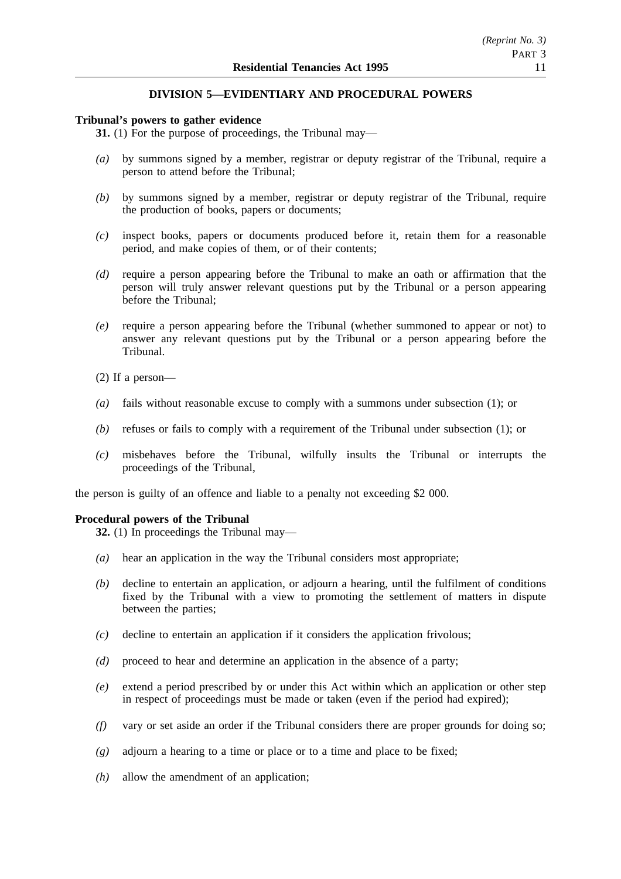## DIVISION 5—EVIDENTIARY AND PROCEDURAL POWERS

**Tribunal's powers to gather evidence**

**31.** (1) For the purpose of proceedings, the Tribunal may—

*(a)* by summons signed by a member, registrar or deputy registrar of the Tribunal, require a person to attend before the Tribunal;

*(b)* by summons signed by a member, registrar or deputy registrar of the Tribunal, require the production of books, papers or documents;

*(c)* inspect books, papers or documents produced before it, retain them for a reasonable period, and make copies of them, or of their contents;

*(d)* require a person appearing before the Tribunal to make an oath or affirmation that the person will truly answer relevant questions put by the Tribunal or a person appearing before the Tribunal;

*(e)* require a person appearing before the Tribunal (whether summoned to appear or not) to answer any relevant questions put by the Tribunal or a person appearing before the Tribunal.

(2) If a person—

*(a)* fails without reasonable excuse to comply with a summons under subsection (1); or

*(b)* refuses or fails to comply with a requirement of the Tribunal under subsection (1); or

*(c)* misbehaves before the Tribunal, wilfully insults the Tribunal or interrupts the proceedings of the Tribunal,

the person is guilty of an offence and liable to a penalty not exceeding $2 000.

**Procedural powers of the Tribunal**

**32.** (1) In proceedings the Tribunal may—

*(a)* hear an application in the way the Tribunal considers most appropriate;

*(b)* decline to entertain an application, or adjourn a hearing, until the fulfilment of conditions fixed by the Tribunal with a view to promoting the settlement of matters in dispute between the parties;

*(c)* decline to entertain an application if it considers the application frivolous;

*(d)* proceed to hear and determine an application in the absence of a party;

*(e)* extend a period prescribed by or under this Act within which an application or other step in respect of proceedings must be made or taken (even if the period had expired);

*(f)* vary or set aside an order if the Tribunal considers there are proper grounds for doing so;

*(g)* adjourn a hearing to a time or place or to a time and place to be fixed;

*(h)* allow the amendment of an application;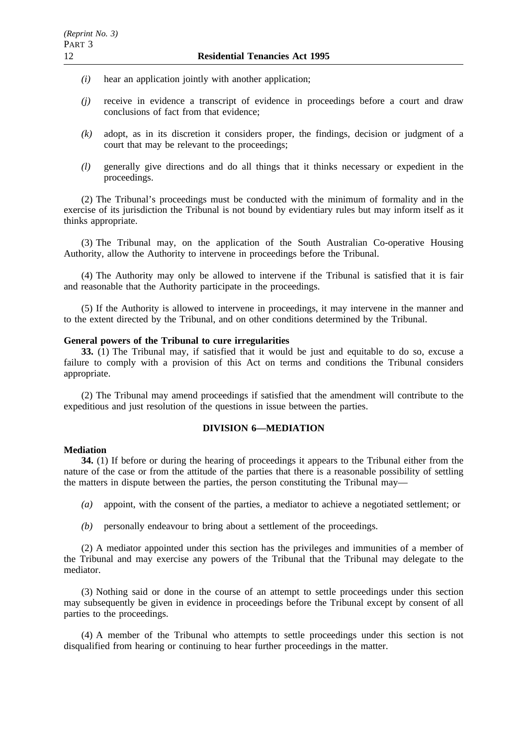*(i)* hear an application jointly with another application;

*(j)* receive in evidence a transcript of evidence in proceedings before a court and draw conclusions of fact from that evidence;

*(k)* adopt, as in its discretion it considers proper, the findings, decision or judgment of a court that may be relevant to the proceedings;

*(l)* generally give directions and do all things that it thinks necessary or expedient in the proceedings.

(2) The Tribunal's proceedings must be conducted with the minimum of formality and in the exercise of its jurisdiction the Tribunal is not bound by evidentiary rules but may inform itself as it thinks appropriate.

(3) The Tribunal may, on the application of the South Australian Co-operative Housing Authority, allow the Authority to intervene in proceedings before the Tribunal.

(4) The Authority may only be allowed to intervene if the Tribunal is satisfied that it is fair and reasonable that the Authority participate in the proceedings.

(5) If the Authority is allowed to intervene in proceedings, it may intervene in the manner and to the extent directed by the Tribunal, and on other conditions determined by the Tribunal.

**General powers of the Tribunal to cure irregularities**

**33.** (1) The Tribunal may, if satisfied that it would be just and equitable to do so, excuse a failure to comply with a provision of this Act on terms and conditions the Tribunal considers appropriate.

(2) The Tribunal may amend proceedings if satisfied that the amendment will contribute to the expeditious and just resolution of the questions in issue between the parties.

## DIVISION 6—MEDIATION

**Mediation**

**34.** (1) If before or during the hearing of proceedings it appears to the Tribunal either from the nature of the case or from the attitude of the parties that there is a reasonable possibility of settling the matters in dispute between the parties, the person constituting the Tribunal may—

*(a)* appoint, with the consent of the parties, a mediator to achieve a negotiated settlement; or

*(b)* personally endeavour to bring about a settlement of the proceedings.

(2) A mediator appointed under this section has the privileges and immunities of a member of the Tribunal and may exercise any powers of the Tribunal that the Tribunal may delegate to the mediator.

(3) Nothing said or done in the course of an attempt to settle proceedings under this section may subsequently be given in evidence in proceedings before the Tribunal except by consent of all parties to the proceedings.

(4) A member of the Tribunal who attempts to settle proceedings under this section is not disqualified from hearing or continuing to hear further proceedings in the matter.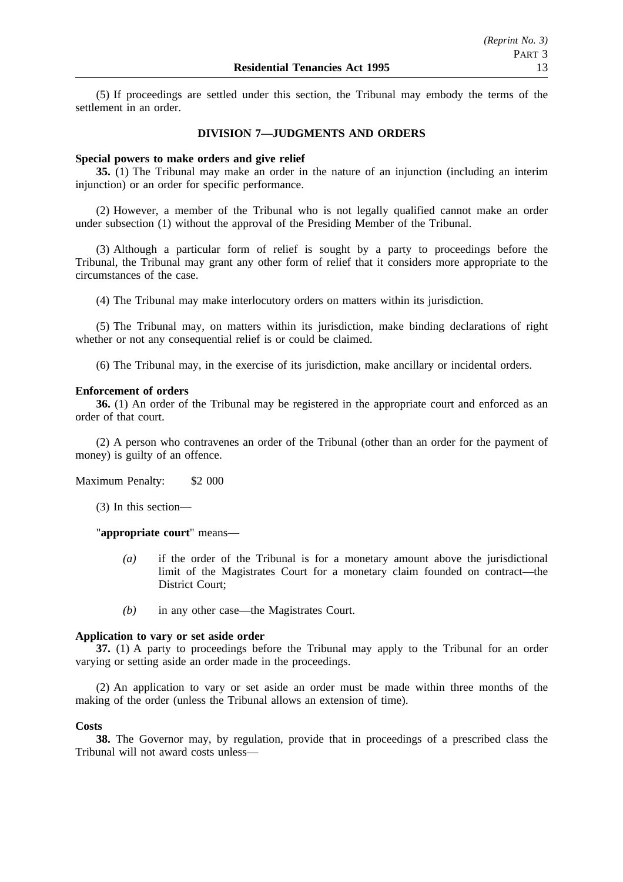(5) If proceedings are settled under this section, the Tribunal may embody the terms of the settlement in an order.

## DIVISION 7—JUDGMENTS AND ORDERS

**Special powers to make orders and give relief**

**35.** (1) The Tribunal may make an order in the nature of an injunction (including an interim injunction) or an order for specific performance.

(2) However, a member of the Tribunal who is not legally qualified cannot make an order under subsection (1) without the approval of the Presiding Member of the Tribunal.

(3) Although a particular form of relief is sought by a party to proceedings before the Tribunal, the Tribunal may grant any other form of relief that it considers more appropriate to the circumstances of the case.

(4) The Tribunal may make interlocutory orders on matters within its jurisdiction.

(5) The Tribunal may, on matters within its jurisdiction, make binding declarations of right whether or not any consequential relief is or could be claimed.

(6) The Tribunal may, in the exercise of its jurisdiction, make ancillary or incidental orders.

**Enforcement of orders**

**36.** (1) An order of the Tribunal may be registered in the appropriate court and enforced as an order of that court.

(2) A person who contravenes an order of the Tribunal (other than an order for the payment of money) is guilty of an offence.

Maximum Penalty: $2 000

(3) In this section—

"**appropriate court**" means—

*(a)* if the order of the Tribunal is for a monetary amount above the jurisdictional limit of the Magistrates Court for a monetary claim founded on contract—the District Court;

*(b)* in any other case—the Magistrates Court.

**Application to vary or set aside order**

**37.** (1) A party to proceedings before the Tribunal may apply to the Tribunal for an order varying or setting aside an order made in the proceedings.

(2) An application to vary or set aside an order must be made within three months of the making of the order (unless the Tribunal allows an extension of time).

**Costs**

**38.** The Governor may, by regulation, provide that in proceedings of a prescribed class the Tribunal will not award costs unless—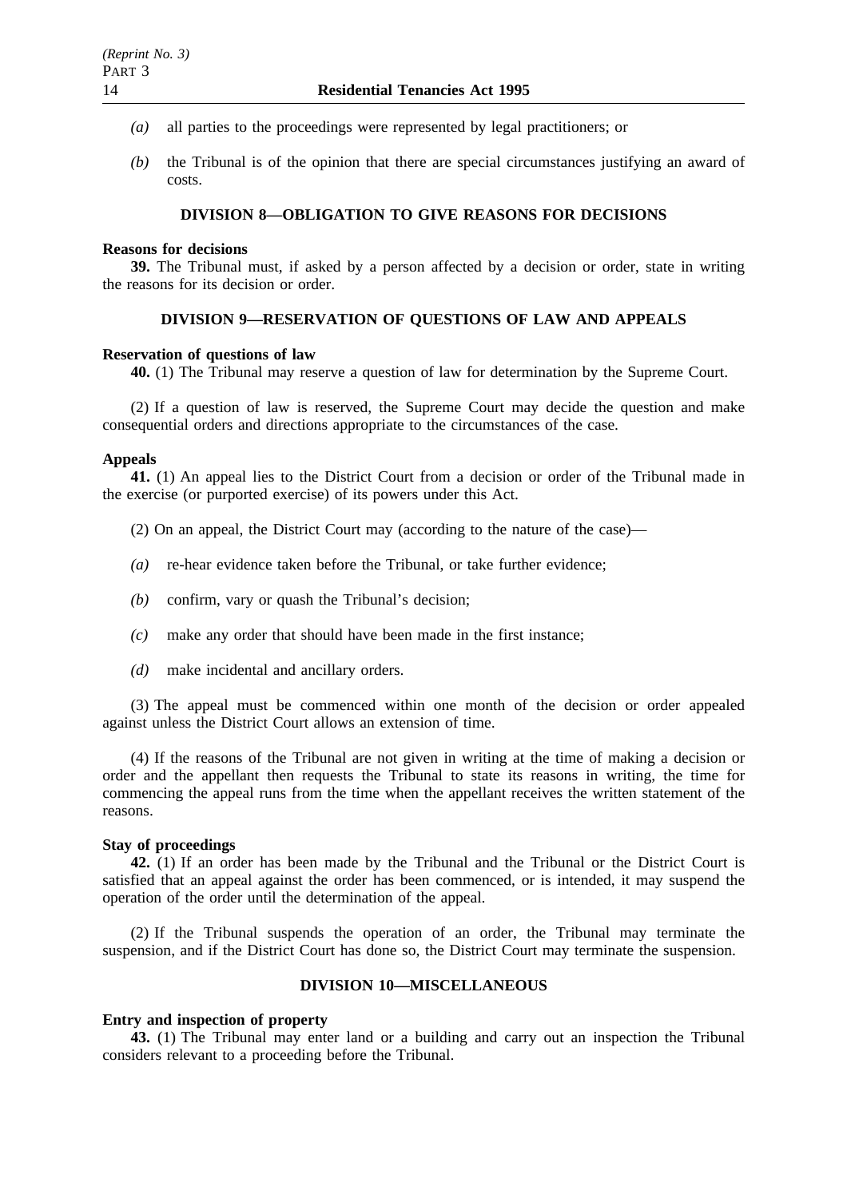*(a)* all parties to the proceedings were represented by legal practitioners; or

*(b)* the Tribunal is of the opinion that there are special circumstances justifying an award of costs.

## DIVISION 8—OBLIGATION TO GIVE REASONS FOR DECISIONS

**Reasons for decisions**

**39.** The Tribunal must, if asked by a person affected by a decision or order, state in writing the reasons for its decision or order.

## DIVISION 9—RESERVATION OF QUESTIONS OF LAW AND APPEALS

**Reservation of questions of law**

**40.** (1) The Tribunal may reserve a question of law for determination by the Supreme Court.

(2) If a question of law is reserved, the Supreme Court may decide the question and make consequential orders and directions appropriate to the circumstances of the case.

**Appeals**

**41.** (1) An appeal lies to the District Court from a decision or order of the Tribunal made in the exercise (or purported exercise) of its powers under this Act.

(2) On an appeal, the District Court may (according to the nature of the case)—

*(a)* re-hear evidence taken before the Tribunal, or take further evidence;

*(b)* confirm, vary or quash the Tribunal's decision;

*(c)* make any order that should have been made in the first instance;

*(d)* make incidental and ancillary orders.

(3) The appeal must be commenced within one month of the decision or order appealed against unless the District Court allows an extension of time.

(4) If the reasons of the Tribunal are not given in writing at the time of making a decision or order and the appellant then requests the Tribunal to state its reasons in writing, the time for commencing the appeal runs from the time when the appellant receives the written statement of the reasons.

**Stay of proceedings**

**42.** (1) If an order has been made by the Tribunal and the Tribunal or the District Court is satisfied that an appeal against the order has been commenced, or is intended, it may suspend the operation of the order until the determination of the appeal.

(2) If the Tribunal suspends the operation of an order, the Tribunal may terminate the suspension, and if the District Court has done so, the District Court may terminate the suspension.

## DIVISION 10—MISCELLANEOUS

**Entry and inspection of property**

**43.** (1) The Tribunal may enter land or a building and carry out an inspection the Tribunal considers relevant to a proceeding before the Tribunal.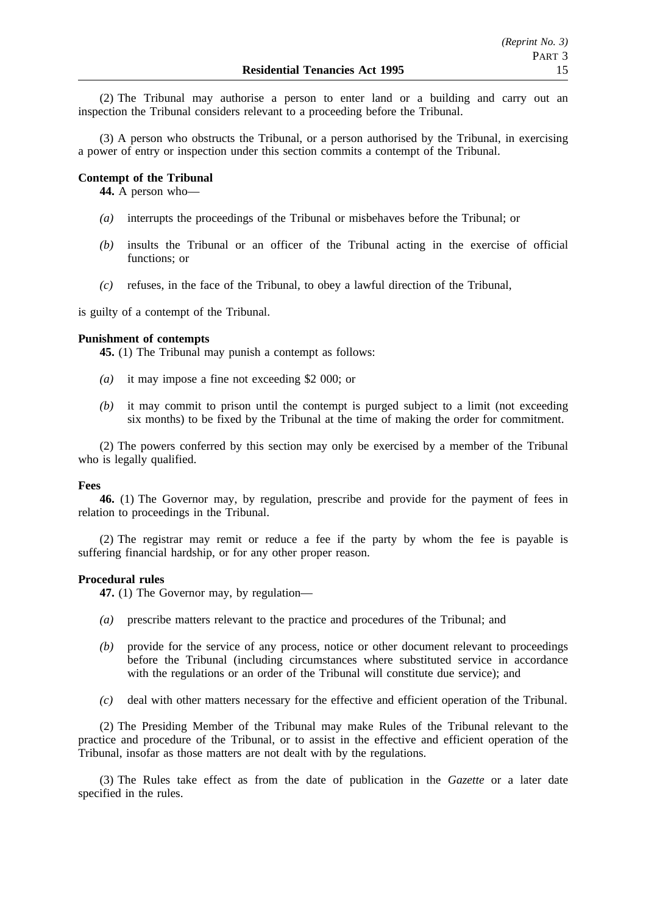(2) The Tribunal may authorise a person to enter land or a building and carry out an inspection the Tribunal considers relevant to a proceeding before the Tribunal.

(3) A person who obstructs the Tribunal, or a person authorised by the Tribunal, in exercising a power of entry or inspection under this section commits a contempt of the Tribunal.

**Contempt of the Tribunal**

**44.** A person who—

*(a)* interrupts the proceedings of the Tribunal or misbehaves before the Tribunal; or

*(b)* insults the Tribunal or an officer of the Tribunal acting in the exercise of official functions; or

*(c)* refuses, in the face of the Tribunal, to obey a lawful direction of the Tribunal,

is guilty of a contempt of the Tribunal.

**Punishment of contempts**

**45.** (1) The Tribunal may punish a contempt as follows:

*(a)* it may impose a fine not exceeding $2 000; or

*(b)* it may commit to prison until the contempt is purged subject to a limit (not exceeding six months) to be fixed by the Tribunal at the time of making the order for commitment.

(2) The powers conferred by this section may only be exercised by a member of the Tribunal who is legally qualified.

**Fees**

**46.** (1) The Governor may, by regulation, prescribe and provide for the payment of fees in relation to proceedings in the Tribunal.

(2) The registrar may remit or reduce a fee if the party by whom the fee is payable is suffering financial hardship, or for any other proper reason.

**Procedural rules**

**47.** (1) The Governor may, by regulation—

*(a)* prescribe matters relevant to the practice and procedures of the Tribunal; and

*(b)* provide for the service of any process, notice or other document relevant to proceedings before the Tribunal (including circumstances where substituted service in accordance with the regulations or an order of the Tribunal will constitute due service); and

*(c)* deal with other matters necessary for the effective and efficient operation of the Tribunal.

(2) The Presiding Member of the Tribunal may make Rules of the Tribunal relevant to the practice and procedure of the Tribunal, or to assist in the effective and efficient operation of the Tribunal, insofar as those matters are not dealt with by the regulations.

(3) The Rules take effect as from the date of publication in the *Gazette* or a later date specified in the rules.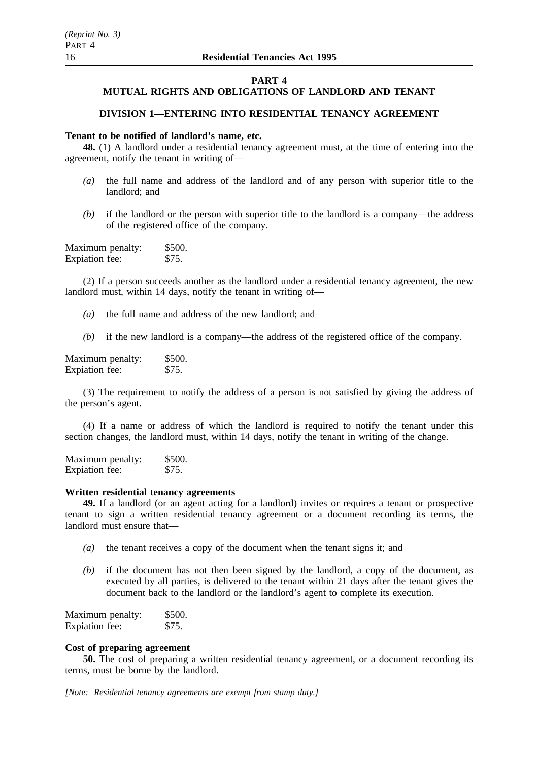# PART 4

# MUTUAL RIGHTS AND OBLIGATIONS OF LANDLORD AND TENANT

## DIVISION 1—ENTERING INTO RESIDENTIAL TENANCY AGREEMENT

**Tenant to be notified of landlord's name, etc.**

**48.** (1) A landlord under a residential tenancy agreement must, at the time of entering into the agreement, notify the tenant in writing of—

*(a)* the full name and address of the landlord and of any person with superior title to the landlord; and

*(b)* if the landlord or the person with superior title to the landlord is a company—the address of the registered office of the company.

Maximum penalty: $500.
Expiation fee: $75.

(2) If a person succeeds another as the landlord under a residential tenancy agreement, the new landlord must, within 14 days, notify the tenant in writing of—

*(a)* the full name and address of the new landlord; and

*(b)* if the new landlord is a company—the address of the registered office of the company.

Maximum penalty: $500.
Expiation fee: $75.

(3) The requirement to notify the address of a person is not satisfied by giving the address of the person's agent.

(4) If a name or address of which the landlord is required to notify the tenant under this section changes, the landlord must, within 14 days, notify the tenant in writing of the change.

Maximum penalty: $500.
Expiation fee: $75.

**Written residential tenancy agreements**

**49.** If a landlord (or an agent acting for a landlord) invites or requires a tenant or prospective tenant to sign a written residential tenancy agreement or a document recording its terms, the landlord must ensure that—

*(a)* the tenant receives a copy of the document when the tenant signs it; and

*(b)* if the document has not then been signed by the landlord, a copy of the document, as executed by all parties, is delivered to the tenant within 21 days after the tenant gives the document back to the landlord or the landlord's agent to complete its execution.

Maximum penalty: $500.
Expiation fee: $75.

**Cost of preparing agreement**

**50.** The cost of preparing a written residential tenancy agreement, or a document recording its terms, must be borne by the landlord.

*[Note: Residential tenancy agreements are exempt from stamp duty.]*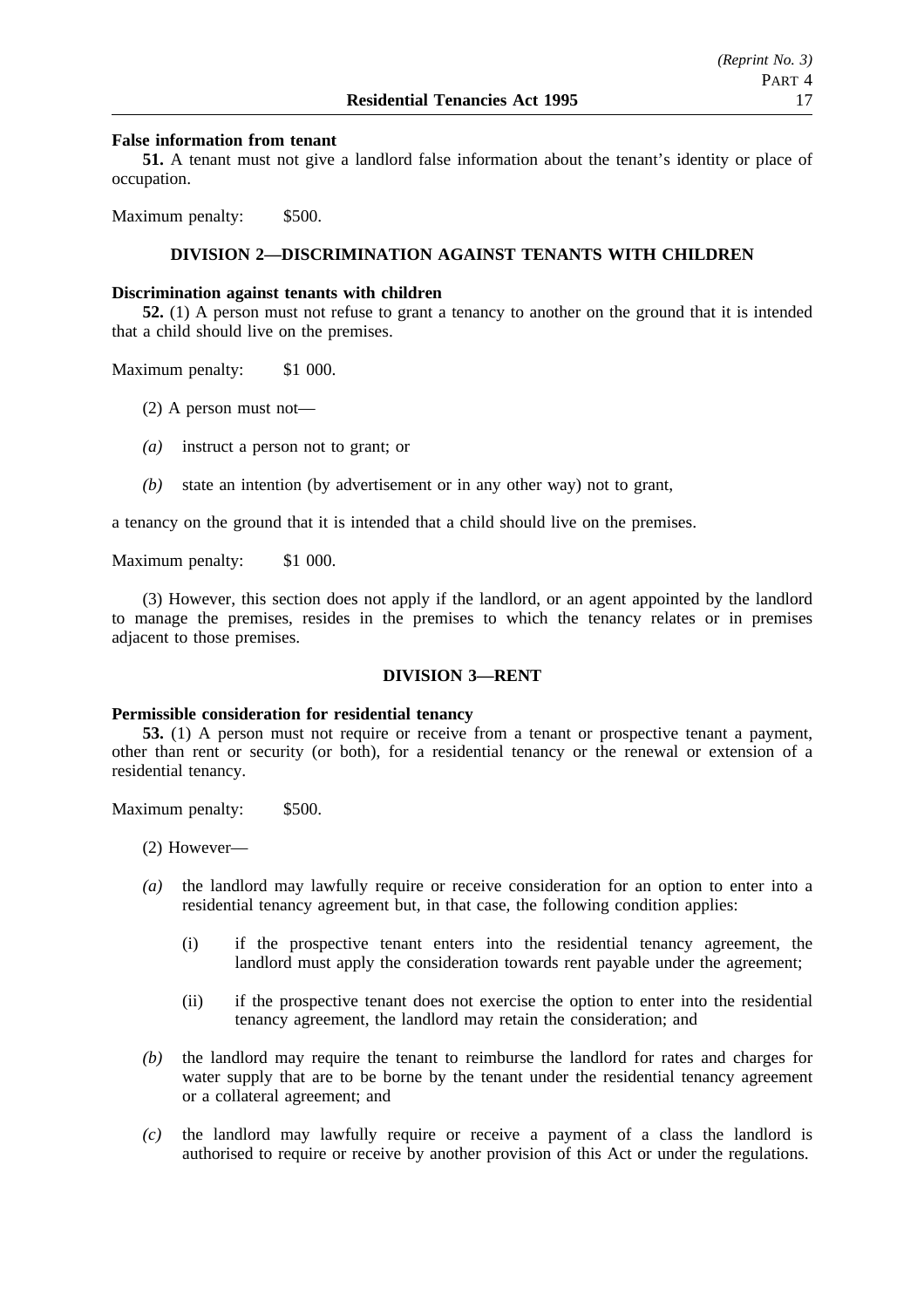**False information from tenant**

**51.** A tenant must not give a landlord false information about the tenant's identity or place of occupation.

Maximum penalty: $500.

## DIVISION 2—DISCRIMINATION AGAINST TENANTS WITH CHILDREN

**Discrimination against tenants with children**

**52.** (1) A person must not refuse to grant a tenancy to another on the ground that it is intended that a child should live on the premises.

Maximum penalty: $1 000.

(2) A person must not—

*(a)* instruct a person not to grant; or

*(b)* state an intention (by advertisement or in any other way) not to grant,

a tenancy on the ground that it is intended that a child should live on the premises.

Maximum penalty: $1 000.

(3) However, this section does not apply if the landlord, or an agent appointed by the landlord to manage the premises, resides in the premises to which the tenancy relates or in premises adjacent to those premises.

## DIVISION 3—RENT

**Permissible consideration for residential tenancy**

**53.** (1) A person must not require or receive from a tenant or prospective tenant a payment, other than rent or security (or both), for a residential tenancy or the renewal or extension of a residential tenancy.

Maximum penalty: $500.

(2) However—

*(a)* the landlord may lawfully require or receive consideration for an option to enter into a residential tenancy agreement but, in that case, the following condition applies:

(i) if the prospective tenant enters into the residential tenancy agreement, the landlord must apply the consideration towards rent payable under the agreement;

(ii) if the prospective tenant does not exercise the option to enter into the residential tenancy agreement, the landlord may retain the consideration; and

*(b)* the landlord may require the tenant to reimburse the landlord for rates and charges for water supply that are to be borne by the tenant under the residential tenancy agreement or a collateral agreement; and

*(c)* the landlord may lawfully require or receive a payment of a class the landlord is authorised to require or receive by another provision of this Act or under the regulations.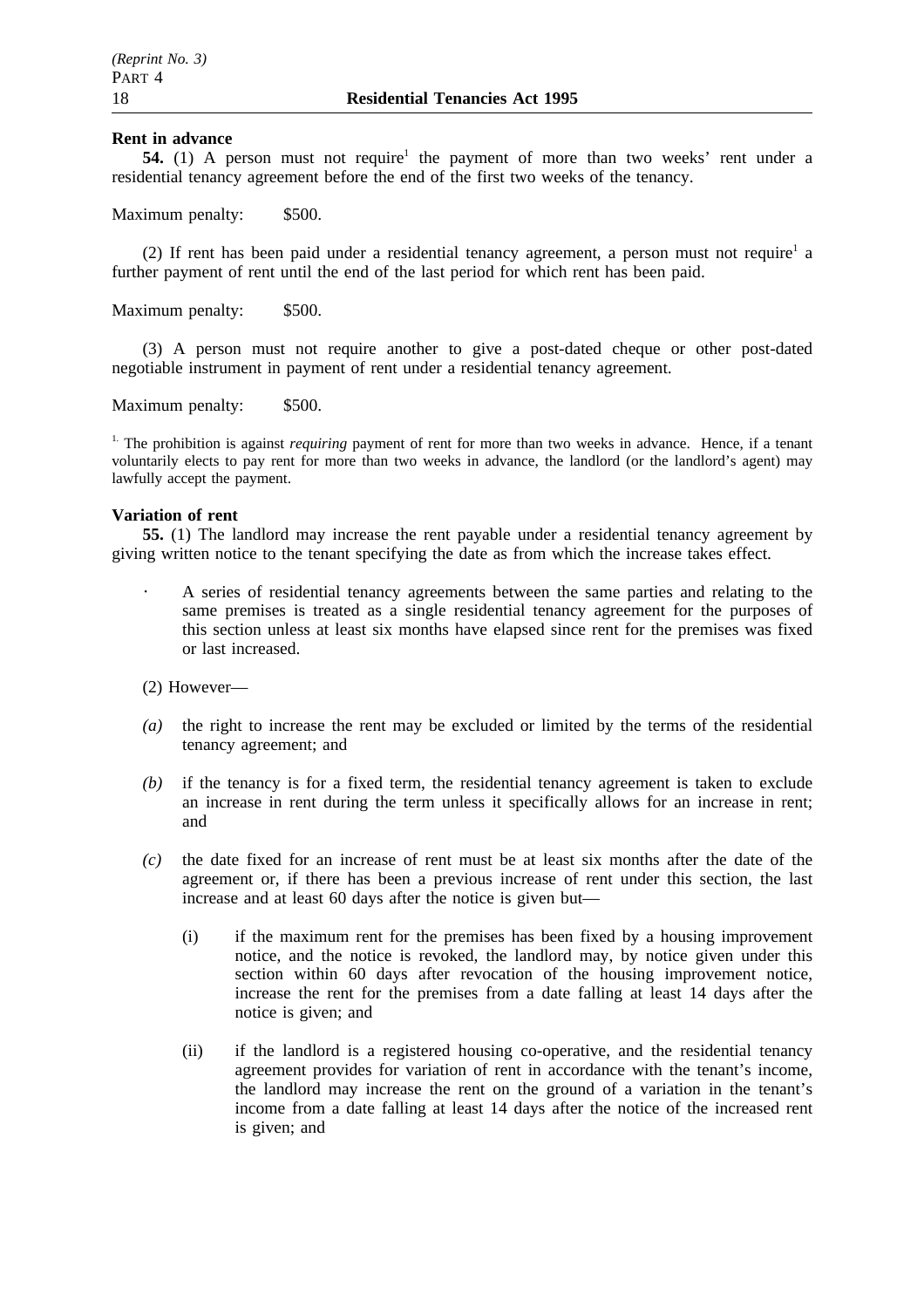**Rent in advance**

**54.** (1) A person must not require[1] the payment of more than two weeks' rent under a residential tenancy agreement before the end of the first two weeks of the tenancy.

Maximum penalty: $500.

(2) If rent has been paid under a residential tenancy agreement, a person must not require[1] a further payment of rent until the end of the last period for which rent has been paid.

Maximum penalty: $500.

(3) A person must not require another to give a post-dated cheque or other post-dated negotiable instrument in payment of rent under a residential tenancy agreement.

Maximum penalty: $500.

[1.] The prohibition is against *requiring* payment of rent for more than two weeks in advance. Hence, if a tenant voluntarily elects to pay rent for more than two weeks in advance, the landlord (or the landlord's agent) may lawfully accept the payment.

**Variation of rent**

**55.** (1) The landlord may increase the rent payable under a residential tenancy agreement by giving written notice to the tenant specifying the date as from which the increase takes effect.

- A series of residential tenancy agreements between the same parties and relating to the same premises is treated as a single residential tenancy agreement for the purposes of this section unless at least six months have elapsed since rent for the premises was fixed or last increased.

(2) However—

*(a)* the right to increase the rent may be excluded or limited by the terms of the residential tenancy agreement; and

*(b)* if the tenancy is for a fixed term, the residential tenancy agreement is taken to exclude an increase in rent during the term unless it specifically allows for an increase in rent; and

*(c)* the date fixed for an increase of rent must be at least six months after the date of the agreement or, if there has been a previous increase of rent under this section, the last increase and at least 60 days after the notice is given but—

(i) if the maximum rent for the premises has been fixed by a housing improvement notice, and the notice is revoked, the landlord may, by notice given under this section within 60 days after revocation of the housing improvement notice, increase the rent for the premises from a date falling at least 14 days after the notice is given; and

(ii) if the landlord is a registered housing co-operative, and the residential tenancy agreement provides for variation of rent in accordance with the tenant's income, the landlord may increase the rent on the ground of a variation in the tenant's income from a date falling at least 14 days after the notice of the increased rent is given; and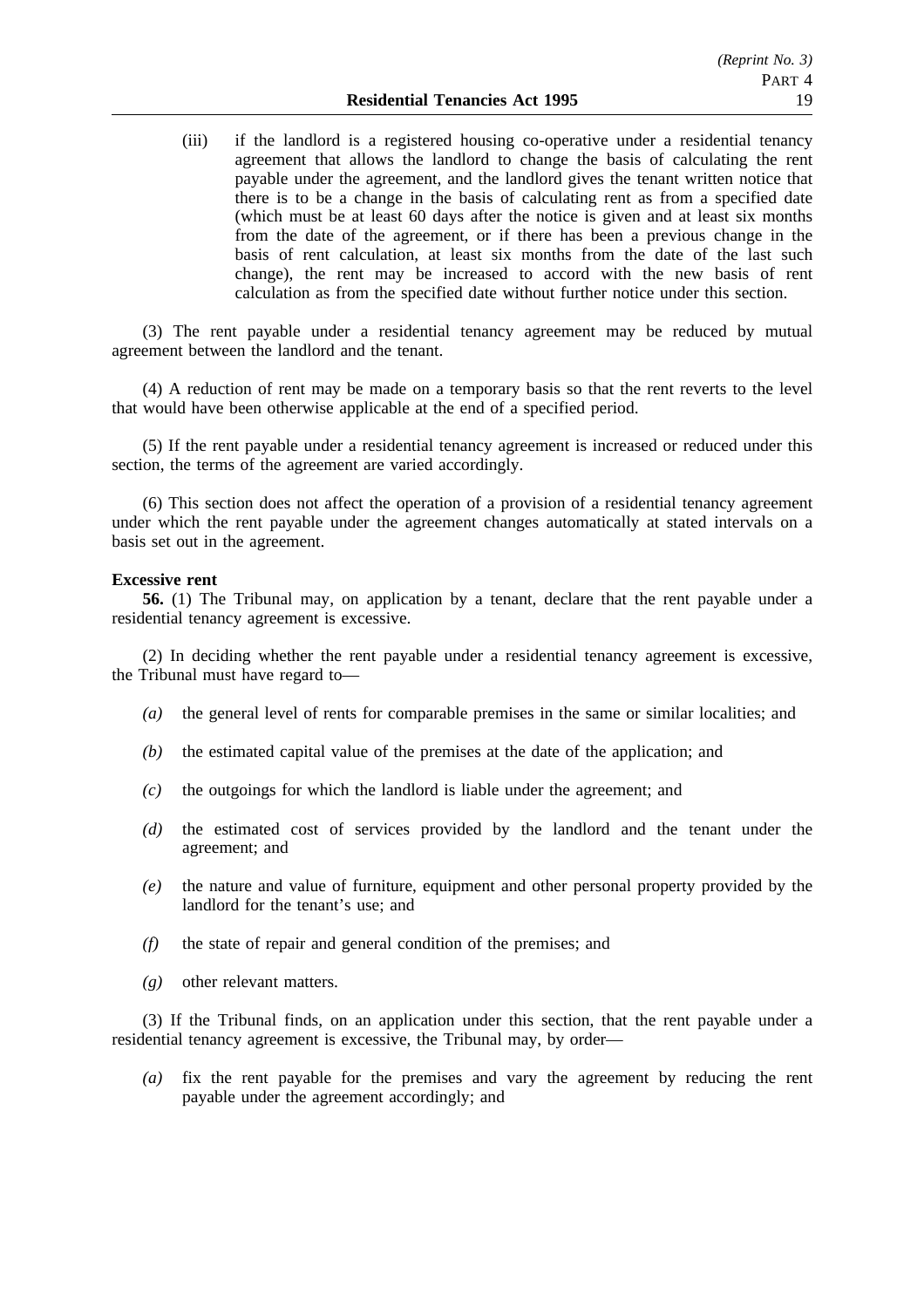(iii) if the landlord is a registered housing co-operative under a residential tenancy agreement that allows the landlord to change the basis of calculating the rent payable under the agreement, and the landlord gives the tenant written notice that there is to be a change in the basis of calculating rent as from a specified date (which must be at least 60 days after the notice is given and at least six months from the date of the agreement, or if there has been a previous change in the basis of rent calculation, at least six months from the date of the last such change), the rent may be increased to accord with the new basis of rent calculation as from the specified date without further notice under this section.

(3) The rent payable under a residential tenancy agreement may be reduced by mutual agreement between the landlord and the tenant.

(4) A reduction of rent may be made on a temporary basis so that the rent reverts to the level that would have been otherwise applicable at the end of a specified period.

(5) If the rent payable under a residential tenancy agreement is increased or reduced under this section, the terms of the agreement are varied accordingly.

(6) This section does not affect the operation of a provision of a residential tenancy agreement under which the rent payable under the agreement changes automatically at stated intervals on a basis set out in the agreement.

**Excessive rent**

**56.** (1) The Tribunal may, on application by a tenant, declare that the rent payable under a residential tenancy agreement is excessive.

(2) In deciding whether the rent payable under a residential tenancy agreement is excessive, the Tribunal must have regard to—

*(a)* the general level of rents for comparable premises in the same or similar localities; and

*(b)* the estimated capital value of the premises at the date of the application; and

*(c)* the outgoings for which the landlord is liable under the agreement; and

*(d)* the estimated cost of services provided by the landlord and the tenant under the agreement; and

*(e)* the nature and value of furniture, equipment and other personal property provided by the landlord for the tenant's use; and

*(f)* the state of repair and general condition of the premises; and

*(g)* other relevant matters.

(3) If the Tribunal finds, on an application under this section, that the rent payable under a residential tenancy agreement is excessive, the Tribunal may, by order—

*(a)* fix the rent payable for the premises and vary the agreement by reducing the rent payable under the agreement accordingly; and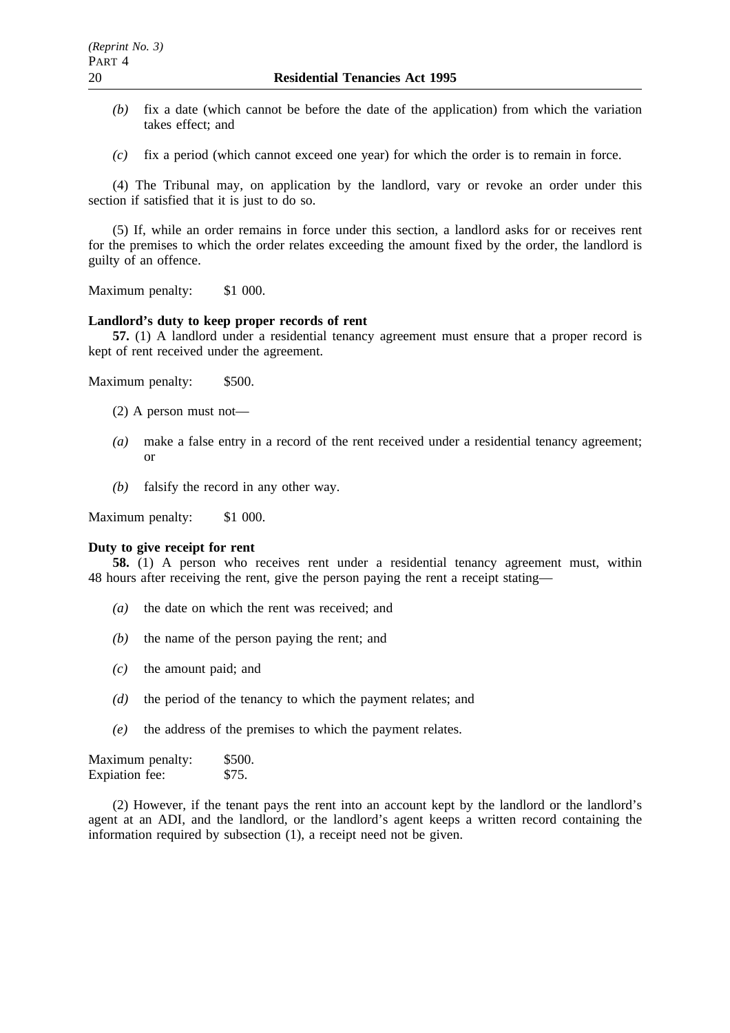*(b)* fix a date (which cannot be before the date of the application) from which the variation takes effect; and

*(c)* fix a period (which cannot exceed one year) for which the order is to remain in force.

(4) The Tribunal may, on application by the landlord, vary or revoke an order under this section if satisfied that it is just to do so.

(5) If, while an order remains in force under this section, a landlord asks for or receives rent for the premises to which the order relates exceeding the amount fixed by the order, the landlord is guilty of an offence.

Maximum penalty: $1 000.

**Landlord's duty to keep proper records of rent**

**57.** (1) A landlord under a residential tenancy agreement must ensure that a proper record is kept of rent received under the agreement.

Maximum penalty: $500.

(2) A person must not—

*(a)* make a false entry in a record of the rent received under a residential tenancy agreement; or

*(b)* falsify the record in any other way.

Maximum penalty: $1 000.

**Duty to give receipt for rent**

**58.** (1) A person who receives rent under a residential tenancy agreement must, within 48 hours after receiving the rent, give the person paying the rent a receipt stating—

*(a)* the date on which the rent was received; and

*(b)* the name of the person paying the rent; and

*(c)* the amount paid; and

*(d)* the period of the tenancy to which the payment relates; and

*(e)* the address of the premises to which the payment relates.

Maximum penalty: $500.
Expiation fee: $75.

(2) However, if the tenant pays the rent into an account kept by the landlord or the landlord's agent at an ADI, and the landlord, or the landlord's agent keeps a written record containing the information required by subsection (1), a receipt need not be given.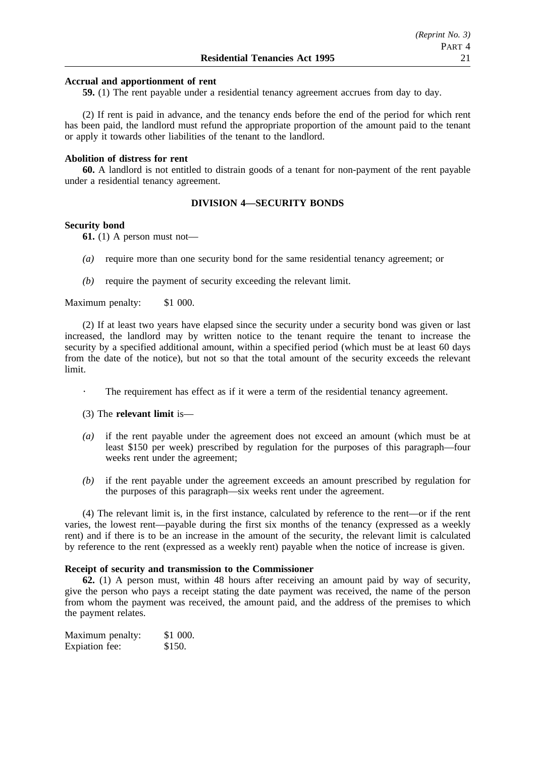**Accrual and apportionment of rent**

**59.** (1) The rent payable under a residential tenancy agreement accrues from day to day.

(2) If rent is paid in advance, and the tenancy ends before the end of the period for which rent has been paid, the landlord must refund the appropriate proportion of the amount paid to the tenant or apply it towards other liabilities of the tenant to the landlord.

**Abolition of distress for rent**

**60.** A landlord is not entitled to distrain goods of a tenant for non-payment of the rent payable under a residential tenancy agreement.

## DIVISION 4—SECURITY BONDS

**Security bond**

**61.** (1) A person must not—

*(a)* require more than one security bond for the same residential tenancy agreement; or

*(b)* require the payment of security exceeding the relevant limit.

Maximum penalty: $1 000.

(2) If at least two years have elapsed since the security under a security bond was given or last increased, the landlord may by written notice to the tenant require the tenant to increase the security by a specified additional amount, within a specified period (which must be at least 60 days from the date of the notice), but not so that the total amount of the security exceeds the relevant limit.

· The requirement has effect as if it were a term of the residential tenancy agreement.

(3) The **relevant limit** is—

*(a)* if the rent payable under the agreement does not exceed an amount (which must be at least $150 per week) prescribed by regulation for the purposes of this paragraph—four weeks rent under the agreement;

*(b)* if the rent payable under the agreement exceeds an amount prescribed by regulation for the purposes of this paragraph—six weeks rent under the agreement.

(4) The relevant limit is, in the first instance, calculated by reference to the rent—or if the rent varies, the lowest rent—payable during the first six months of the tenancy (expressed as a weekly rent) and if there is to be an increase in the amount of the security, the relevant limit is calculated by reference to the rent (expressed as a weekly rent) payable when the notice of increase is given.

**Receipt of security and transmission to the Commissioner**

**62.** (1) A person must, within 48 hours after receiving an amount paid by way of security, give the person who pays a receipt stating the date payment was received, the name of the person from whom the payment was received, the amount paid, and the address of the premises to which the payment relates.

Maximum penalty: $1 000.
Expiation fee: $150.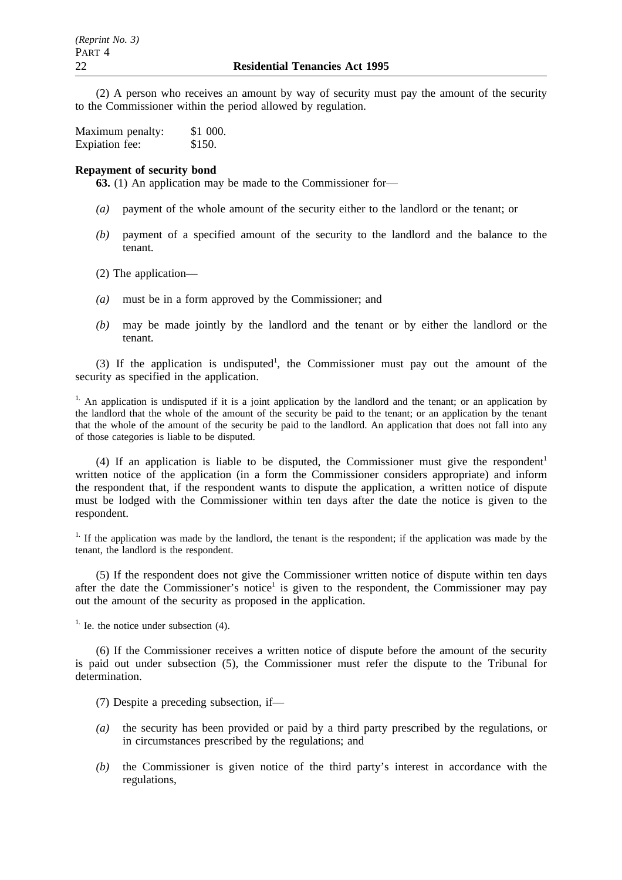(2) A person who receives an amount by way of security must pay the amount of the security to the Commissioner within the period allowed by regulation.

Maximum penalty: $1 000.
Expiation fee: $150.

**Repayment of security bond**

**63.** (1) An application may be made to the Commissioner for—

*(a)* payment of the whole amount of the security either to the landlord or the tenant; or

*(b)* payment of a specified amount of the security to the landlord and the balance to the tenant.

(2) The application—

*(a)* must be in a form approved by the Commissioner; and

*(b)* may be made jointly by the landlord and the tenant or by either the landlord or the tenant.

(3) If the application is undisputed[1], the Commissioner must pay out the amount of the security as specified in the application.

[1.] An application is undisputed if it is a joint application by the landlord and the tenant; or an application by the landlord that the whole of the amount of the security be paid to the tenant; or an application by the tenant that the whole of the amount of the security be paid to the landlord. An application that does not fall into any of those categories is liable to be disputed.

(4) If an application is liable to be disputed, the Commissioner must give the respondent[1] written notice of the application (in a form the Commissioner considers appropriate) and inform the respondent that, if the respondent wants to dispute the application, a written notice of dispute must be lodged with the Commissioner within ten days after the date the notice is given to the respondent.

[1.] If the application was made by the landlord, the tenant is the respondent; if the application was made by the tenant, the landlord is the respondent.

(5) If the respondent does not give the Commissioner written notice of dispute within ten days after the date the Commissioner's notice[1] is given to the respondent, the Commissioner may pay out the amount of the security as proposed in the application.

[1.] Ie. the notice under subsection (4).

(6) If the Commissioner receives a written notice of dispute before the amount of the security is paid out under subsection (5), the Commissioner must refer the dispute to the Tribunal for determination.

(7) Despite a preceding subsection, if—

*(a)* the security has been provided or paid by a third party prescribed by the regulations, or in circumstances prescribed by the regulations; and

*(b)* the Commissioner is given notice of the third party's interest in accordance with the regulations,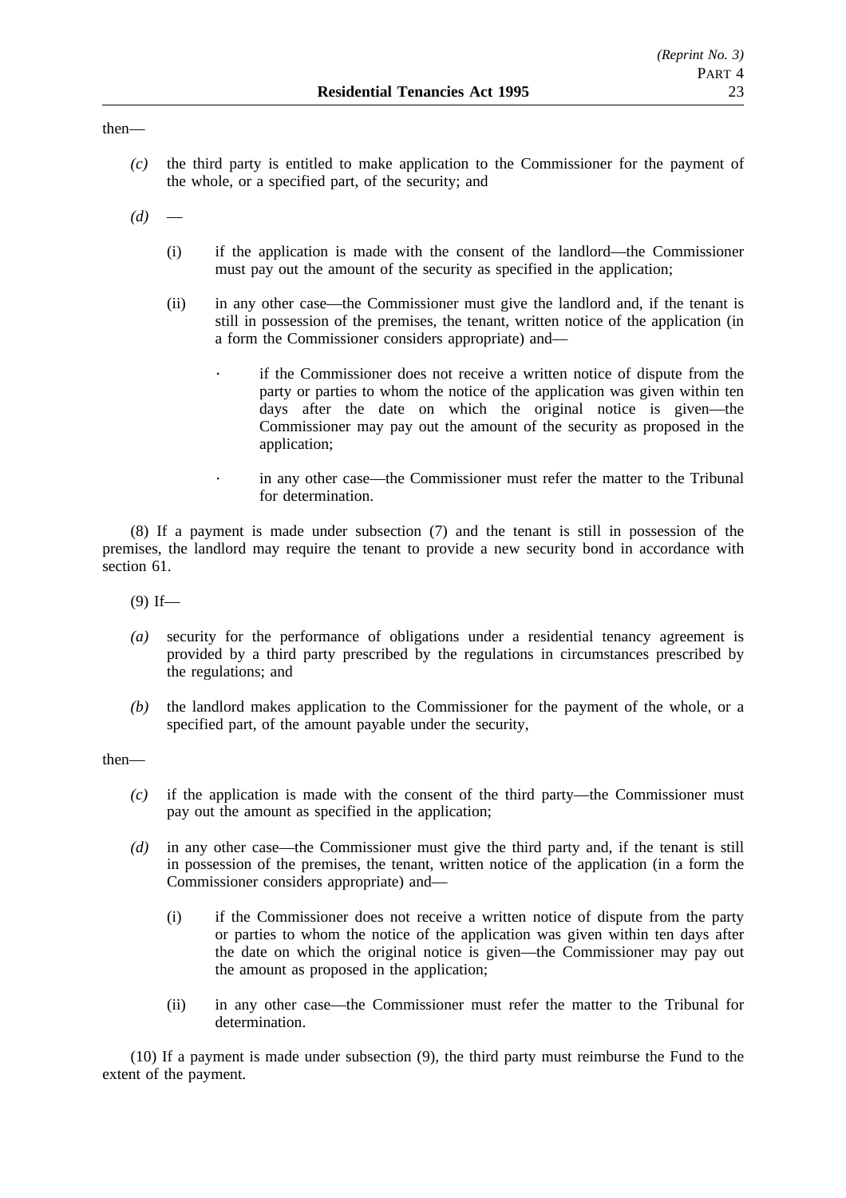then—

*(c)* the third party is entitled to make application to the Commissioner for the payment of the whole, or a specified part, of the security; and

*(d)* —

(i) if the application is made with the consent of the landlord—the Commissioner must pay out the amount of the security as specified in the application;

(ii) in any other case—the Commissioner must give the landlord and, if the tenant is still in possession of the premises, the tenant, written notice of the application (in a form the Commissioner considers appropriate) and—

· if the Commissioner does not receive a written notice of dispute from the party or parties to whom the notice of the application was given within ten days after the date on which the original notice is given—the Commissioner may pay out the amount of the security as proposed in the application;

· in any other case—the Commissioner must refer the matter to the Tribunal for determination.

(8) If a payment is made under subsection (7) and the tenant is still in possession of the premises, the landlord may require the tenant to provide a new security bond in accordance with section 61.

(9) If—

*(a)* security for the performance of obligations under a residential tenancy agreement is provided by a third party prescribed by the regulations in circumstances prescribed by the regulations; and

*(b)* the landlord makes application to the Commissioner for the payment of the whole, or a specified part, of the amount payable under the security,

then—

*(c)* if the application is made with the consent of the third party—the Commissioner must pay out the amount as specified in the application;

*(d)* in any other case—the Commissioner must give the third party and, if the tenant is still in possession of the premises, the tenant, written notice of the application (in a form the Commissioner considers appropriate) and—

(i) if the Commissioner does not receive a written notice of dispute from the party or parties to whom the notice of the application was given within ten days after the date on which the original notice is given—the Commissioner may pay out the amount as proposed in the application;

(ii) in any other case—the Commissioner must refer the matter to the Tribunal for determination.

(10) If a payment is made under subsection (9), the third party must reimburse the Fund to the extent of the payment.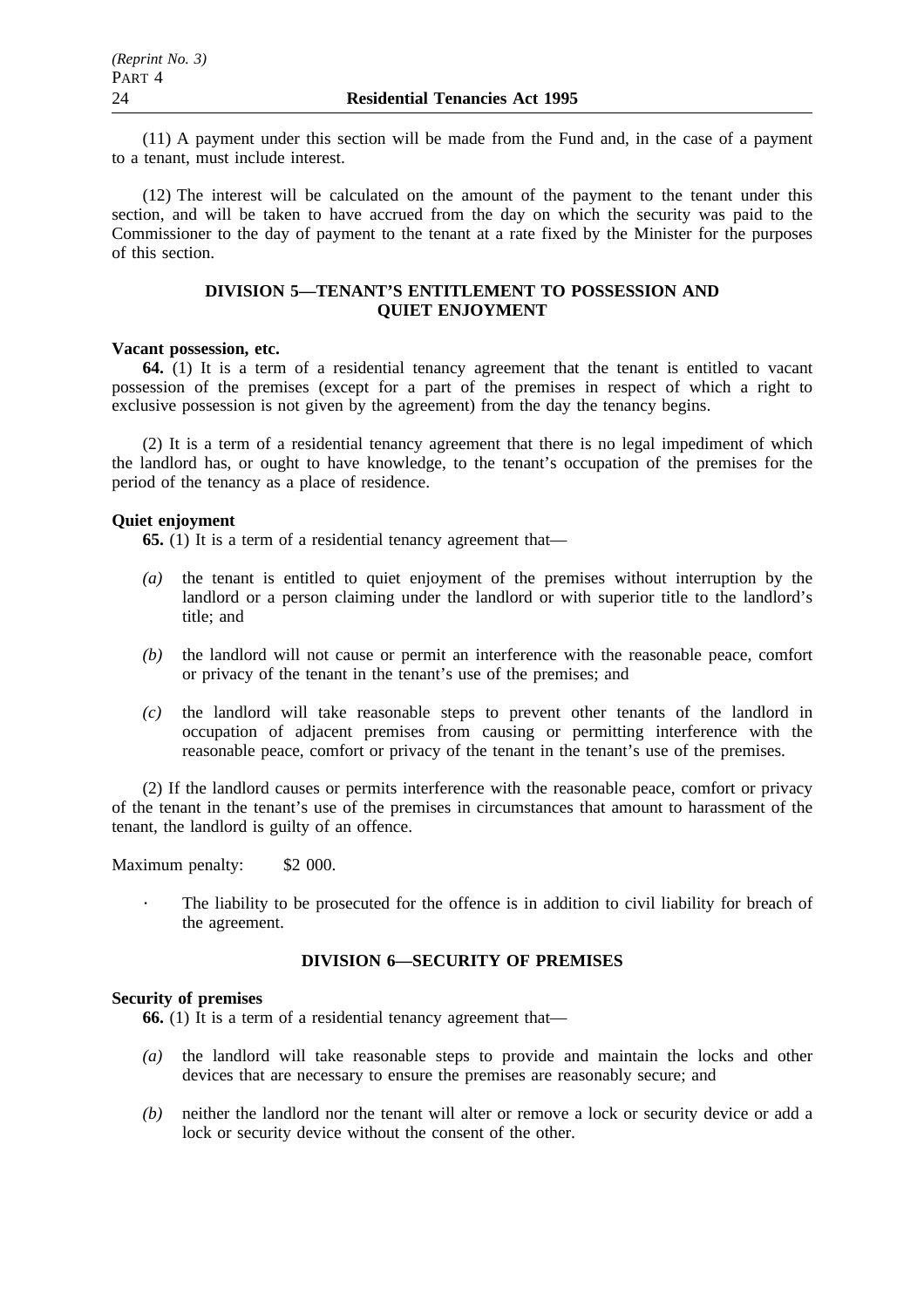(11) A payment under this section will be made from the Fund and, in the case of a payment to a tenant, must include interest.

(12) The interest will be calculated on the amount of the payment to the tenant under this section, and will be taken to have accrued from the day on which the security was paid to the Commissioner to the day of payment to the tenant at a rate fixed by the Minister for the purposes of this section.

## DIVISION 5—TENANT'S ENTITLEMENT TO POSSESSION AND QUIET ENJOYMENT

**Vacant possession, etc.**

**64.** (1) It is a term of a residential tenancy agreement that the tenant is entitled to vacant possession of the premises (except for a part of the premises in respect of which a right to exclusive possession is not given by the agreement) from the day the tenancy begins.

(2) It is a term of a residential tenancy agreement that there is no legal impediment of which the landlord has, or ought to have knowledge, to the tenant's occupation of the premises for the period of the tenancy as a place of residence.

**Quiet enjoyment**

**65.** (1) It is a term of a residential tenancy agreement that—

*(a)* the tenant is entitled to quiet enjoyment of the premises without interruption by the landlord or a person claiming under the landlord or with superior title to the landlord's title; and

*(b)* the landlord will not cause or permit an interference with the reasonable peace, comfort or privacy of the tenant in the tenant's use of the premises; and

*(c)* the landlord will take reasonable steps to prevent other tenants of the landlord in occupation of adjacent premises from causing or permitting interference with the reasonable peace, comfort or privacy of the tenant in the tenant's use of the premises.

(2) If the landlord causes or permits interference with the reasonable peace, comfort or privacy of the tenant in the tenant's use of the premises in circumstances that amount to harassment of the tenant, the landlord is guilty of an offence.

Maximum penalty: $2 000.

· The liability to be prosecuted for the offence is in addition to civil liability for breach of the agreement.

## DIVISION 6—SECURITY OF PREMISES

**Security of premises**

**66.** (1) It is a term of a residential tenancy agreement that—

*(a)* the landlord will take reasonable steps to provide and maintain the locks and other devices that are necessary to ensure the premises are reasonably secure; and

*(b)* neither the landlord nor the tenant will alter or remove a lock or security device or add a lock or security device without the consent of the other.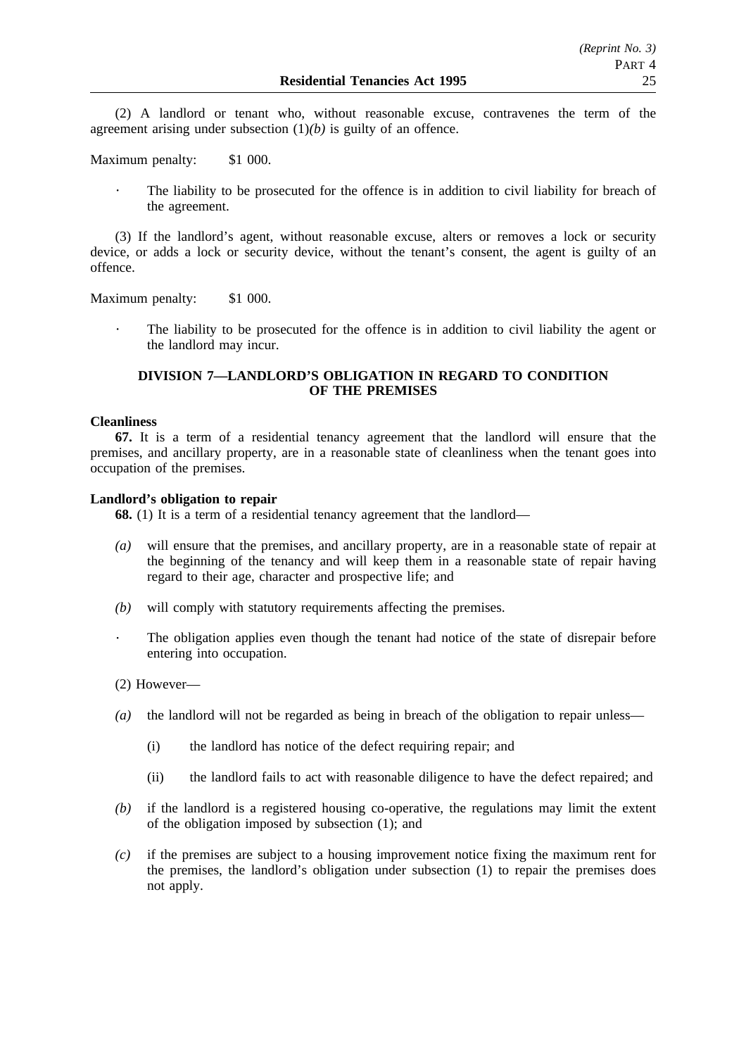(2) A landlord or tenant who, without reasonable excuse, contravenes the term of the agreement arising under subsection (1)*(b)* is guilty of an offence.

Maximum penalty: $1 000.

· The liability to be prosecuted for the offence is in addition to civil liability for breach of the agreement.

(3) If the landlord's agent, without reasonable excuse, alters or removes a lock or security device, or adds a lock or security device, without the tenant's consent, the agent is guilty of an offence.

Maximum penalty: $1 000.

· The liability to be prosecuted for the offence is in addition to civil liability the agent or the landlord may incur.

## DIVISION 7—LANDLORD'S OBLIGATION IN REGARD TO CONDITION OF THE PREMISES

**Cleanliness**

**67.** It is a term of a residential tenancy agreement that the landlord will ensure that the premises, and ancillary property, are in a reasonable state of cleanliness when the tenant goes into occupation of the premises.

**Landlord's obligation to repair**

**68.** (1) It is a term of a residential tenancy agreement that the landlord—

*(a)* will ensure that the premises, and ancillary property, are in a reasonable state of repair at the beginning of the tenancy and will keep them in a reasonable state of repair having regard to their age, character and prospective life; and

*(b)* will comply with statutory requirements affecting the premises.

· The obligation applies even though the tenant had notice of the state of disrepair before entering into occupation.

(2) However—

*(a)* the landlord will not be regarded as being in breach of the obligation to repair unless—

(i) the landlord has notice of the defect requiring repair; and

(ii) the landlord fails to act with reasonable diligence to have the defect repaired; and

*(b)* if the landlord is a registered housing co-operative, the regulations may limit the extent of the obligation imposed by subsection (1); and

*(c)* if the premises are subject to a housing improvement notice fixing the maximum rent for the premises, the landlord's obligation under subsection (1) to repair the premises does not apply.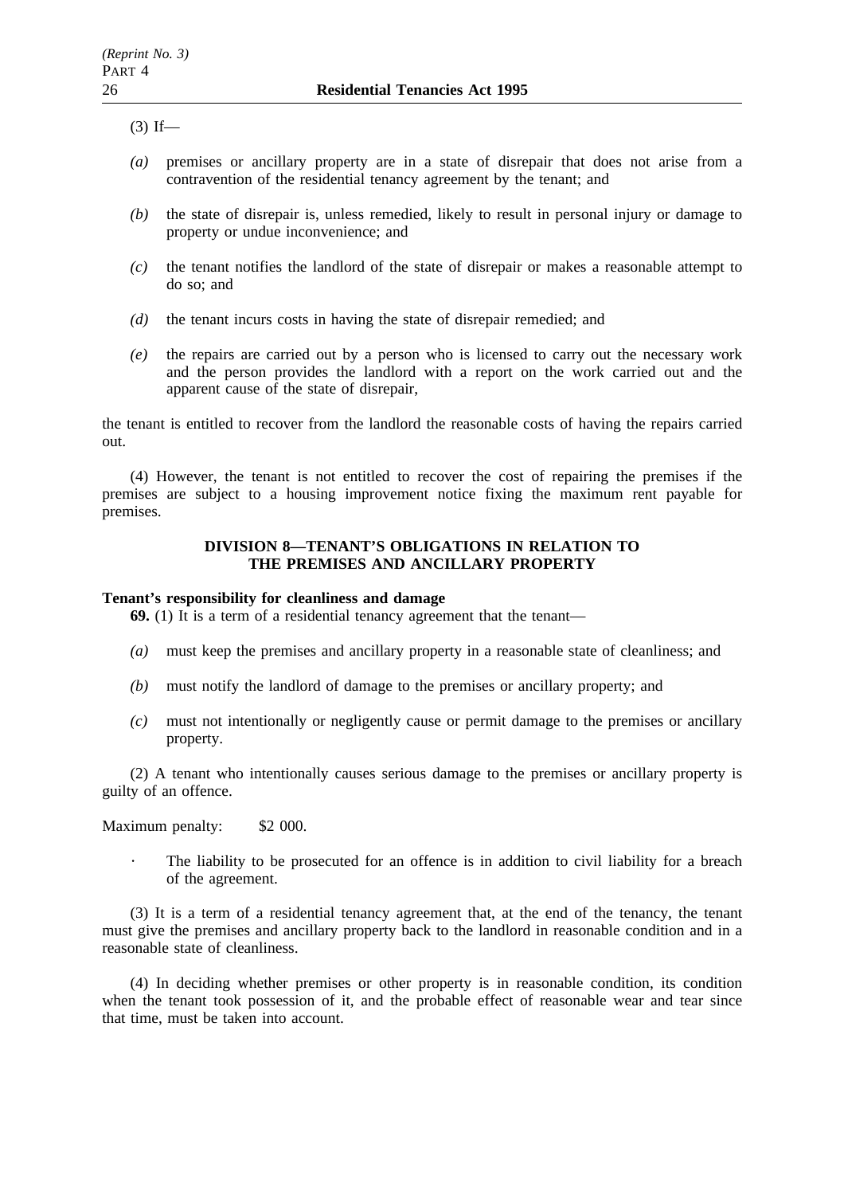(3) If—

*(a)* premises or ancillary property are in a state of disrepair that does not arise from a contravention of the residential tenancy agreement by the tenant; and

*(b)* the state of disrepair is, unless remedied, likely to result in personal injury or damage to property or undue inconvenience; and

*(c)* the tenant notifies the landlord of the state of disrepair or makes a reasonable attempt to do so; and

*(d)* the tenant incurs costs in having the state of disrepair remedied; and

*(e)* the repairs are carried out by a person who is licensed to carry out the necessary work and the person provides the landlord with a report on the work carried out and the apparent cause of the state of disrepair,

the tenant is entitled to recover from the landlord the reasonable costs of having the repairs carried out.

(4) However, the tenant is not entitled to recover the cost of repairing the premises if the premises are subject to a housing improvement notice fixing the maximum rent payable for premises.

## DIVISION 8—TENANT'S OBLIGATIONS IN RELATION TO THE PREMISES AND ANCILLARY PROPERTY

**Tenant's responsibility for cleanliness and damage**

**69.** (1) It is a term of a residential tenancy agreement that the tenant—

*(a)* must keep the premises and ancillary property in a reasonable state of cleanliness; and

*(b)* must notify the landlord of damage to the premises or ancillary property; and

*(c)* must not intentionally or negligently cause or permit damage to the premises or ancillary property.

(2) A tenant who intentionally causes serious damage to the premises or ancillary property is guilty of an offence.

Maximum penalty: $2 000.

· The liability to be prosecuted for an offence is in addition to civil liability for a breach of the agreement.

(3) It is a term of a residential tenancy agreement that, at the end of the tenancy, the tenant must give the premises and ancillary property back to the landlord in reasonable condition and in a reasonable state of cleanliness.

(4) In deciding whether premises or other property is in reasonable condition, its condition when the tenant took possession of it, and the probable effect of reasonable wear and tear since that time, must be taken into account.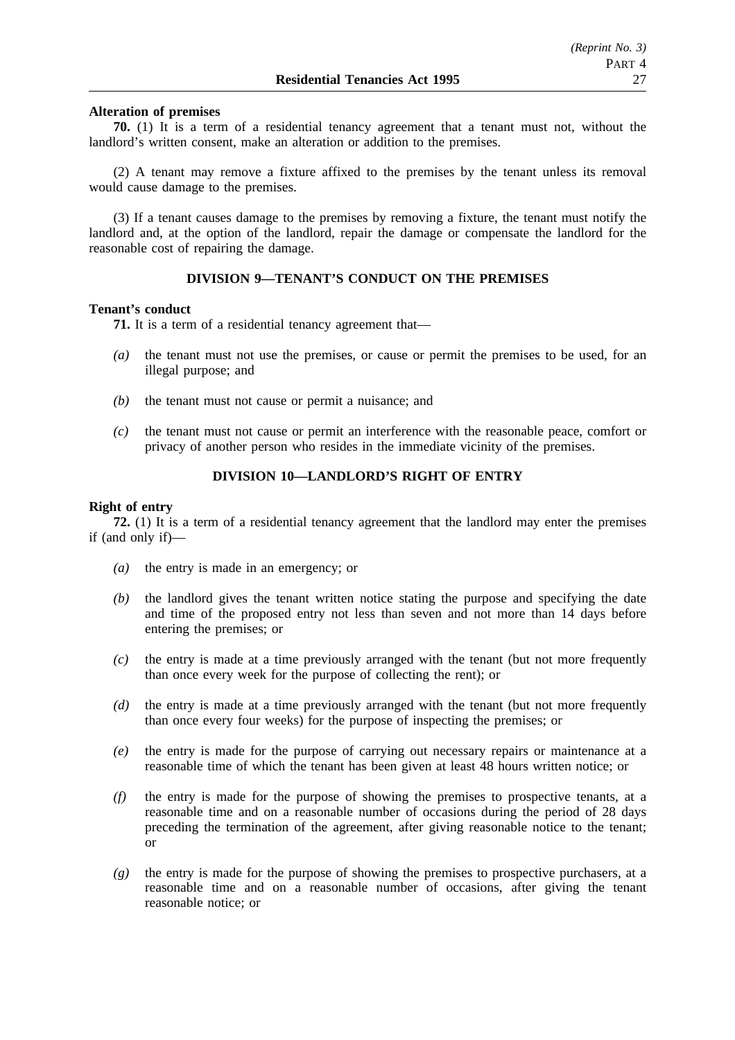**Alteration of premises**

**70.** (1) It is a term of a residential tenancy agreement that a tenant must not, without the landlord's written consent, make an alteration or addition to the premises.

(2) A tenant may remove a fixture affixed to the premises by the tenant unless its removal would cause damage to the premises.

(3) If a tenant causes damage to the premises by removing a fixture, the tenant must notify the landlord and, at the option of the landlord, repair the damage or compensate the landlord for the reasonable cost of repairing the damage.

## DIVISION 9—TENANT'S CONDUCT ON THE PREMISES

**Tenant's conduct**

**71.** It is a term of a residential tenancy agreement that—

*(a)* the tenant must not use the premises, or cause or permit the premises to be used, for an illegal purpose; and

*(b)* the tenant must not cause or permit a nuisance; and

*(c)* the tenant must not cause or permit an interference with the reasonable peace, comfort or privacy of another person who resides in the immediate vicinity of the premises.

## DIVISION 10—LANDLORD'S RIGHT OF ENTRY

**Right of entry**

**72.** (1) It is a term of a residential tenancy agreement that the landlord may enter the premises if (and only if)—

*(a)* the entry is made in an emergency; or

*(b)* the landlord gives the tenant written notice stating the purpose and specifying the date and time of the proposed entry not less than seven and not more than 14 days before entering the premises; or

*(c)* the entry is made at a time previously arranged with the tenant (but not more frequently than once every week for the purpose of collecting the rent); or

*(d)* the entry is made at a time previously arranged with the tenant (but not more frequently than once every four weeks) for the purpose of inspecting the premises; or

*(e)* the entry is made for the purpose of carrying out necessary repairs or maintenance at a reasonable time of which the tenant has been given at least 48 hours written notice; or

*(f)* the entry is made for the purpose of showing the premises to prospective tenants, at a reasonable time and on a reasonable number of occasions during the period of 28 days preceding the termination of the agreement, after giving reasonable notice to the tenant; or

*(g)* the entry is made for the purpose of showing the premises to prospective purchasers, at a reasonable time and on a reasonable number of occasions, after giving the tenant reasonable notice; or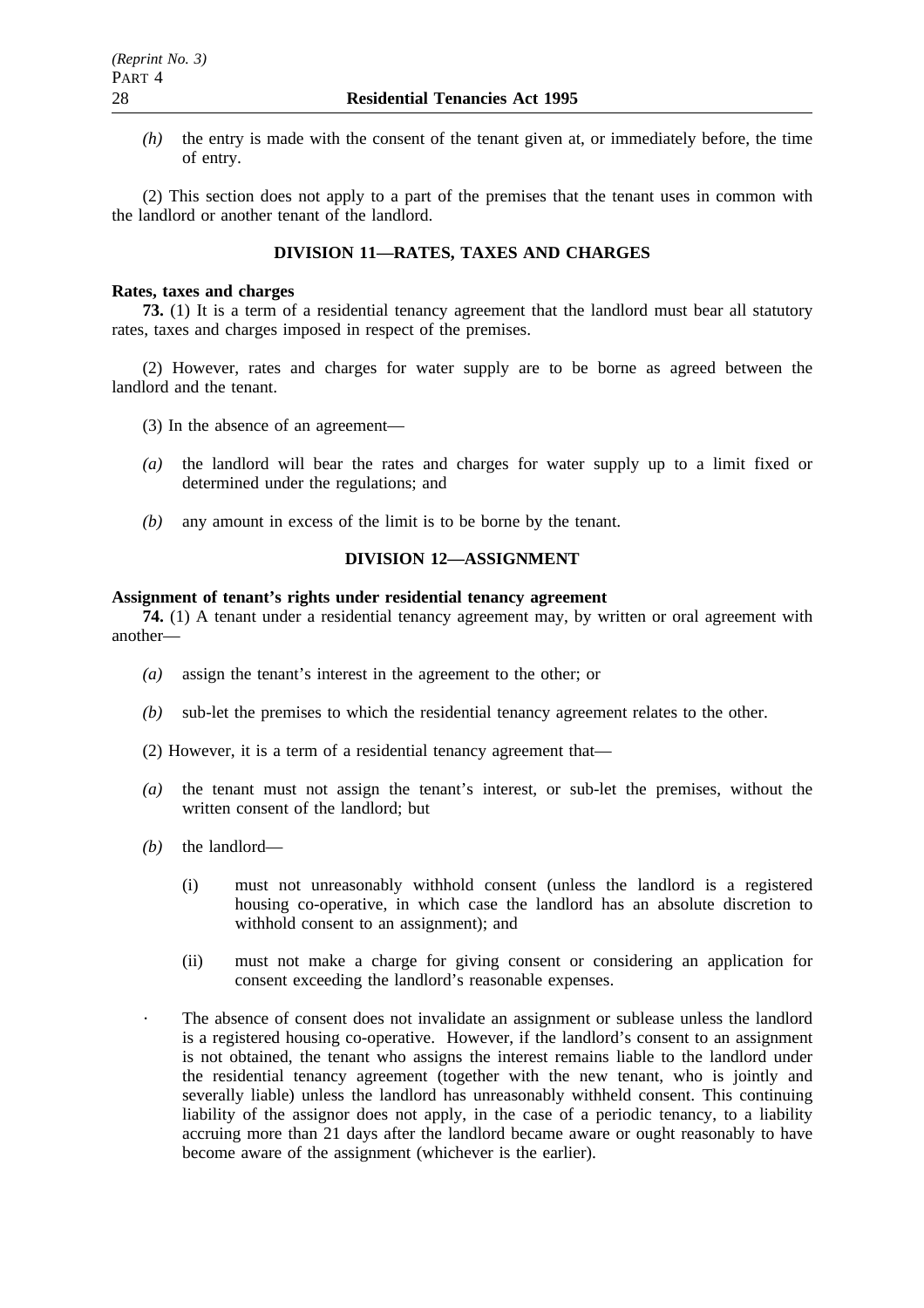*(h)* the entry is made with the consent of the tenant given at, or immediately before, the time of entry.

(2) This section does not apply to a part of the premises that the tenant uses in common with the landlord or another tenant of the landlord.

## DIVISION 11—RATES, TAXES AND CHARGES

**Rates, taxes and charges**

**73.** (1) It is a term of a residential tenancy agreement that the landlord must bear all statutory rates, taxes and charges imposed in respect of the premises.

(2) However, rates and charges for water supply are to be borne as agreed between the landlord and the tenant.

(3) In the absence of an agreement—

*(a)* the landlord will bear the rates and charges for water supply up to a limit fixed or determined under the regulations; and

*(b)* any amount in excess of the limit is to be borne by the tenant.

## DIVISION 12—ASSIGNMENT

**Assignment of tenant's rights under residential tenancy agreement**

**74.** (1) A tenant under a residential tenancy agreement may, by written or oral agreement with another—

*(a)* assign the tenant's interest in the agreement to the other; or

*(b)* sub-let the premises to which the residential tenancy agreement relates to the other.

(2) However, it is a term of a residential tenancy agreement that—

*(a)* the tenant must not assign the tenant's interest, or sub-let the premises, without the written consent of the landlord; but

*(b)* the landlord—

(i) must not unreasonably withhold consent (unless the landlord is a registered housing co-operative, in which case the landlord has an absolute discretion to withhold consent to an assignment); and

(ii) must not make a charge for giving consent or considering an application for consent exceeding the landlord's reasonable expenses.

· The absence of consent does not invalidate an assignment or sublease unless the landlord is a registered housing co-operative. However, if the landlord's consent to an assignment is not obtained, the tenant who assigns the interest remains liable to the landlord under the residential tenancy agreement (together with the new tenant, who is jointly and severally liable) unless the landlord has unreasonably withheld consent. This continuing liability of the assignor does not apply, in the case of a periodic tenancy, to a liability accruing more than 21 days after the landlord became aware or ought reasonably to have become aware of the assignment (whichever is the earlier).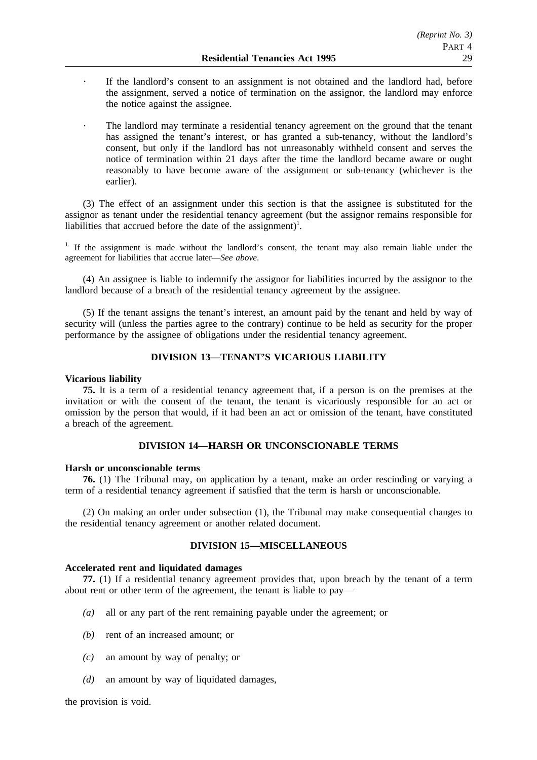- If the landlord's consent to an assignment is not obtained and the landlord had, before the assignment, served a notice of termination on the assignor, the landlord may enforce the notice against the assignee.

- The landlord may terminate a residential tenancy agreement on the ground that the tenant has assigned the tenant's interest, or has granted a sub-tenancy, without the landlord's consent, but only if the landlord has not unreasonably withheld consent and serves the notice of termination within 21 days after the time the landlord became aware or ought reasonably to have become aware of the assignment or sub-tenancy (whichever is the earlier).

(3) The effect of an assignment under this section is that the assignee is substituted for the assignor as tenant under the residential tenancy agreement (but the assignor remains responsible for liabilities that accrued before the date of the assignment)[1].

[1] If the assignment is made without the landlord's consent, the tenant may also remain liable under the agreement for liabilities that accrue later—*See above*.

(4) An assignee is liable to indemnify the assignor for liabilities incurred by the assignor to the landlord because of a breach of the residential tenancy agreement by the assignee.

(5) If the tenant assigns the tenant's interest, an amount paid by the tenant and held by way of security will (unless the parties agree to the contrary) continue to be held as security for the proper performance by the assignee of obligations under the residential tenancy agreement.

## DIVISION 13—TENANT'S VICARIOUS LIABILITY

**Vicarious liability**

**75.** It is a term of a residential tenancy agreement that, if a person is on the premises at the invitation or with the consent of the tenant, the tenant is vicariously responsible for an act or omission by the person that would, if it had been an act or omission of the tenant, have constituted a breach of the agreement.

## DIVISION 14—HARSH OR UNCONSCIONABLE TERMS

**Harsh or unconscionable terms**

**76.** (1) The Tribunal may, on application by a tenant, make an order rescinding or varying a term of a residential tenancy agreement if satisfied that the term is harsh or unconscionable.

(2) On making an order under subsection (1), the Tribunal may make consequential changes to the residential tenancy agreement or another related document.

## DIVISION 15—MISCELLANEOUS

**Accelerated rent and liquidated damages**

**77.** (1) If a residential tenancy agreement provides that, upon breach by the tenant of a term about rent or other term of the agreement, the tenant is liable to pay—

*(a)* all or any part of the rent remaining payable under the agreement; or

*(b)* rent of an increased amount; or

*(c)* an amount by way of penalty; or

*(d)* an amount by way of liquidated damages,

the provision is void.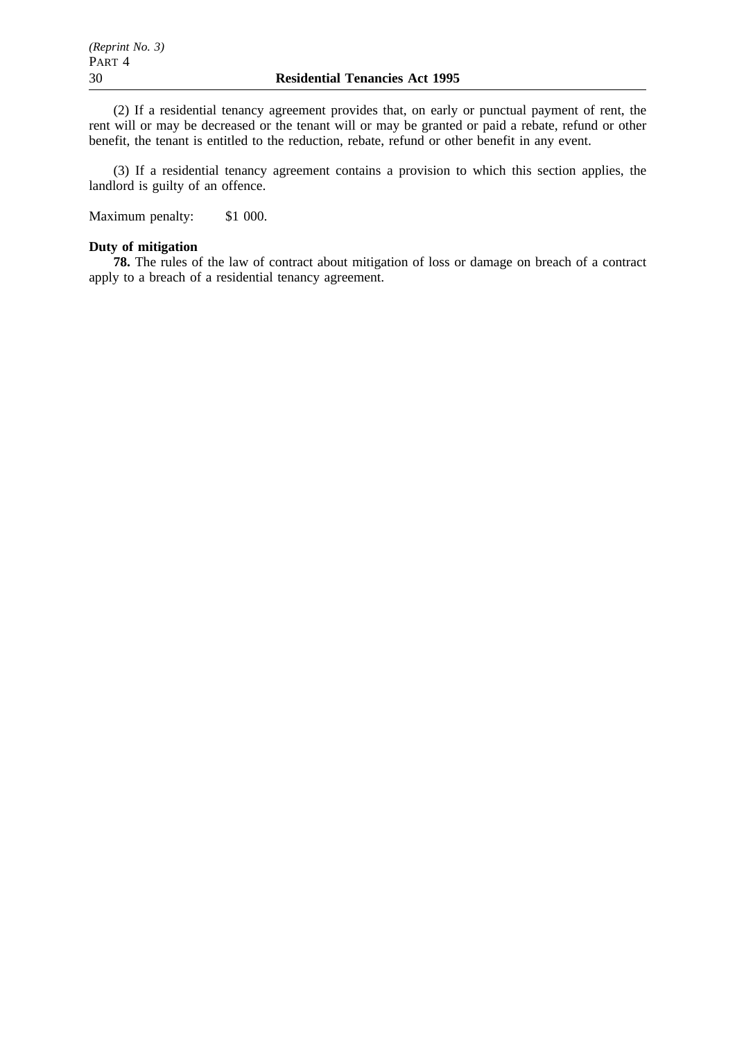(2) If a residential tenancy agreement provides that, on early or punctual payment of rent, the rent will or may be decreased or the tenant will or may be granted or paid a rebate, refund or other benefit, the tenant is entitled to the reduction, rebate, refund or other benefit in any event.

(3) If a residential tenancy agreement contains a provision to which this section applies, the landlord is guilty of an offence.

Maximum penalty: $1 000.

**Duty of mitigation**

**78.** The rules of the law of contract about mitigation of loss or damage on breach of a contract apply to a breach of a residential tenancy agreement.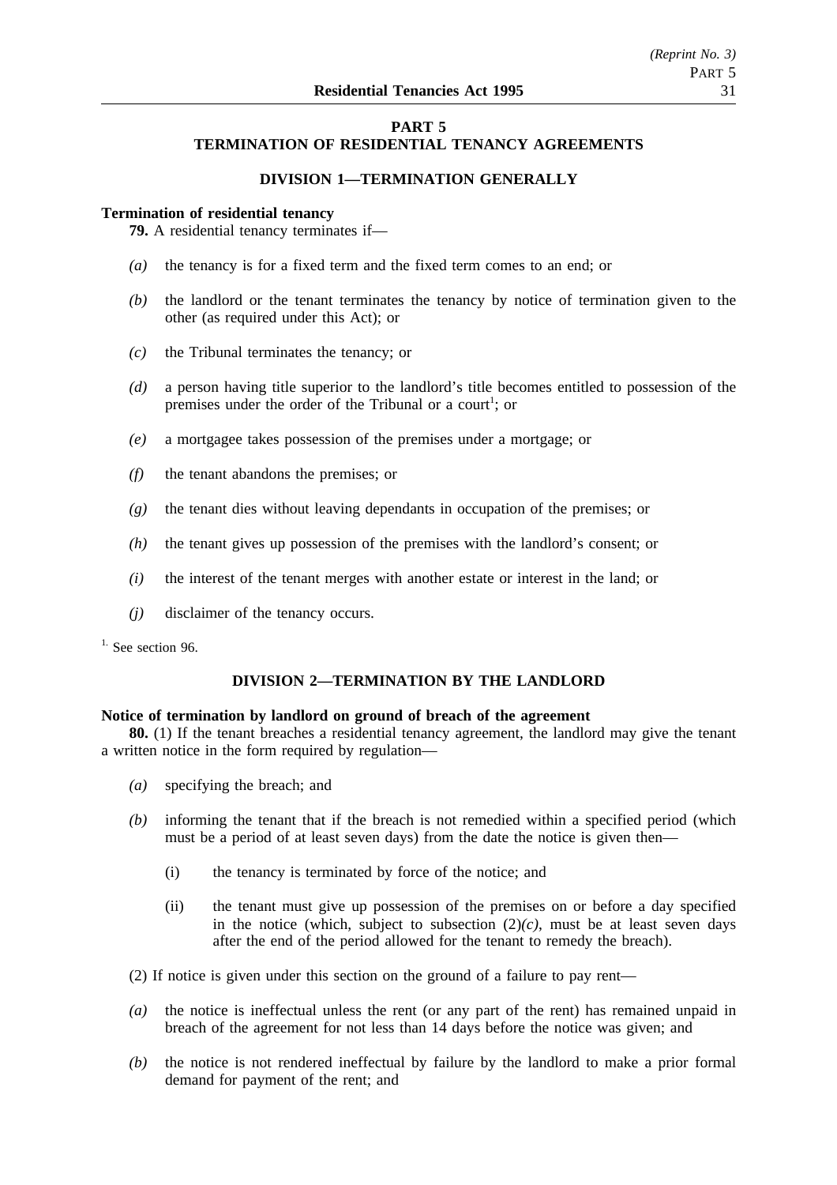## PART 5
## TERMINATION OF RESIDENTIAL TENANCY AGREEMENTS

### DIVISION 1—TERMINATION GENERALLY

**Termination of residential tenancy**

**79.** A residential tenancy terminates if—

*(a)* the tenancy is for a fixed term and the fixed term comes to an end; or

*(b)* the landlord or the tenant terminates the tenancy by notice of termination given to the other (as required under this Act); or

*(c)* the Tribunal terminates the tenancy; or

*(d)* a person having title superior to the landlord's title becomes entitled to possession of the premises under the order of the Tribunal or a court[1]; or

*(e)* a mortgagee takes possession of the premises under a mortgage; or

*(f)* the tenant abandons the premises; or

*(g)* the tenant dies without leaving dependants in occupation of the premises; or

*(h)* the tenant gives up possession of the premises with the landlord's consent; or

*(i)* the interest of the tenant merges with another estate or interest in the land; or

*(j)* disclaimer of the tenancy occurs.

[1.] See section 96.

### DIVISION 2—TERMINATION BY THE LANDLORD

**Notice of termination by landlord on ground of breach of the agreement**

**80.** (1) If the tenant breaches a residential tenancy agreement, the landlord may give the tenant a written notice in the form required by regulation—

*(a)* specifying the breach; and

*(b)* informing the tenant that if the breach is not remedied within a specified period (which must be a period of at least seven days) from the date the notice is given then—

(i) the tenancy is terminated by force of the notice; and

(ii) the tenant must give up possession of the premises on or before a day specified in the notice (which, subject to subsection (2)*(c)*, must be at least seven days after the end of the period allowed for the tenant to remedy the breach).

(2) If notice is given under this section on the ground of a failure to pay rent—

*(a)* the notice is ineffectual unless the rent (or any part of the rent) has remained unpaid in breach of the agreement for not less than 14 days before the notice was given; and

*(b)* the notice is not rendered ineffectual by failure by the landlord to make a prior formal demand for payment of the rent; and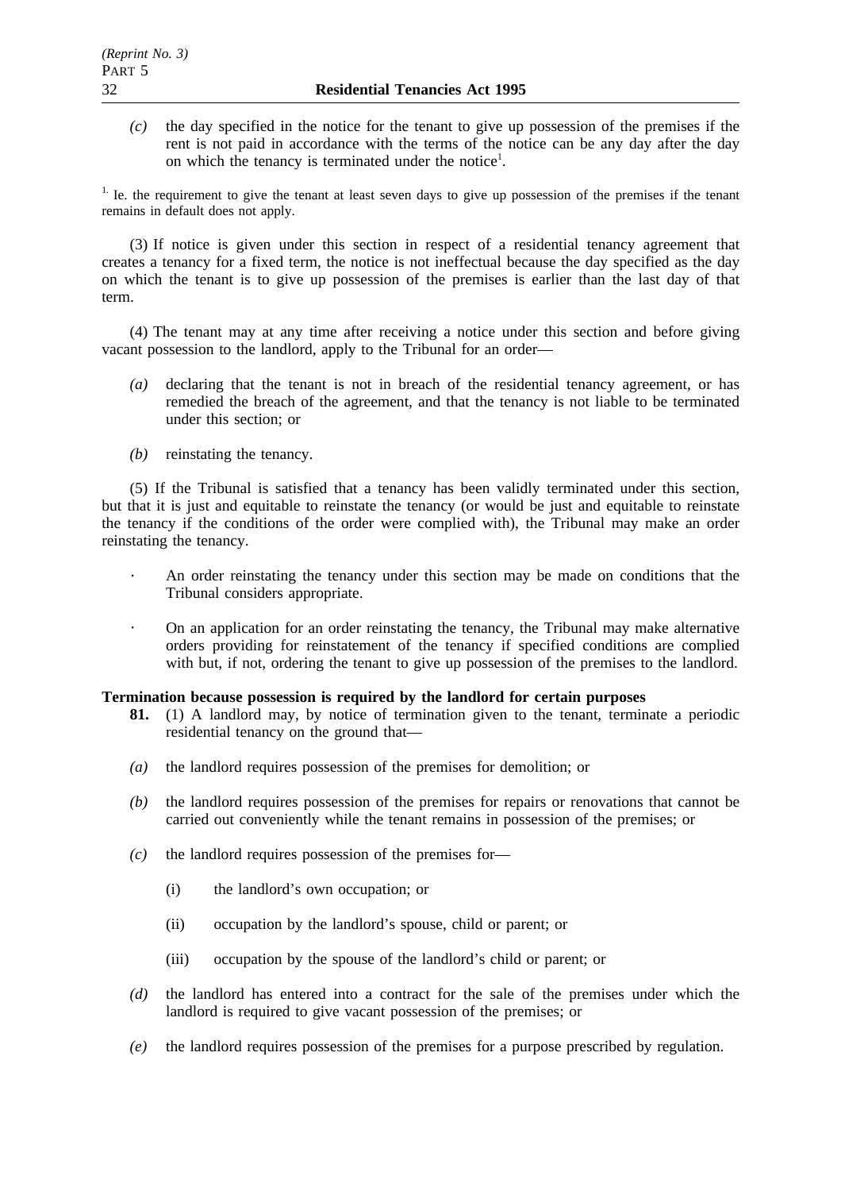*(c)* the day specified in the notice for the tenant to give up possession of the premises if the rent is not paid in accordance with the terms of the notice can be any day after the day on which the tenancy is terminated under the notice[1].

[1] Ie. the requirement to give the tenant at least seven days to give up possession of the premises if the tenant remains in default does not apply.

(3) If notice is given under this section in respect of a residential tenancy agreement that creates a tenancy for a fixed term, the notice is not ineffectual because the day specified as the day on which the tenant is to give up possession of the premises is earlier than the last day of that term.

(4) The tenant may at any time after receiving a notice under this section and before giving vacant possession to the landlord, apply to the Tribunal for an order—

*(a)* declaring that the tenant is not in breach of the residential tenancy agreement, or has remedied the breach of the agreement, and that the tenancy is not liable to be terminated under this section; or

*(b)* reinstating the tenancy.

(5) If the Tribunal is satisfied that a tenancy has been validly terminated under this section, but that it is just and equitable to reinstate the tenancy (or would be just and equitable to reinstate the tenancy if the conditions of the order were complied with), the Tribunal may make an order reinstating the tenancy.

- An order reinstating the tenancy under this section may be made on conditions that the Tribunal considers appropriate.
- On an application for an order reinstating the tenancy, the Tribunal may make alternative orders providing for reinstatement of the tenancy if specified conditions are complied with but, if not, ordering the tenant to give up possession of the premises to the landlord.

**Termination because possession is required by the landlord for certain purposes**

**81.** (1) A landlord may, by notice of termination given to the tenant, terminate a periodic residential tenancy on the ground that—

*(a)* the landlord requires possession of the premises for demolition; or

*(b)* the landlord requires possession of the premises for repairs or renovations that cannot be carried out conveniently while the tenant remains in possession of the premises; or

*(c)* the landlord requires possession of the premises for—

(i) the landlord's own occupation; or

(ii) occupation by the landlord's spouse, child or parent; or

(iii) occupation by the spouse of the landlord's child or parent; or

*(d)* the landlord has entered into a contract for the sale of the premises under which the landlord is required to give vacant possession of the premises; or

*(e)* the landlord requires possession of the premises for a purpose prescribed by regulation.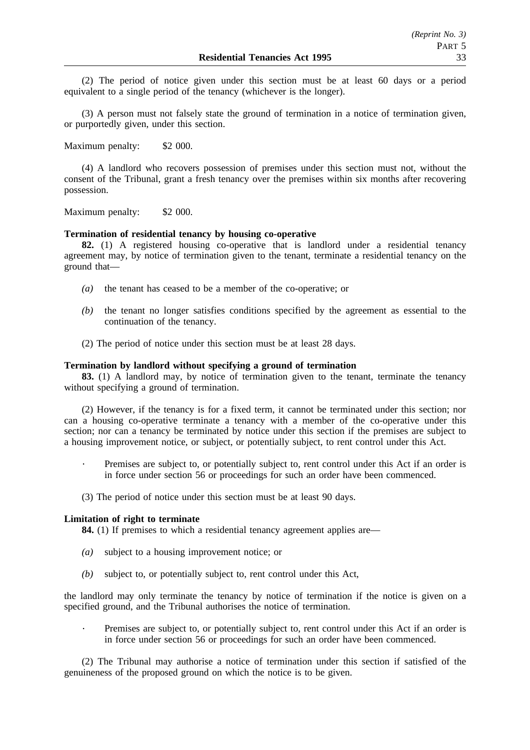(2) The period of notice given under this section must be at least 60 days or a period equivalent to a single period of the tenancy (whichever is the longer).

(3) A person must not falsely state the ground of termination in a notice of termination given, or purportedly given, under this section.

Maximum penalty: $2 000.

(4) A landlord who recovers possession of premises under this section must not, without the consent of the Tribunal, grant a fresh tenancy over the premises within six months after recovering possession.

Maximum penalty: $2 000.

**Termination of residential tenancy by housing co-operative**

**82.** (1) A registered housing co-operative that is landlord under a residential tenancy agreement may, by notice of termination given to the tenant, terminate a residential tenancy on the ground that—

*(a)* the tenant has ceased to be a member of the co-operative; or

*(b)* the tenant no longer satisfies conditions specified by the agreement as essential to the continuation of the tenancy.

(2) The period of notice under this section must be at least 28 days.

**Termination by landlord without specifying a ground of termination**

**83.** (1) A landlord may, by notice of termination given to the tenant, terminate the tenancy without specifying a ground of termination.

(2) However, if the tenancy is for a fixed term, it cannot be terminated under this section; nor can a housing co-operative terminate a tenancy with a member of the co-operative under this section; nor can a tenancy be terminated by notice under this section if the premises are subject to a housing improvement notice, or subject, or potentially subject, to rent control under this Act.

· Premises are subject to, or potentially subject to, rent control under this Act if an order is in force under section 56 or proceedings for such an order have been commenced.

(3) The period of notice under this section must be at least 90 days.

**Limitation of right to terminate**

**84.** (1) If premises to which a residential tenancy agreement applies are—

*(a)* subject to a housing improvement notice; or

*(b)* subject to, or potentially subject to, rent control under this Act,

the landlord may only terminate the tenancy by notice of termination if the notice is given on a specified ground, and the Tribunal authorises the notice of termination.

· Premises are subject to, or potentially subject to, rent control under this Act if an order is in force under section 56 or proceedings for such an order have been commenced.

(2) The Tribunal may authorise a notice of termination under this section if satisfied of the genuineness of the proposed ground on which the notice is to be given.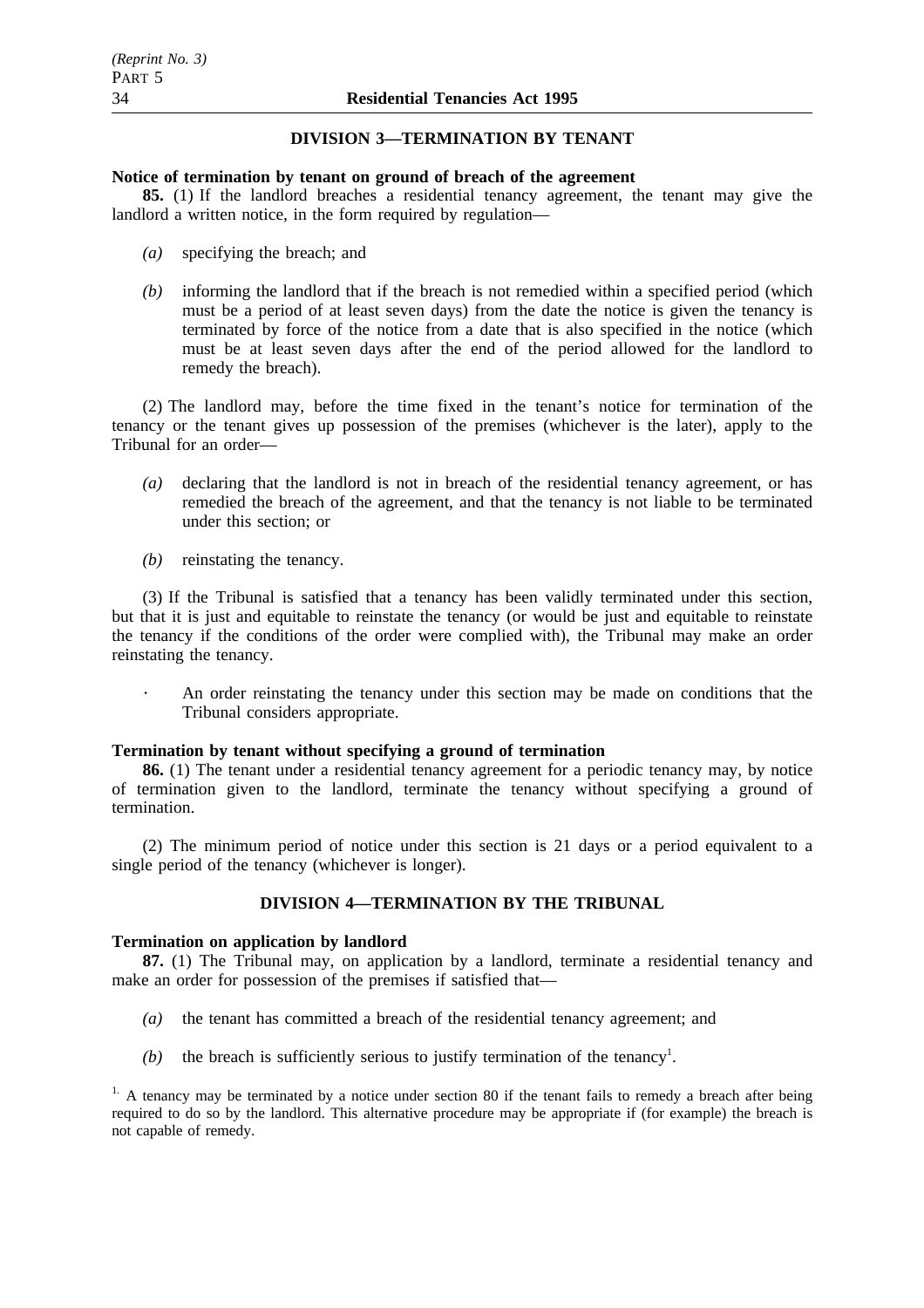## DIVISION 3—TERMINATION BY TENANT

**Notice of termination by tenant on ground of breach of the agreement**

**85.** (1) If the landlord breaches a residential tenancy agreement, the tenant may give the landlord a written notice, in the form required by regulation—

- *(a)* specifying the breach; and
- *(b)* informing the landlord that if the breach is not remedied within a specified period (which must be a period of at least seven days) from the date the notice is given the tenancy is terminated by force of the notice from a date that is also specified in the notice (which must be at least seven days after the end of the period allowed for the landlord to remedy the breach).

(2) The landlord may, before the time fixed in the tenant's notice for termination of the tenancy or the tenant gives up possession of the premises (whichever is the later), apply to the Tribunal for an order—

- *(a)* declaring that the landlord is not in breach of the residential tenancy agreement, or has remedied the breach of the agreement, and that the tenancy is not liable to be terminated under this section; or
- *(b)* reinstating the tenancy.

(3) If the Tribunal is satisfied that a tenancy has been validly terminated under this section, but that it is just and equitable to reinstate the tenancy (or would be just and equitable to reinstate the tenancy if the conditions of the order were complied with), the Tribunal may make an order reinstating the tenancy.

· An order reinstating the tenancy under this section may be made on conditions that the Tribunal considers appropriate.

**Termination by tenant without specifying a ground of termination**

**86.** (1) The tenant under a residential tenancy agreement for a periodic tenancy may, by notice of termination given to the landlord, terminate the tenancy without specifying a ground of termination.

(2) The minimum period of notice under this section is 21 days or a period equivalent to a single period of the tenancy (whichever is longer).

## DIVISION 4—TERMINATION BY THE TRIBUNAL

**Termination on application by landlord**

**87.** (1) The Tribunal may, on application by a landlord, terminate a residential tenancy and make an order for possession of the premises if satisfied that—

- *(a)* the tenant has committed a breach of the residential tenancy agreement; and
- *(b)* the breach is sufficiently serious to justify termination of the tenancy[1].

[1] A tenancy may be terminated by a notice under section 80 if the tenant fails to remedy a breach after being required to do so by the landlord. This alternative procedure may be appropriate if (for example) the breach is not capable of remedy.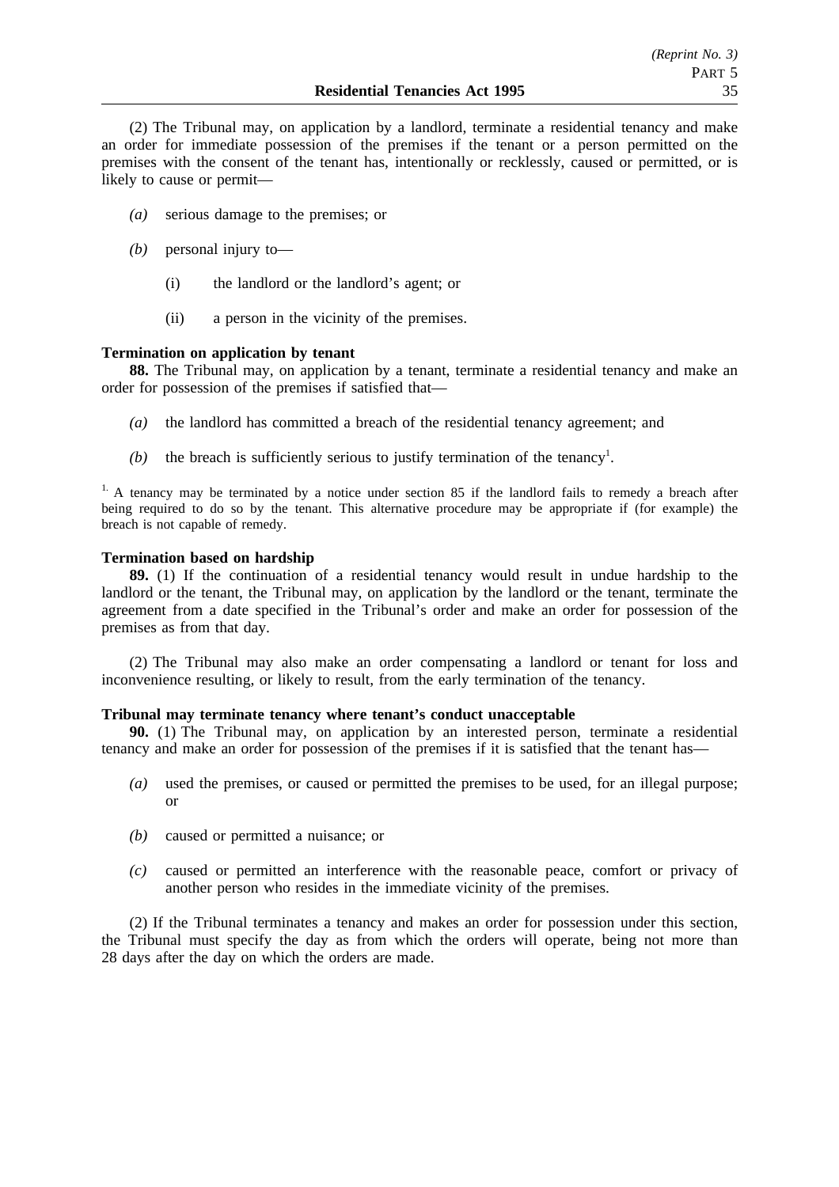(2) The Tribunal may, on application by a landlord, terminate a residential tenancy and make an order for immediate possession of the premises if the tenant or a person permitted on the premises with the consent of the tenant has, intentionally or recklessly, caused or permitted, or is likely to cause or permit—

- *(a)* serious damage to the premises; or
- *(b)* personal injury to—
  - (i) the landlord or the landlord's agent; or
  - (ii) a person in the vicinity of the premises.

**Termination on application by tenant**

**88.** The Tribunal may, on application by a tenant, terminate a residential tenancy and make an order for possession of the premises if satisfied that—

- *(a)* the landlord has committed a breach of the residential tenancy agreement; and
- *(b)* the breach is sufficiently serious to justify termination of the tenancy[1].

[1] A tenancy may be terminated by a notice under section 85 if the landlord fails to remedy a breach after being required to do so by the tenant. This alternative procedure may be appropriate if (for example) the breach is not capable of remedy.

**Termination based on hardship**

**89.** (1) If the continuation of a residential tenancy would result in undue hardship to the landlord or the tenant, the Tribunal may, on application by the landlord or the tenant, terminate the agreement from a date specified in the Tribunal's order and make an order for possession of the premises as from that day.

(2) The Tribunal may also make an order compensating a landlord or tenant for loss and inconvenience resulting, or likely to result, from the early termination of the tenancy.

**Tribunal may terminate tenancy where tenant's conduct unacceptable**

**90.** (1) The Tribunal may, on application by an interested person, terminate a residential tenancy and make an order for possession of the premises if it is satisfied that the tenant has—

- *(a)* used the premises, or caused or permitted the premises to be used, for an illegal purpose; or
- *(b)* caused or permitted a nuisance; or
- *(c)* caused or permitted an interference with the reasonable peace, comfort or privacy of another person who resides in the immediate vicinity of the premises.

(2) If the Tribunal terminates a tenancy and makes an order for possession under this section, the Tribunal must specify the day as from which the orders will operate, being not more than 28 days after the day on which the orders are made.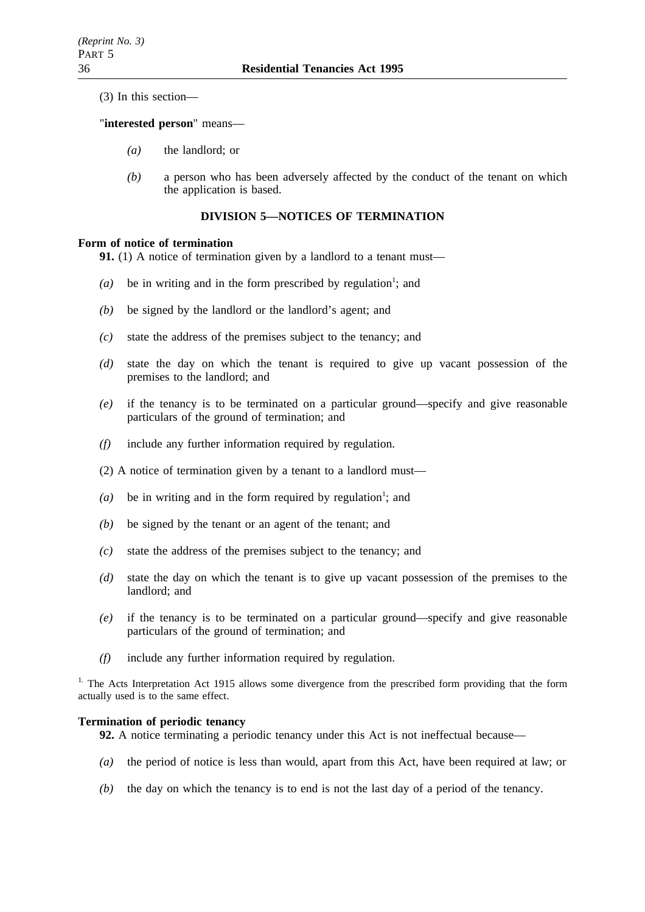(3) In this section—

"**interested person**" means—

*(a)* the landlord; or

*(b)* a person who has been adversely affected by the conduct of the tenant on which the application is based.

## DIVISION 5—NOTICES OF TERMINATION

### Form of notice of termination

**91.** (1) A notice of termination given by a landlord to a tenant must—

*(a)* be in writing and in the form prescribed by regulation[1]; and

*(b)* be signed by the landlord or the landlord's agent; and

*(c)* state the address of the premises subject to the tenancy; and

*(d)* state the day on which the tenant is required to give up vacant possession of the premises to the landlord; and

*(e)* if the tenancy is to be terminated on a particular ground—specify and give reasonable particulars of the ground of termination; and

*(f)* include any further information required by regulation.

(2) A notice of termination given by a tenant to a landlord must—

*(a)* be in writing and in the form required by regulation[1]; and

*(b)* be signed by the tenant or an agent of the tenant; and

*(c)* state the address of the premises subject to the tenancy; and

*(d)* state the day on which the tenant is to give up vacant possession of the premises to the landlord; and

*(e)* if the tenancy is to be terminated on a particular ground—specify and give reasonable particulars of the ground of termination; and

*(f)* include any further information required by regulation.

[1.] The Acts Interpretation Act 1915 allows some divergence from the prescribed form providing that the form actually used is to the same effect.

### Termination of periodic tenancy

**92.** A notice terminating a periodic tenancy under this Act is not ineffectual because—

*(a)* the period of notice is less than would, apart from this Act, have been required at law; or

*(b)* the day on which the tenancy is to end is not the last day of a period of the tenancy.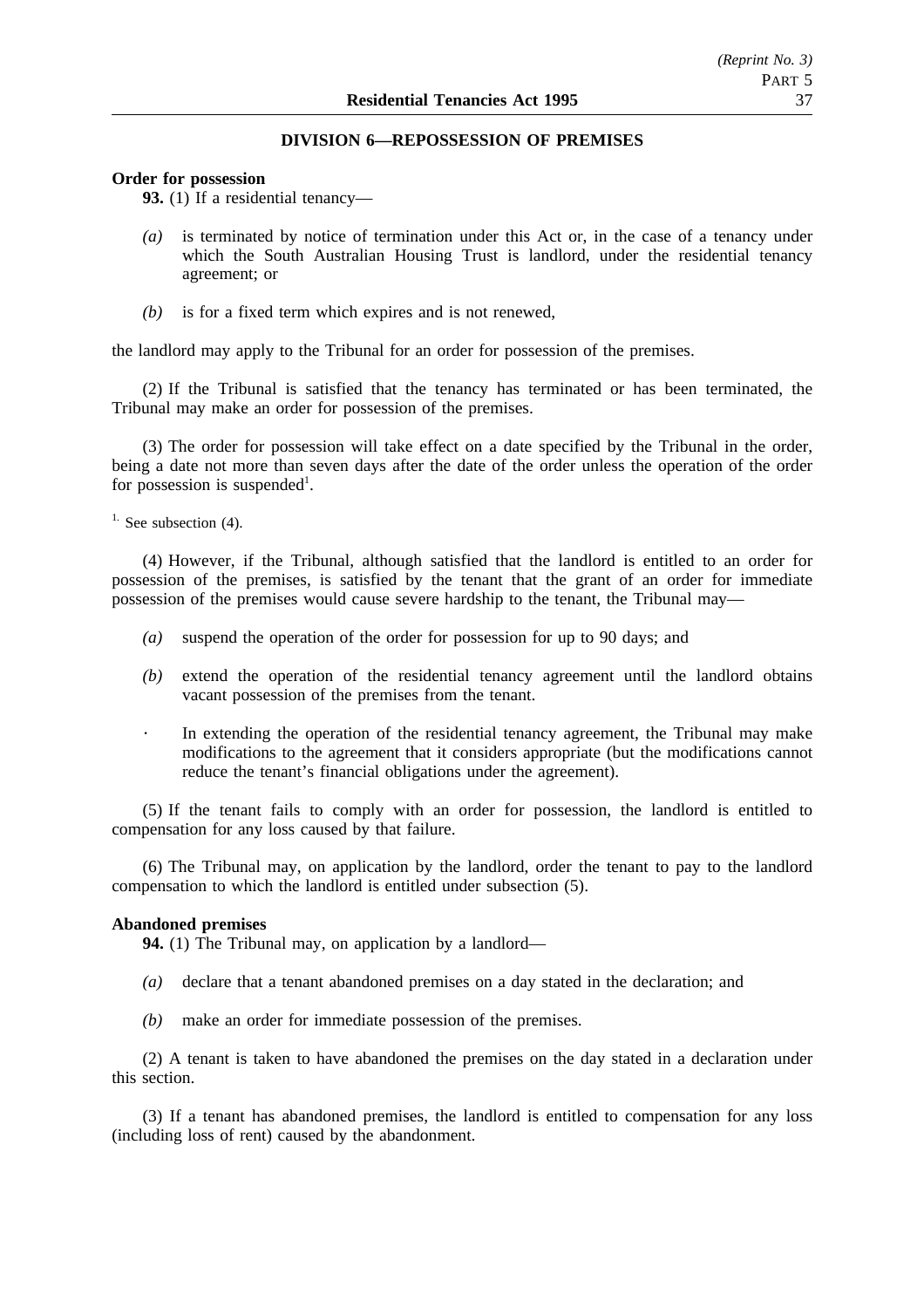## DIVISION 6—REPOSSESSION OF PREMISES

**Order for possession**

**93.** (1) If a residential tenancy—

*(a)* is terminated by notice of termination under this Act or, in the case of a tenancy under which the South Australian Housing Trust is landlord, under the residential tenancy agreement; or

*(b)* is for a fixed term which expires and is not renewed,

the landlord may apply to the Tribunal for an order for possession of the premises.

(2) If the Tribunal is satisfied that the tenancy has terminated or has been terminated, the Tribunal may make an order for possession of the premises.

(3) The order for possession will take effect on a date specified by the Tribunal in the order, being a date not more than seven days after the date of the order unless the operation of the order for possession is suspended[1].

[1.] See subsection (4).

(4) However, if the Tribunal, although satisfied that the landlord is entitled to an order for possession of the premises, is satisfied by the tenant that the grant of an order for immediate possession of the premises would cause severe hardship to the tenant, the Tribunal may—

*(a)* suspend the operation of the order for possession for up to 90 days; and

*(b)* extend the operation of the residential tenancy agreement until the landlord obtains vacant possession of the premises from the tenant.

· In extending the operation of the residential tenancy agreement, the Tribunal may make modifications to the agreement that it considers appropriate (but the modifications cannot reduce the tenant's financial obligations under the agreement).

(5) If the tenant fails to comply with an order for possession, the landlord is entitled to compensation for any loss caused by that failure.

(6) The Tribunal may, on application by the landlord, order the tenant to pay to the landlord compensation to which the landlord is entitled under subsection (5).

**Abandoned premises**

**94.** (1) The Tribunal may, on application by a landlord—

*(a)* declare that a tenant abandoned premises on a day stated in the declaration; and

*(b)* make an order for immediate possession of the premises.

(2) A tenant is taken to have abandoned the premises on the day stated in a declaration under this section.

(3) If a tenant has abandoned premises, the landlord is entitled to compensation for any loss (including loss of rent) caused by the abandonment.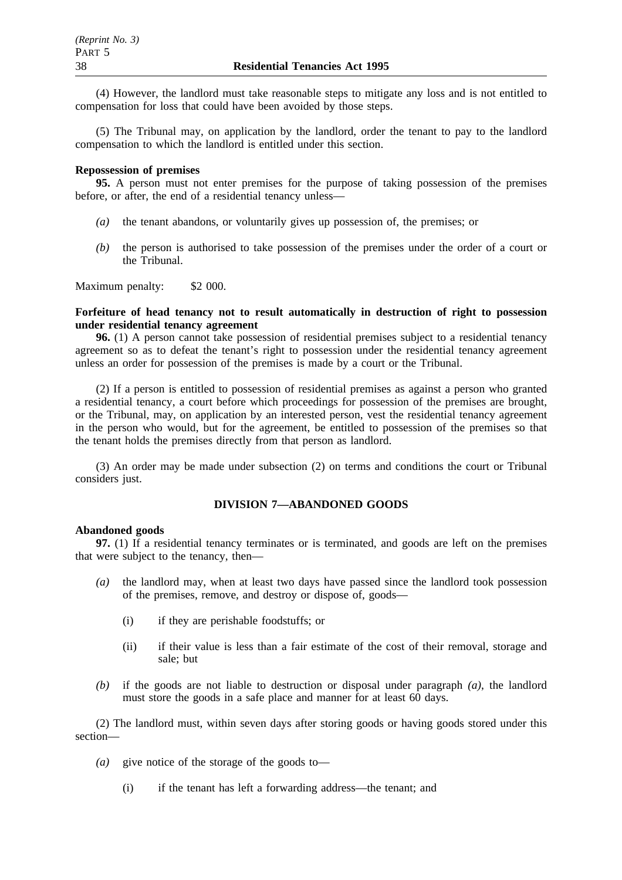(4) However, the landlord must take reasonable steps to mitigate any loss and is not entitled to compensation for loss that could have been avoided by those steps.

(5) The Tribunal may, on application by the landlord, order the tenant to pay to the landlord compensation to which the landlord is entitled under this section.

**Repossession of premises**

**95.** A person must not enter premises for the purpose of taking possession of the premises before, or after, the end of a residential tenancy unless—

*(a)* the tenant abandons, or voluntarily gives up possession of, the premises; or

*(b)* the person is authorised to take possession of the premises under the order of a court or the Tribunal.

Maximum penalty: $2 000.

**Forfeiture of head tenancy not to result automatically in destruction of right to possession under residential tenancy agreement**

**96.** (1) A person cannot take possession of residential premises subject to a residential tenancy agreement so as to defeat the tenant's right to possession under the residential tenancy agreement unless an order for possession of the premises is made by a court or the Tribunal.

(2) If a person is entitled to possession of residential premises as against a person who granted a residential tenancy, a court before which proceedings for possession of the premises are brought, or the Tribunal, may, on application by an interested person, vest the residential tenancy agreement in the person who would, but for the agreement, be entitled to possession of the premises so that the tenant holds the premises directly from that person as landlord.

(3) An order may be made under subsection (2) on terms and conditions the court or Tribunal considers just.

## DIVISION 7—ABANDONED GOODS

**Abandoned goods**

**97.** (1) If a residential tenancy terminates or is terminated, and goods are left on the premises that were subject to the tenancy, then—

*(a)* the landlord may, when at least two days have passed since the landlord took possession of the premises, remove, and destroy or dispose of, goods—

(i) if they are perishable foodstuffs; or

(ii) if their value is less than a fair estimate of the cost of their removal, storage and sale; but

*(b)* if the goods are not liable to destruction or disposal under paragraph *(a)*, the landlord must store the goods in a safe place and manner for at least 60 days.

(2) The landlord must, within seven days after storing goods or having goods stored under this section—

*(a)* give notice of the storage of the goods to—

(i) if the tenant has left a forwarding address—the tenant; and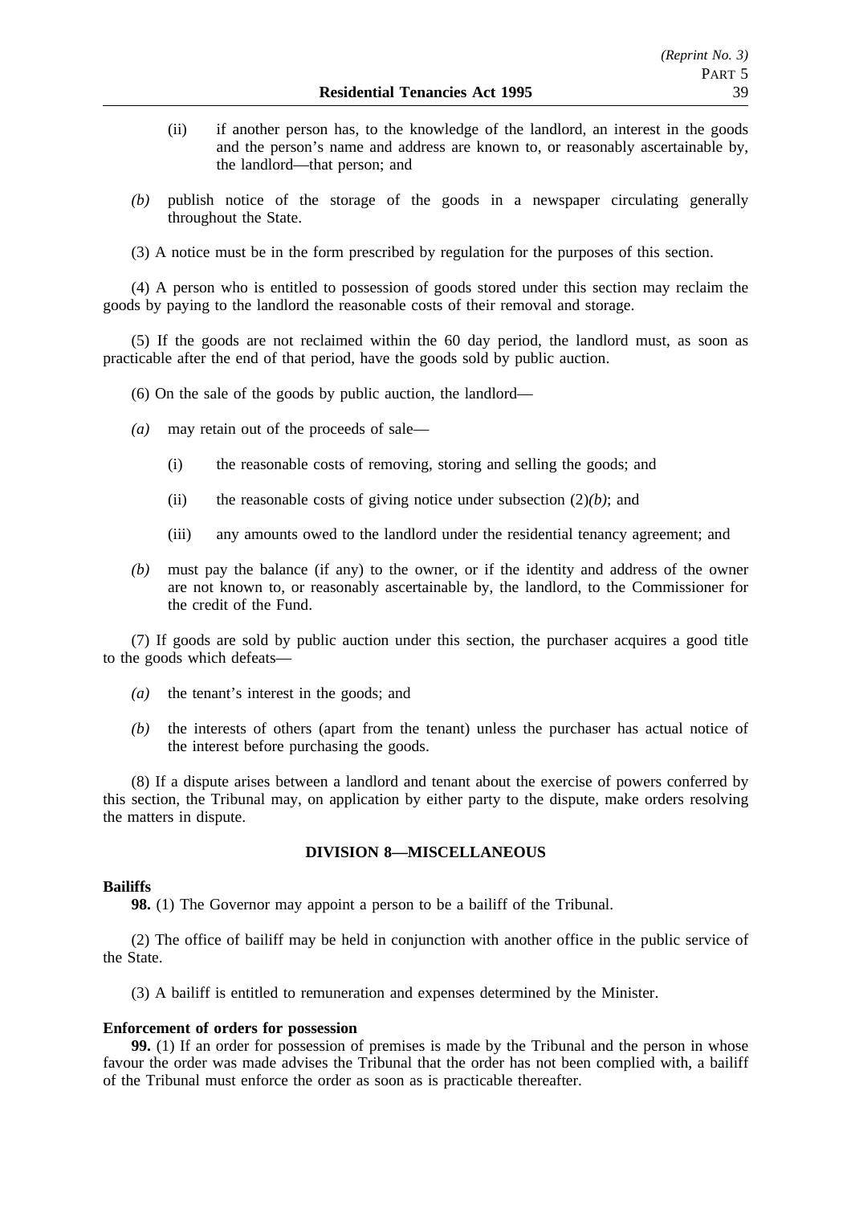(ii) if another person has, to the knowledge of the landlord, an interest in the goods and the person's name and address are known to, or reasonably ascertainable by, the landlord—that person; and

*(b)* publish notice of the storage of the goods in a newspaper circulating generally throughout the State.

(3) A notice must be in the form prescribed by regulation for the purposes of this section.

(4) A person who is entitled to possession of goods stored under this section may reclaim the goods by paying to the landlord the reasonable costs of their removal and storage.

(5) If the goods are not reclaimed within the 60 day period, the landlord must, as soon as practicable after the end of that period, have the goods sold by public auction.

(6) On the sale of the goods by public auction, the landlord—

*(a)* may retain out of the proceeds of sale—

(i) the reasonable costs of removing, storing and selling the goods; and

(ii) the reasonable costs of giving notice under subsection (2)*(b)*; and

(iii) any amounts owed to the landlord under the residential tenancy agreement; and

*(b)* must pay the balance (if any) to the owner, or if the identity and address of the owner are not known to, or reasonably ascertainable by, the landlord, to the Commissioner for the credit of the Fund.

(7) If goods are sold by public auction under this section, the purchaser acquires a good title to the goods which defeats—

*(a)* the tenant's interest in the goods; and

*(b)* the interests of others (apart from the tenant) unless the purchaser has actual notice of the interest before purchasing the goods.

(8) If a dispute arises between a landlord and tenant about the exercise of powers conferred by this section, the Tribunal may, on application by either party to the dispute, make orders resolving the matters in dispute.

## DIVISION 8—MISCELLANEOUS

**Bailiffs**

**98.** (1) The Governor may appoint a person to be a bailiff of the Tribunal.

(2) The office of bailiff may be held in conjunction with another office in the public service of the State.

(3) A bailiff is entitled to remuneration and expenses determined by the Minister.

**Enforcement of orders for possession**

**99.** (1) If an order for possession of premises is made by the Tribunal and the person in whose favour the order was made advises the Tribunal that the order has not been complied with, a bailiff of the Tribunal must enforce the order as soon as is practicable thereafter.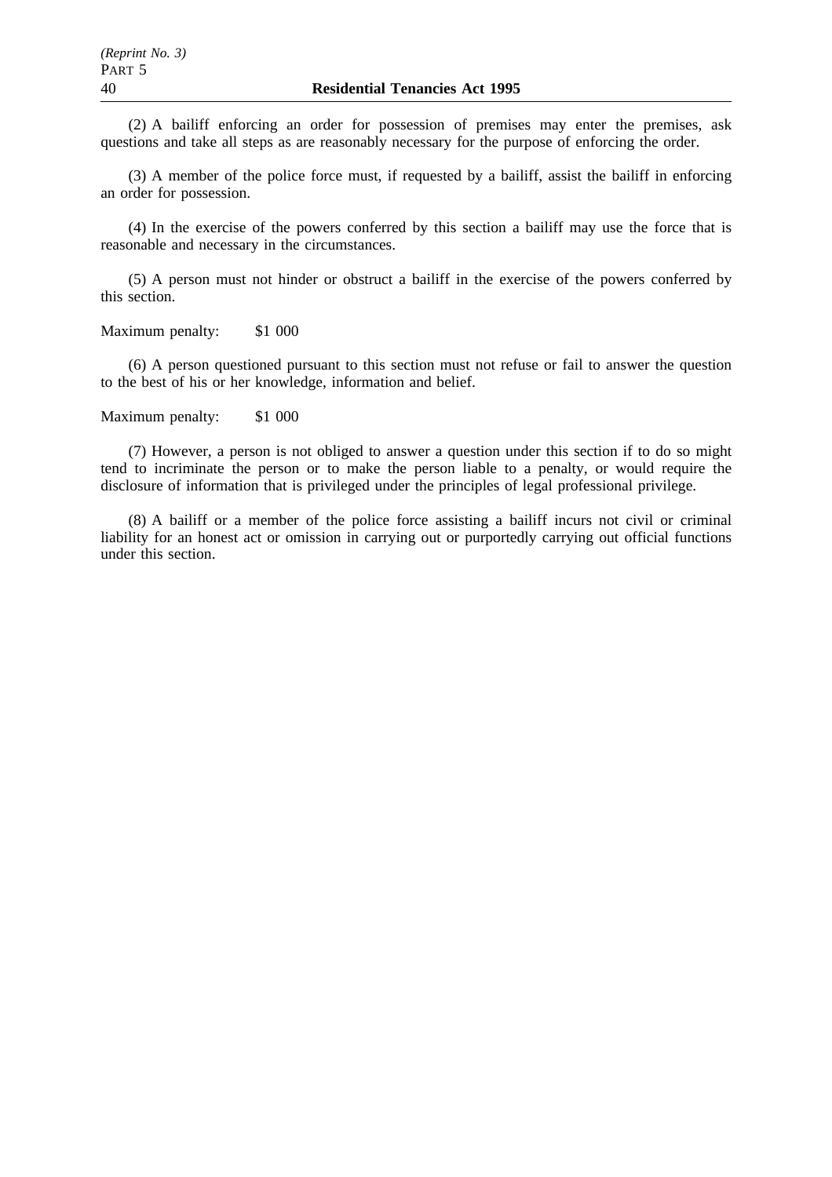(2) A bailiff enforcing an order for possession of premises may enter the premises, ask questions and take all steps as are reasonably necessary for the purpose of enforcing the order.

(3) A member of the police force must, if requested by a bailiff, assist the bailiff in enforcing an order for possession.

(4) In the exercise of the powers conferred by this section a bailiff may use the force that is reasonable and necessary in the circumstances.

(5) A person must not hinder or obstruct a bailiff in the exercise of the powers conferred by this section.

Maximum penalty: $1 000

(6) A person questioned pursuant to this section must not refuse or fail to answer the question to the best of his or her knowledge, information and belief.

Maximum penalty: $1 000

(7) However, a person is not obliged to answer a question under this section if to do so might tend to incriminate the person or to make the person liable to a penalty, or would require the disclosure of information that is privileged under the principles of legal professional privilege.

(8) A bailiff or a member of the police force assisting a bailiff incurs not civil or criminal liability for an honest act or omission in carrying out or purportedly carrying out official functions under this section.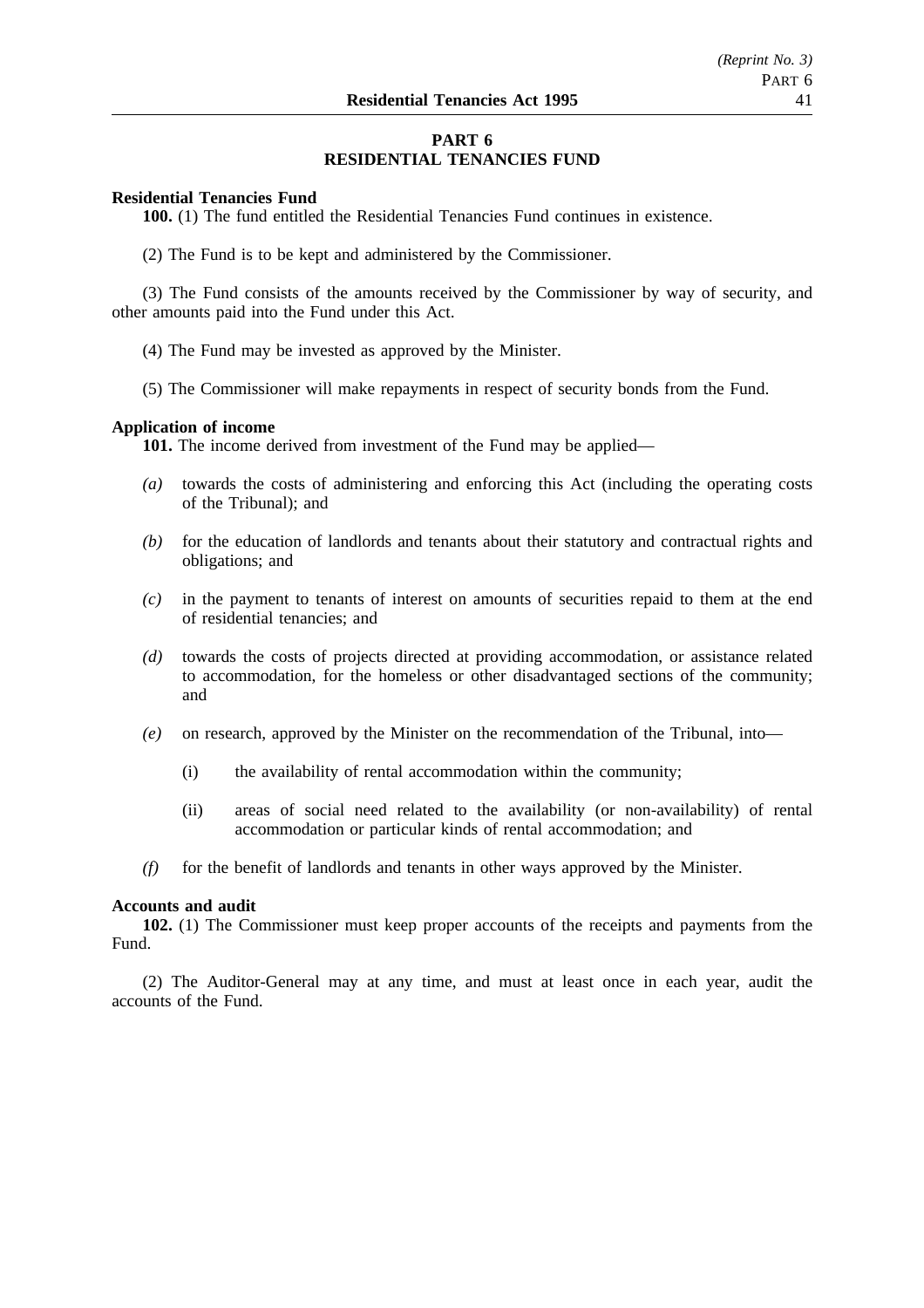## PART 6
## RESIDENTIAL TENANCIES FUND

**Residential Tenancies Fund**

**100.** (1) The fund entitled the Residential Tenancies Fund continues in existence.

(2) The Fund is to be kept and administered by the Commissioner.

(3) The Fund consists of the amounts received by the Commissioner by way of security, and other amounts paid into the Fund under this Act.

(4) The Fund may be invested as approved by the Minister.

(5) The Commissioner will make repayments in respect of security bonds from the Fund.

**Application of income**

**101.** The income derived from investment of the Fund may be applied—

*(a)* towards the costs of administering and enforcing this Act (including the operating costs of the Tribunal); and

*(b)* for the education of landlords and tenants about their statutory and contractual rights and obligations; and

*(c)* in the payment to tenants of interest on amounts of securities repaid to them at the end of residential tenancies; and

*(d)* towards the costs of projects directed at providing accommodation, or assistance related to accommodation, for the homeless or other disadvantaged sections of the community; and

*(e)* on research, approved by the Minister on the recommendation of the Tribunal, into—

(i) the availability of rental accommodation within the community;

(ii) areas of social need related to the availability (or non-availability) of rental accommodation or particular kinds of rental accommodation; and

*(f)* for the benefit of landlords and tenants in other ways approved by the Minister.

**Accounts and audit**

**102.** (1) The Commissioner must keep proper accounts of the receipts and payments from the Fund.

(2) The Auditor-General may at any time, and must at least once in each year, audit the accounts of the Fund.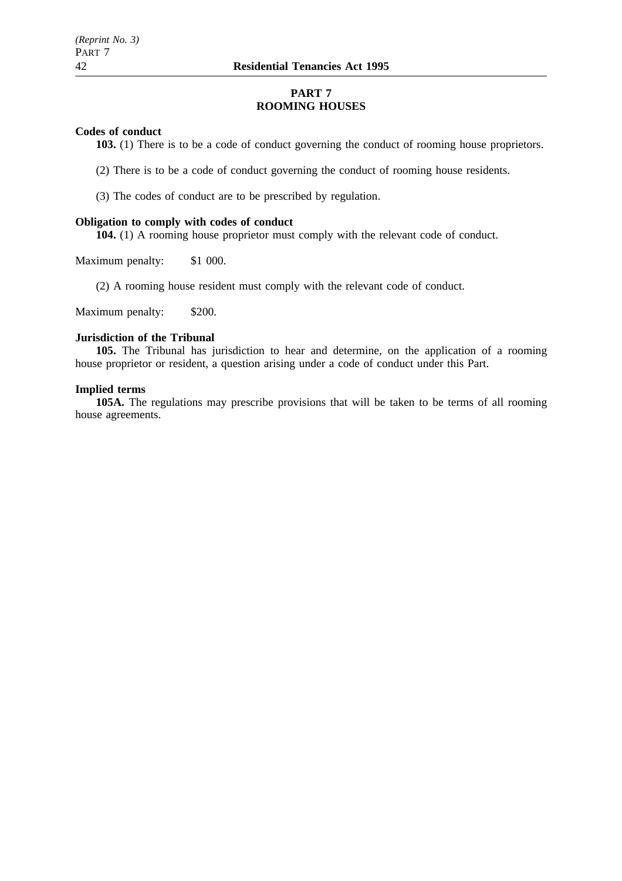## PART 7
## ROOMING HOUSES

**Codes of conduct**

**103.** (1) There is to be a code of conduct governing the conduct of rooming house proprietors.

(2) There is to be a code of conduct governing the conduct of rooming house residents.

(3) The codes of conduct are to be prescribed by regulation.

**Obligation to comply with codes of conduct**

**104.** (1) A rooming house proprietor must comply with the relevant code of conduct.

Maximum penalty: $1 000.

(2) A rooming house resident must comply with the relevant code of conduct.

Maximum penalty: $200.

**Jurisdiction of the Tribunal**

**105.** The Tribunal has jurisdiction to hear and determine, on the application of a rooming house proprietor or resident, a question arising under a code of conduct under this Part.

**Implied terms**

**105A.** The regulations may prescribe provisions that will be taken to be terms of all rooming house agreements.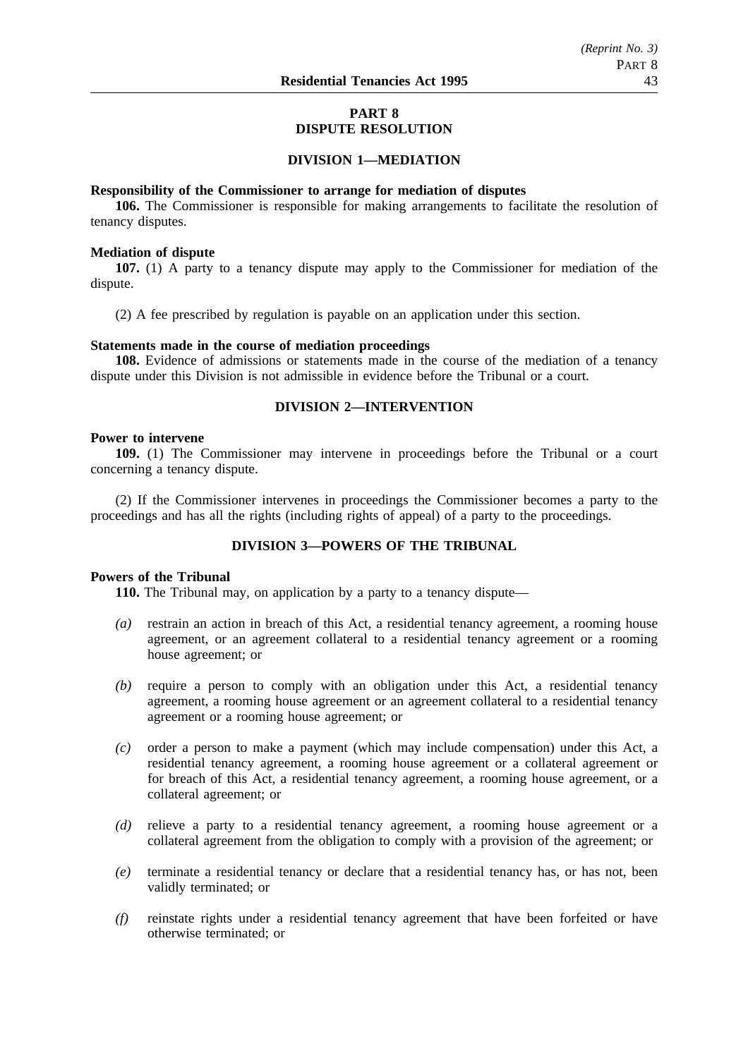# PART 8
# DISPUTE RESOLUTION

## DIVISION 1—MEDIATION

**Responsibility of the Commissioner to arrange for mediation of disputes**

**106.** The Commissioner is responsible for making arrangements to facilitate the resolution of tenancy disputes.

**Mediation of dispute**

**107.** (1) A party to a tenancy dispute may apply to the Commissioner for mediation of the dispute.

(2) A fee prescribed by regulation is payable on an application under this section.

**Statements made in the course of mediation proceedings**

**108.** Evidence of admissions or statements made in the course of the mediation of a tenancy dispute under this Division is not admissible in evidence before the Tribunal or a court.

## DIVISION 2—INTERVENTION

**Power to intervene**

**109.** (1) The Commissioner may intervene in proceedings before the Tribunal or a court concerning a tenancy dispute.

(2) If the Commissioner intervenes in proceedings the Commissioner becomes a party to the proceedings and has all the rights (including rights of appeal) of a party to the proceedings.

## DIVISION 3—POWERS OF THE TRIBUNAL

**Powers of the Tribunal**

**110.** The Tribunal may, on application by a party to a tenancy dispute—

*(a)* restrain an action in breach of this Act, a residential tenancy agreement, a rooming house agreement, or an agreement collateral to a residential tenancy agreement or a rooming house agreement; or

*(b)* require a person to comply with an obligation under this Act, a residential tenancy agreement, a rooming house agreement or an agreement collateral to a residential tenancy agreement or a rooming house agreement; or

*(c)* order a person to make a payment (which may include compensation) under this Act, a residential tenancy agreement, a rooming house agreement or a collateral agreement or for breach of this Act, a residential tenancy agreement, a rooming house agreement, or a collateral agreement; or

*(d)* relieve a party to a residential tenancy agreement, a rooming house agreement or a collateral agreement from the obligation to comply with a provision of the agreement; or

*(e)* terminate a residential tenancy or declare that a residential tenancy has, or has not, been validly terminated; or

*(f)* reinstate rights under a residential tenancy agreement that have been forfeited or have otherwise terminated; or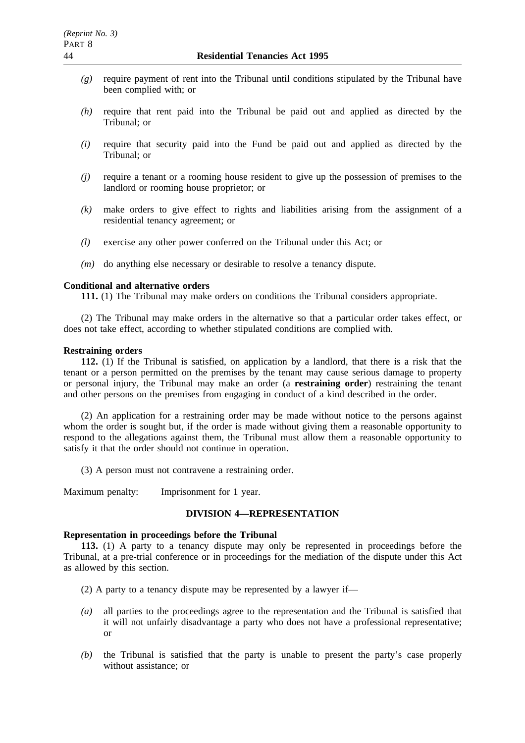*(g)* require payment of rent into the Tribunal until conditions stipulated by the Tribunal have been complied with; or

*(h)* require that rent paid into the Tribunal be paid out and applied as directed by the Tribunal; or

*(i)* require that security paid into the Fund be paid out and applied as directed by the Tribunal; or

*(j)* require a tenant or a rooming house resident to give up the possession of premises to the landlord or rooming house proprietor; or

*(k)* make orders to give effect to rights and liabilities arising from the assignment of a residential tenancy agreement; or

*(l)* exercise any other power conferred on the Tribunal under this Act; or

*(m)* do anything else necessary or desirable to resolve a tenancy dispute.

**Conditional and alternative orders**

**111.** (1) The Tribunal may make orders on conditions the Tribunal considers appropriate.

(2) The Tribunal may make orders in the alternative so that a particular order takes effect, or does not take effect, according to whether stipulated conditions are complied with.

**Restraining orders**

**112.** (1) If the Tribunal is satisfied, on application by a landlord, that there is a risk that the tenant or a person permitted on the premises by the tenant may cause serious damage to property or personal injury, the Tribunal may make an order (a **restraining order**) restraining the tenant and other persons on the premises from engaging in conduct of a kind described in the order.

(2) An application for a restraining order may be made without notice to the persons against whom the order is sought but, if the order is made without giving them a reasonable opportunity to respond to the allegations against them, the Tribunal must allow them a reasonable opportunity to satisfy it that the order should not continue in operation.

(3) A person must not contravene a restraining order.

Maximum penalty: Imprisonment for 1 year.

## DIVISION 4—REPRESENTATION

**Representation in proceedings before the Tribunal**

**113.** (1) A party to a tenancy dispute may only be represented in proceedings before the Tribunal, at a pre-trial conference or in proceedings for the mediation of the dispute under this Act as allowed by this section.

(2) A party to a tenancy dispute may be represented by a lawyer if—

*(a)* all parties to the proceedings agree to the representation and the Tribunal is satisfied that it will not unfairly disadvantage a party who does not have a professional representative; or

*(b)* the Tribunal is satisfied that the party is unable to present the party's case properly without assistance; or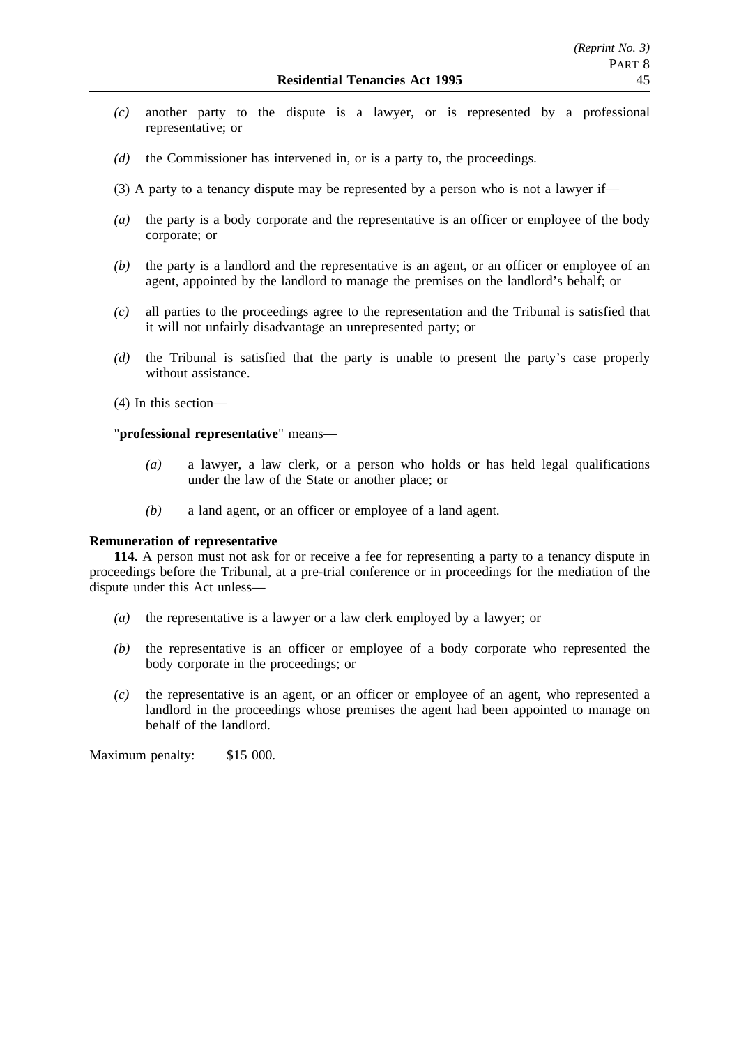*(c)* another party to the dispute is a lawyer, or is represented by a professional representative; or

*(d)* the Commissioner has intervened in, or is a party to, the proceedings.

(3) A party to a tenancy dispute may be represented by a person who is not a lawyer if—

*(a)* the party is a body corporate and the representative is an officer or employee of the body corporate; or

*(b)* the party is a landlord and the representative is an agent, or an officer or employee of an agent, appointed by the landlord to manage the premises on the landlord's behalf; or

*(c)* all parties to the proceedings agree to the representation and the Tribunal is satisfied that it will not unfairly disadvantage an unrepresented party; or

*(d)* the Tribunal is satisfied that the party is unable to present the party's case properly without assistance.

(4) In this section—

"**professional representative**" means—

> *(a)* a lawyer, a law clerk, or a person who holds or has held legal qualifications under the law of the State or another place; or
>
> *(b)* a land agent, or an officer or employee of a land agent.

**Remuneration of representative**

**114.** A person must not ask for or receive a fee for representing a party to a tenancy dispute in proceedings before the Tribunal, at a pre-trial conference or in proceedings for the mediation of the dispute under this Act unless—

*(a)* the representative is a lawyer or a law clerk employed by a lawyer; or

*(b)* the representative is an officer or employee of a body corporate who represented the body corporate in the proceedings; or

*(c)* the representative is an agent, or an officer or employee of an agent, who represented a landlord in the proceedings whose premises the agent had been appointed to manage on behalf of the landlord.

Maximum penalty: $15 000.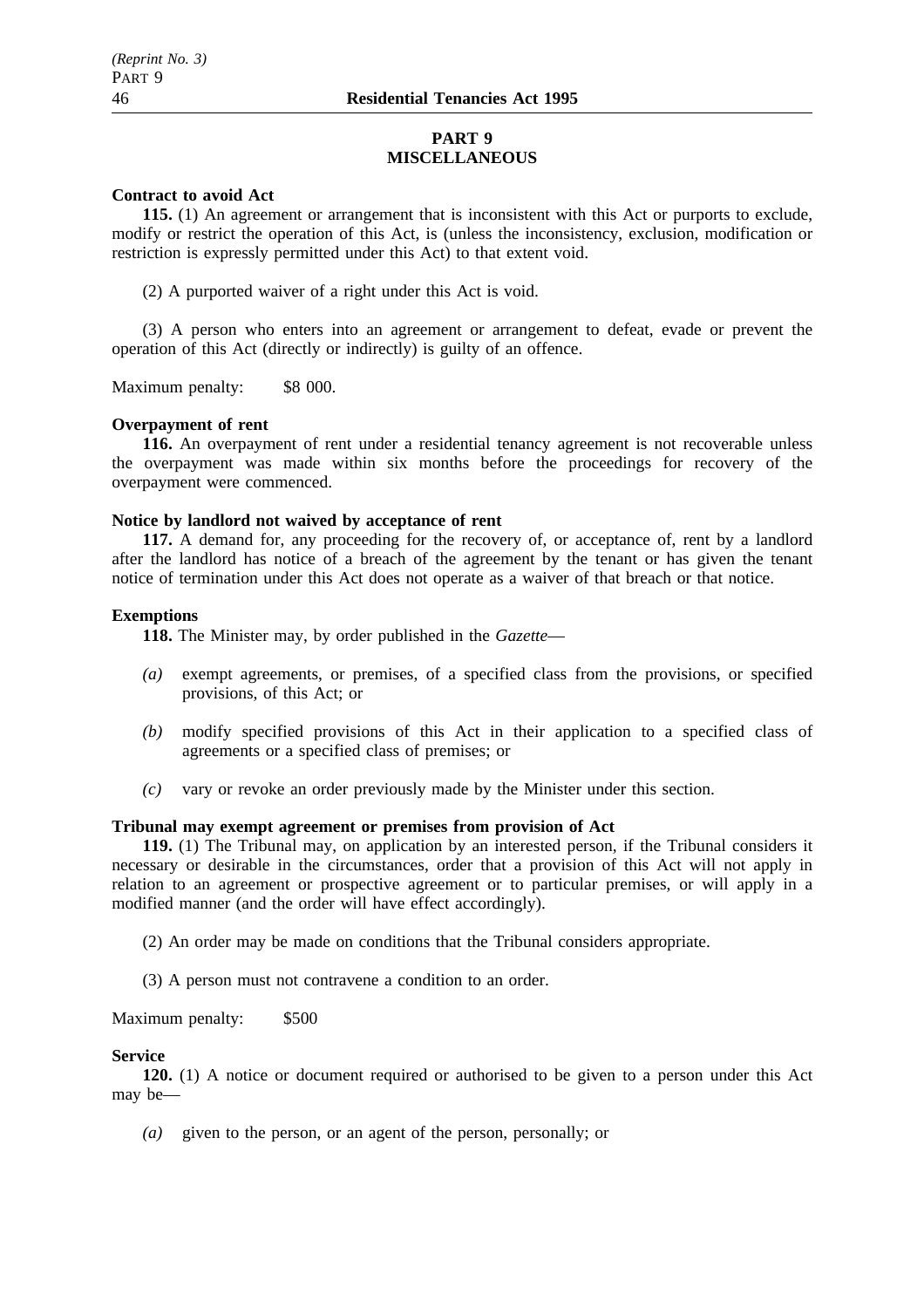## PART 9
## MISCELLANEOUS

**Contract to avoid Act**

**115.** (1) An agreement or arrangement that is inconsistent with this Act or purports to exclude, modify or restrict the operation of this Act, is (unless the inconsistency, exclusion, modification or restriction is expressly permitted under this Act) to that extent void.

(2) A purported waiver of a right under this Act is void.

(3) A person who enters into an agreement or arrangement to defeat, evade or prevent the operation of this Act (directly or indirectly) is guilty of an offence.

Maximum penalty: $8 000.

**Overpayment of rent**

**116.** An overpayment of rent under a residential tenancy agreement is not recoverable unless the overpayment was made within six months before the proceedings for recovery of the overpayment were commenced.

**Notice by landlord not waived by acceptance of rent**

**117.** A demand for, any proceeding for the recovery of, or acceptance of, rent by a landlord after the landlord has notice of a breach of the agreement by the tenant or has given the tenant notice of termination under this Act does not operate as a waiver of that breach or that notice.

**Exemptions**

**118.** The Minister may, by order published in the *Gazette*—

*(a)* exempt agreements, or premises, of a specified class from the provisions, or specified provisions, of this Act; or

*(b)* modify specified provisions of this Act in their application to a specified class of agreements or a specified class of premises; or

*(c)* vary or revoke an order previously made by the Minister under this section.

**Tribunal may exempt agreement or premises from provision of Act**

**119.** (1) The Tribunal may, on application by an interested person, if the Tribunal considers it necessary or desirable in the circumstances, order that a provision of this Act will not apply in relation to an agreement or prospective agreement or to particular premises, or will apply in a modified manner (and the order will have effect accordingly).

(2) An order may be made on conditions that the Tribunal considers appropriate.

(3) A person must not contravene a condition to an order.

Maximum penalty: $500

**Service**

**120.** (1) A notice or document required or authorised to be given to a person under this Act may be—

*(a)* given to the person, or an agent of the person, personally; or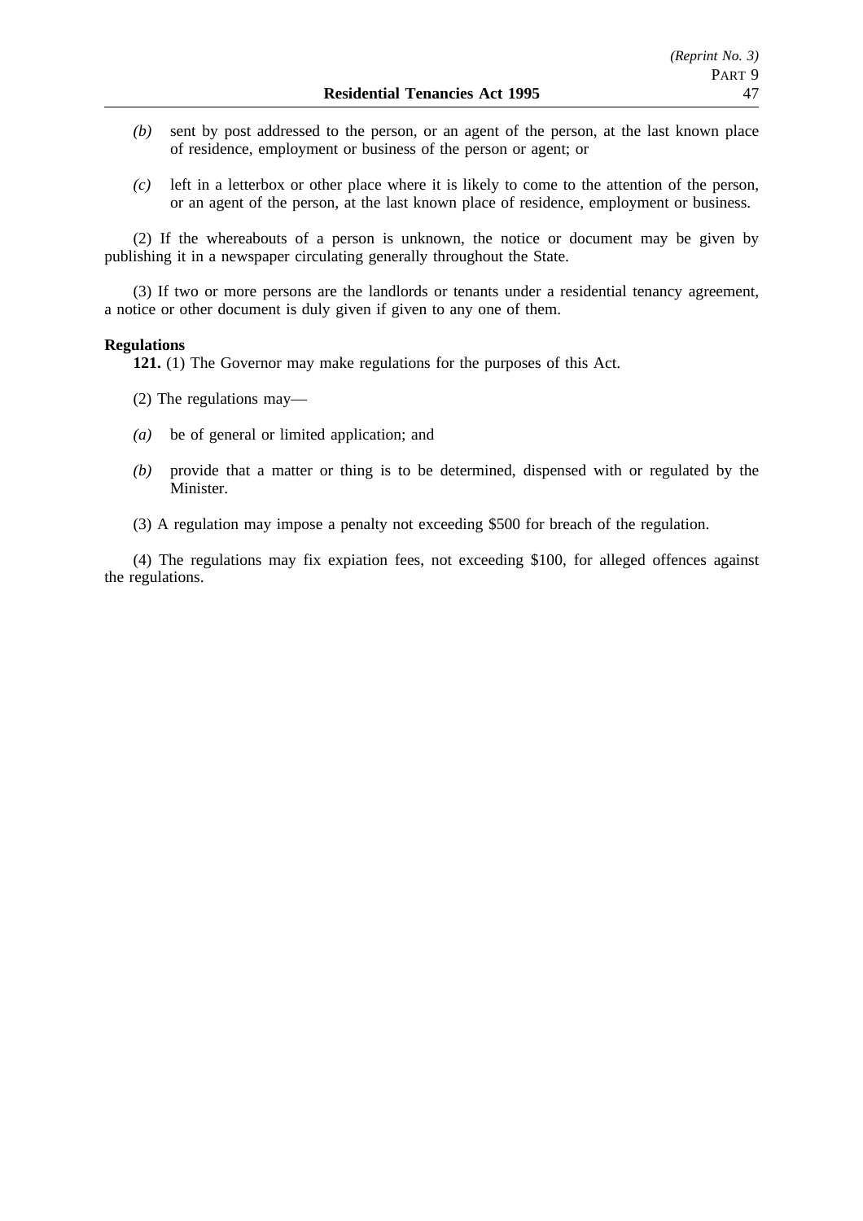*(b)* sent by post addressed to the person, or an agent of the person, at the last known place of residence, employment or business of the person or agent; or

*(c)* left in a letterbox or other place where it is likely to come to the attention of the person, or an agent of the person, at the last known place of residence, employment or business.

(2) If the whereabouts of a person is unknown, the notice or document may be given by publishing it in a newspaper circulating generally throughout the State.

(3) If two or more persons are the landlords or tenants under a residential tenancy agreement, a notice or other document is duly given if given to any one of them.

**Regulations**

**121.** (1) The Governor may make regulations for the purposes of this Act.

(2) The regulations may—

*(a)* be of general or limited application; and

*(b)* provide that a matter or thing is to be determined, dispensed with or regulated by the Minister.

(3) A regulation may impose a penalty not exceeding $500 for breach of the regulation.

(4) The regulations may fix expiation fees, not exceeding $100, for alleged offences against the regulations.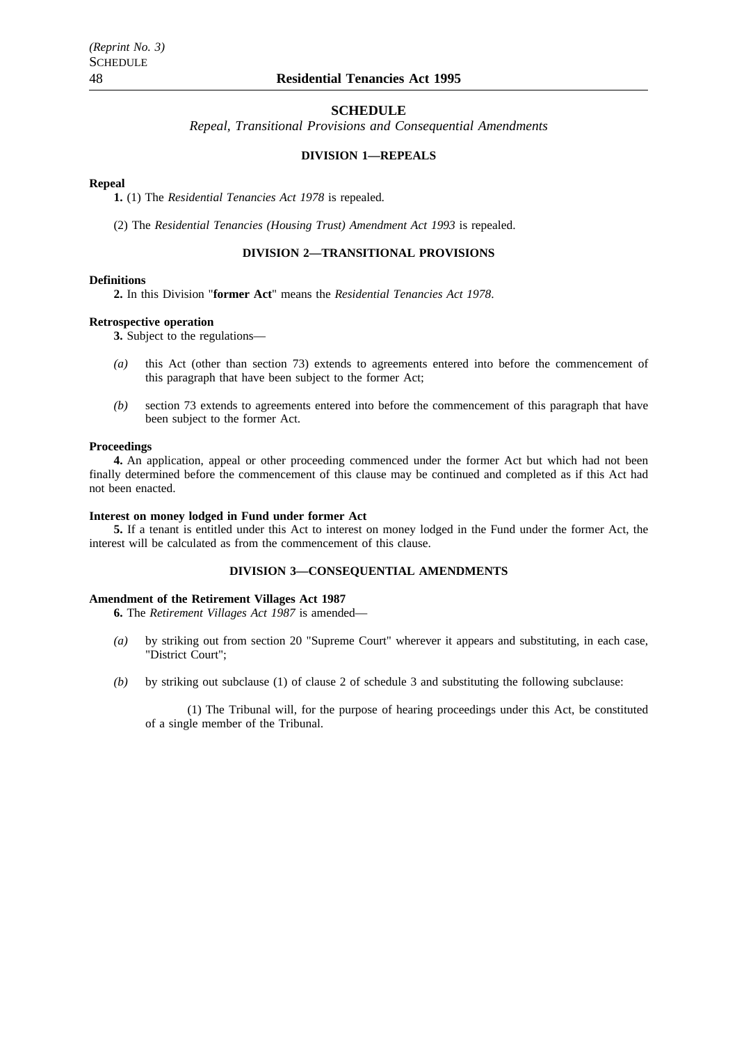## SCHEDULE

*Repeal, Transitional Provisions and Consequential Amendments*

### DIVISION 1—REPEALS

**Repeal**

**1.** (1) The *Residential Tenancies Act 1978* is repealed.

(2) The *Residential Tenancies (Housing Trust) Amendment Act 1993* is repealed.

### DIVISION 2—TRANSITIONAL PROVISIONS

**Definitions**

**2.** In this Division "**former Act**" means the *Residential Tenancies Act 1978*.

**Retrospective operation**

**3.** Subject to the regulations—

*(a)* this Act (other than section 73) extends to agreements entered into before the commencement of this paragraph that have been subject to the former Act;

*(b)* section 73 extends to agreements entered into before the commencement of this paragraph that have been subject to the former Act.

**Proceedings**

**4.** An application, appeal or other proceeding commenced under the former Act but which had not been finally determined before the commencement of this clause may be continued and completed as if this Act had not been enacted.

**Interest on money lodged in Fund under former Act**

**5.** If a tenant is entitled under this Act to interest on money lodged in the Fund under the former Act, the interest will be calculated as from the commencement of this clause.

### DIVISION 3—CONSEQUENTIAL AMENDMENTS

**Amendment of the Retirement Villages Act 1987**

**6.** The *Retirement Villages Act 1987* is amended—

*(a)* by striking out from section 20 "Supreme Court" wherever it appears and substituting, in each case, "District Court";

*(b)* by striking out subclause (1) of clause 2 of schedule 3 and substituting the following subclause:

(1) The Tribunal will, for the purpose of hearing proceedings under this Act, be constituted of a single member of the Tribunal.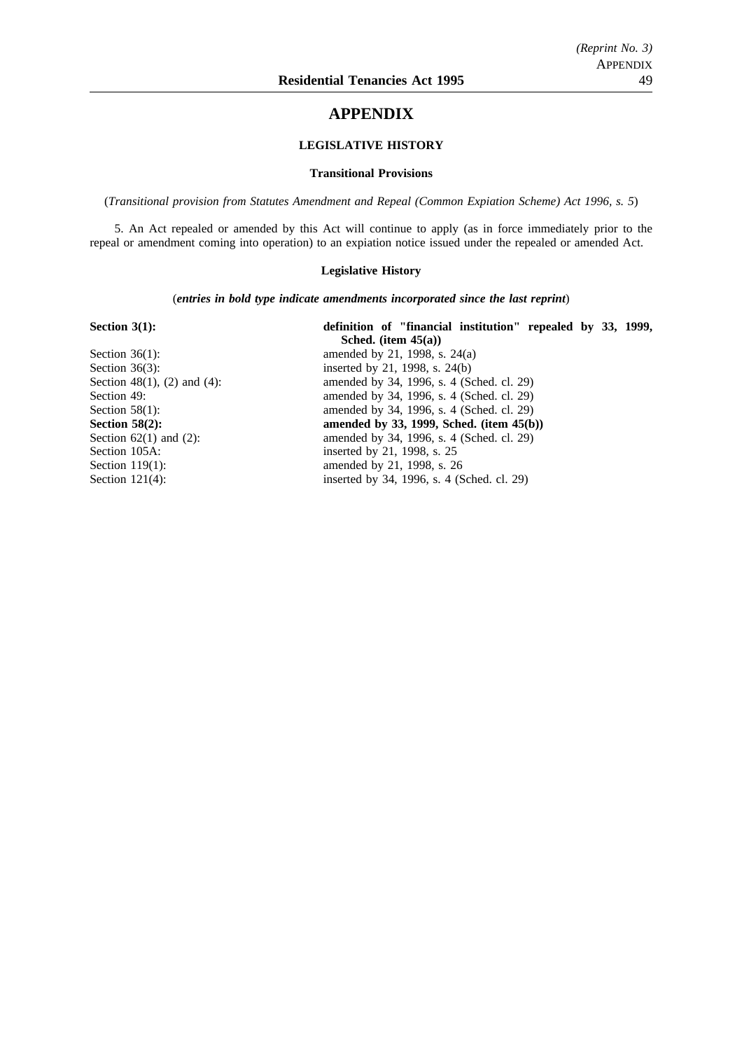# APPENDIX

## LEGISLATIVE HISTORY

### Transitional Provisions

(*Transitional provision from Statutes Amendment and Repeal (Common Expiation Scheme) Act 1996, s. 5*)

5. An Act repealed or amended by this Act will continue to apply (as in force immediately prior to the repeal or amendment coming into operation) to an expiation notice issued under the repealed or amended Act.

### Legislative History

(***entries in bold type indicate amendments incorporated since the last reprint***)

| | |
|---|---|
| **Section 3(1):** | **definition of "financial institution" repealed by 33, 1999, Sched. (item 45(a))** |
| Section 36(1): | amended by 21, 1998, s. 24(a) |
| Section 36(3): | inserted by 21, 1998, s. 24(b) |
| Section 48(1), (2) and (4): | amended by 34, 1996, s. 4 (Sched. cl. 29) |
| Section 49: | amended by 34, 1996, s. 4 (Sched. cl. 29) |
| Section 58(1): | amended by 34, 1996, s. 4 (Sched. cl. 29) |
| **Section 58(2):** | **amended by 33, 1999, Sched. (item 45(b))** |
| Section 62(1) and (2): | amended by 34, 1996, s. 4 (Sched. cl. 29) |
| Section 105A: | inserted by 21, 1998, s. 25 |
| Section 119(1): | amended by 21, 1998, s. 26 |
| Section 121(4): | inserted by 34, 1996, s. 4 (Sched. cl. 29) |